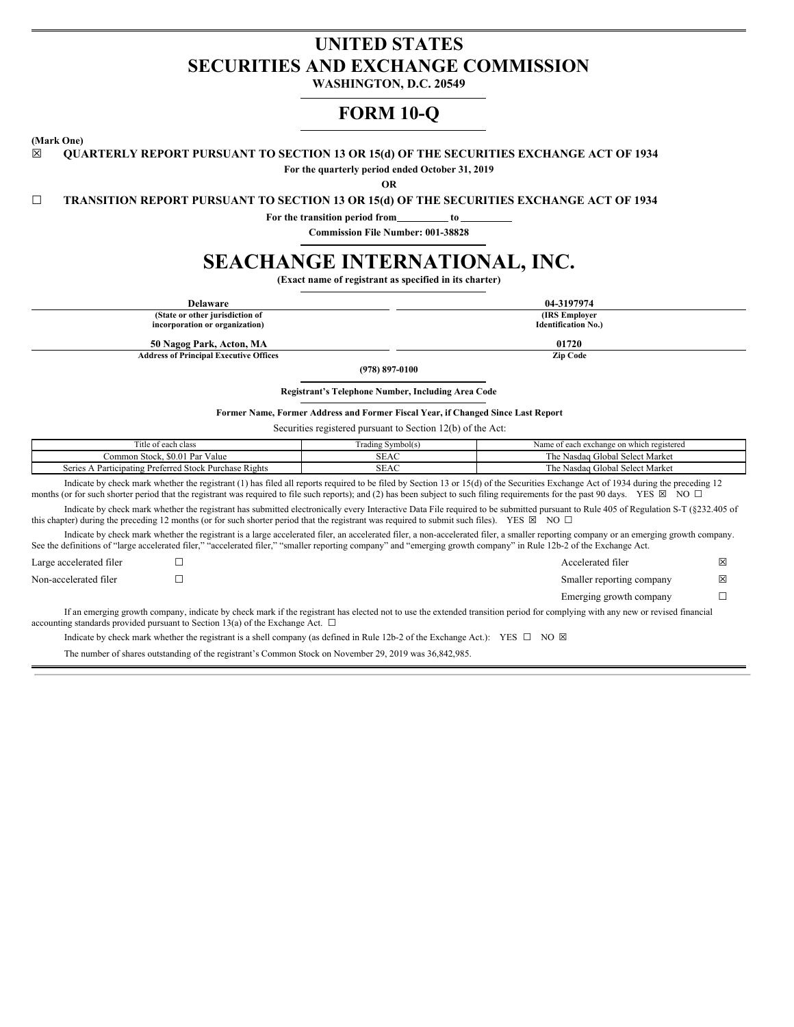# UNITED STATES
# SECURITIES AND EXCHANGE COMMISSION

**WASHINGTON, D.C. 20549**

# FORM 10-Q

**(Mark One)**

☒ **QUARTERLY REPORT PURSUANT TO SECTION 13 OR 15(d) OF THE SECURITIES EXCHANGE ACT OF 1934**

**For the quarterly period ended October 31, 2019**

**OR**

☐ **TRANSITION REPORT PURSUANT TO SECTION 13 OR 15(d) OF THE SECURITIES EXCHANGE ACT OF 1934**

**For the transition period from\_\_\_\_\_\_\_\_\_\_ to \_\_\_\_\_\_\_\_\_\_**

**Commission File Number: 001-38828**

# SEACHANGE INTERNATIONAL, INC.

**(Exact name of registrant as specified in its charter)**

| **Delaware** | **04-3197974** |
|---|---|
| **(State or other jurisdiction of incorporation or organization)** | **(IRS Employer Identification No.)** |
| **50 Nagog Park, Acton, MA** | **01720** |
| **Address of Principal Executive Offices** | **Zip Code** |

**(978) 897-0100**

**Registrant's Telephone Number, Including Area Code**

**Former Name, Former Address and Former Fiscal Year, if Changed Since Last Report**

Securities registered pursuant to Section 12(b) of the Act:

| Title of each class | Trading Symbol(s) | Name of each exchange on which registered |
|---|---|---|
| Common Stock, $0.01 Par Value | SEAC | The Nasdaq Global Select Market |
| Series A Participating Preferred Stock Purchase Rights | SEAC | The Nasdaq Global Select Market |

Indicate by check mark whether the registrant (1) has filed all reports required to be filed by Section 13 or 15(d) of the Securities Exchange Act of 1934 during the preceding 12 months (or for such shorter period that the registrant was required to file such reports); and (2) has been subject to such filing requirements for the past 90 days. YES ☒ NO ☐

Indicate by check mark whether the registrant has submitted electronically every Interactive Data File required to be submitted pursuant to Rule 405 of Regulation S-T (§232.405 of this chapter) during the preceding 12 months (or for such shorter period that the registrant was required to submit such files). YES ☒ NO ☐

Indicate by check mark whether the registrant is a large accelerated filer, an accelerated filer, a non-accelerated filer, a smaller reporting company or an emerging growth company. See the definitions of "large accelerated filer," "accelerated filer," "smaller reporting company" and "emerging growth company" in Rule 12b-2 of the Exchange Act.

| | | | |
|---|---|---|---|
| Large accelerated filer | ☐ | Accelerated filer | ☒ |
| Non-accelerated filer | ☐ | Smaller reporting company | ☒ |
| | | Emerging growth company | ☐ |

If an emerging growth company, indicate by check mark if the registrant has elected not to use the extended transition period for complying with any new or revised financial accounting standards provided pursuant to Section 13(a) of the Exchange Act. ☐

Indicate by check mark whether the registrant is a shell company (as defined in Rule 12b-2 of the Exchange Act.): YES ☐ NO ☒

The number of shares outstanding of the registrant's Common Stock on November 29, 2019 was 36,842,985.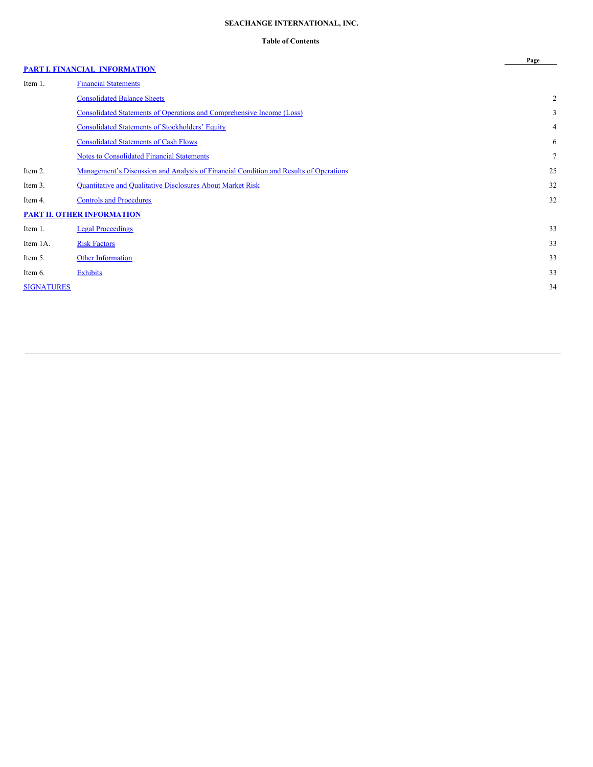**SEACHANGE INTERNATIONAL, INC.**

**Table of Contents**

| | | Page |
|---|---|---|
| **PART I. FINANCIAL INFORMATION** | | |
| Item 1. | Financial Statements | |
| | Consolidated Balance Sheets | 2 |
| | Consolidated Statements of Operations and Comprehensive Income (Loss) | 3 |
| | Consolidated Statements of Stockholders' Equity | 4 |
| | Consolidated Statements of Cash Flows | 6 |
| | Notes to Consolidated Financial Statements | 7 |
| Item 2. | Management's Discussion and Analysis of Financial Condition and Results of Operations | 25 |
| Item 3. | Quantitative and Qualitative Disclosures About Market Risk | 32 |
| Item 4. | Controls and Procedures | 32 |
| **PART II. OTHER INFORMATION** | | |
| Item 1. | Legal Proceedings | 33 |
| Item 1A. | Risk Factors | 33 |
| Item 5. | Other Information | 33 |
| Item 6. | Exhibits | 33 |
| SIGNATURES | | 34 |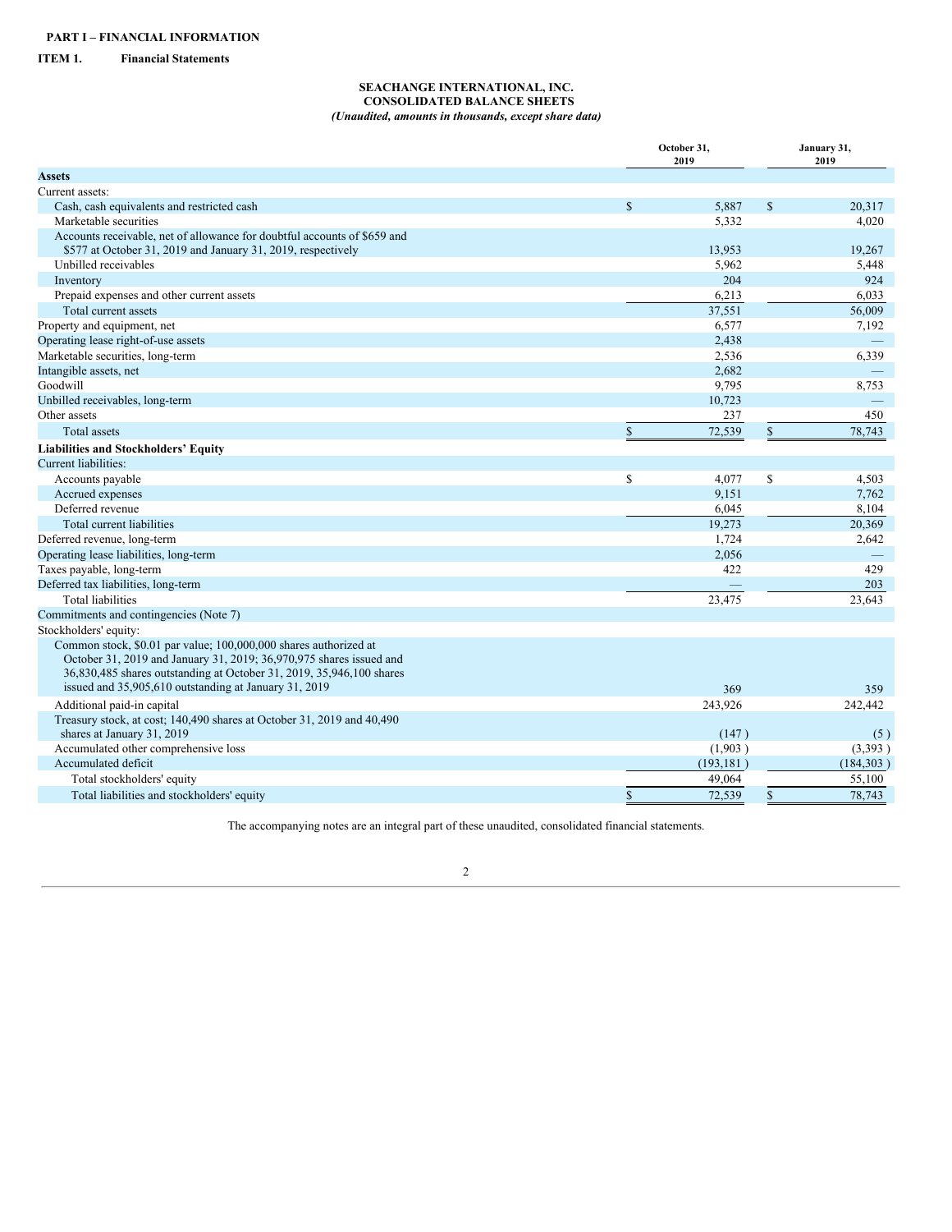**PART I – FINANCIAL INFORMATION**

**ITEM 1. Financial Statements**

**SEACHANGE INTERNATIONAL, INC.**
**CONSOLIDATED BALANCE SHEETS**
***(Unaudited, amounts in thousands, except share data)***

| | October 31, 2019 | January 31, 2019 |
|---|---|---|
| **Assets** | | |
| Current assets: | | |
| Cash, cash equivalents and restricted cash | $ 5,887 | $ 20,317 |
| Marketable securities | 5,332 | 4,020 |
| Accounts receivable, net of allowance for doubtful accounts of $659 and $577 at October 31, 2019 and January 31, 2019, respectively | 13,953 | 19,267 |
| Unbilled receivables | 5,962 | 5,448 |
| Inventory | 204 | 924 |
| Prepaid expenses and other current assets | 6,213 | 6,033 |
| Total current assets | 37,551 | 56,009 |
| Property and equipment, net | 6,577 | 7,192 |
| Operating lease right-of-use assets | 2,438 | — |
| Marketable securities, long-term | 2,536 | 6,339 |
| Intangible assets, net | 2,682 | — |
| Goodwill | 9,795 | 8,753 |
| Unbilled receivables, long-term | 10,723 | — |
| Other assets | 237 | 450 |
| Total assets | $ 72,539 | $ 78,743 |
| **Liabilities and Stockholders' Equity** | | |
| Current liabilities: | | |
| Accounts payable | $ 4,077 | $ 4,503 |
| Accrued expenses | 9,151 | 7,762 |
| Deferred revenue | 6,045 | 8,104 |
| Total current liabilities | 19,273 | 20,369 |
| Deferred revenue, long-term | 1,724 | 2,642 |
| Operating lease liabilities, long-term | 2,056 | — |
| Taxes payable, long-term | 422 | 429 |
| Deferred tax liabilities, long-term | — | 203 |
| Total liabilities | 23,475 | 23,643 |
| Commitments and contingencies (Note 7) | | |
| Stockholders' equity: | | |
| Common stock, $0.01 par value; 100,000,000 shares authorized at October 31, 2019 and January 31, 2019; 36,970,975 shares issued and 36,830,485 shares outstanding at October 31, 2019, 35,946,100 shares issued and 35,905,610 outstanding at January 31, 2019 | 369 | 359 |
| Additional paid-in capital | 243,926 | 242,442 |
| Treasury stock, at cost; 140,490 shares at October 31, 2019 and 40,490 shares at January 31, 2019 | (147) | (5) |
| Accumulated other comprehensive loss | (1,903) | (3,393) |
| Accumulated deficit | (193,181) | (184,303) |
| Total stockholders' equity | 49,064 | 55,100 |
| Total liabilities and stockholders' equity | $ 72,539 | $ 78,743 |

The accompanying notes are an integral part of these unaudited, consolidated financial statements.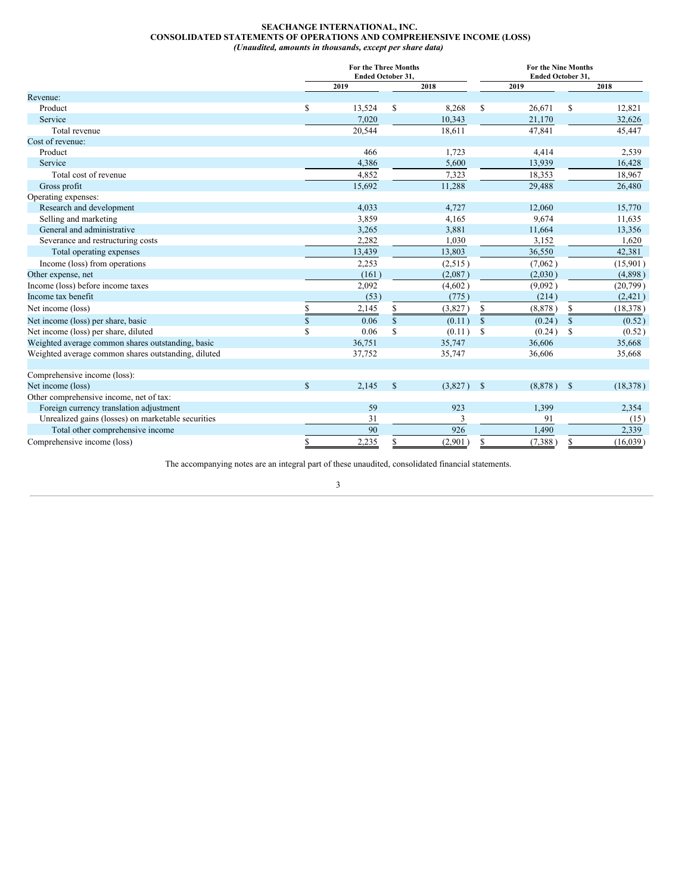**SEACHANGE INTERNATIONAL, INC.**
**CONSOLIDATED STATEMENTS OF OPERATIONS AND COMPREHENSIVE INCOME (LOSS)**
***(Unaudited, amounts in thousands, except per share data)***

| | For the Three Months Ended October 31, | | For the Nine Months Ended October 31, | |
|---|---|---|---|---|
| | 2019 | 2018 | 2019 | 2018 |
| Revenue: | | | | |
| Product | $ 13,524 | $ 8,268 | $ 26,671 | $ 12,821 |
| Service | 7,020 | 10,343 | 21,170 | 32,626 |
| Total revenue | 20,544 | 18,611 | 47,841 | 45,447 |
| Cost of revenue: | | | | |
| Product | 466 | 1,723 | 4,414 | 2,539 |
| Service | 4,386 | 5,600 | 13,939 | 16,428 |
| Total cost of revenue | 4,852 | 7,323 | 18,353 | 18,967 |
| Gross profit | 15,692 | 11,288 | 29,488 | 26,480 |
| Operating expenses: | | | | |
| Research and development | 4,033 | 4,727 | 12,060 | 15,770 |
| Selling and marketing | 3,859 | 4,165 | 9,674 | 11,635 |
| General and administrative | 3,265 | 3,881 | 11,664 | 13,356 |
| Severance and restructuring costs | 2,282 | 1,030 | 3,152 | 1,620 |
| Total operating expenses | 13,439 | 13,803 | 36,550 | 42,381 |
| Income (loss) from operations | 2,253 | (2,515) | (7,062) | (15,901) |
| Other expense, net | (161) | (2,087) | (2,030) | (4,898) |
| Income (loss) before income taxes | 2,092 | (4,602) | (9,092) | (20,799) |
| Income tax benefit | (53) | (775) | (214) | (2,421) |
| Net income (loss) | $ 2,145 | $ (3,827) | $ (8,878) | $ (18,378) |
| Net income (loss) per share, basic | $ 0.06 | $ (0.11) | $ (0.24) | $ (0.52) |
| Net income (loss) per share, diluted | $ 0.06 | $ (0.11) | $ (0.24) | $ (0.52) |
| Weighted average common shares outstanding, basic | 36,751 | 35,747 | 36,606 | 35,668 |
| Weighted average common shares outstanding, diluted | 37,752 | 35,747 | 36,606 | 35,668 |
| | | | | |
| Comprehensive income (loss): | | | | |
| Net income (loss) | $ 2,145 | $ (3,827) | $ (8,878) | $ (18,378) |
| Other comprehensive income, net of tax: | | | | |
| Foreign currency translation adjustment | 59 | 923 | 1,399 | 2,354 |
| Unrealized gains (losses) on marketable securities | 31 | 3 | 91 | (15) |
| Total other comprehensive income | 90 | 926 | 1,490 | 2,339 |
| Comprehensive income (loss) | $ 2,235 | $ (2,901) | $ (7,388) | $ (16,039) |

The accompanying notes are an integral part of these unaudited, consolidated financial statements.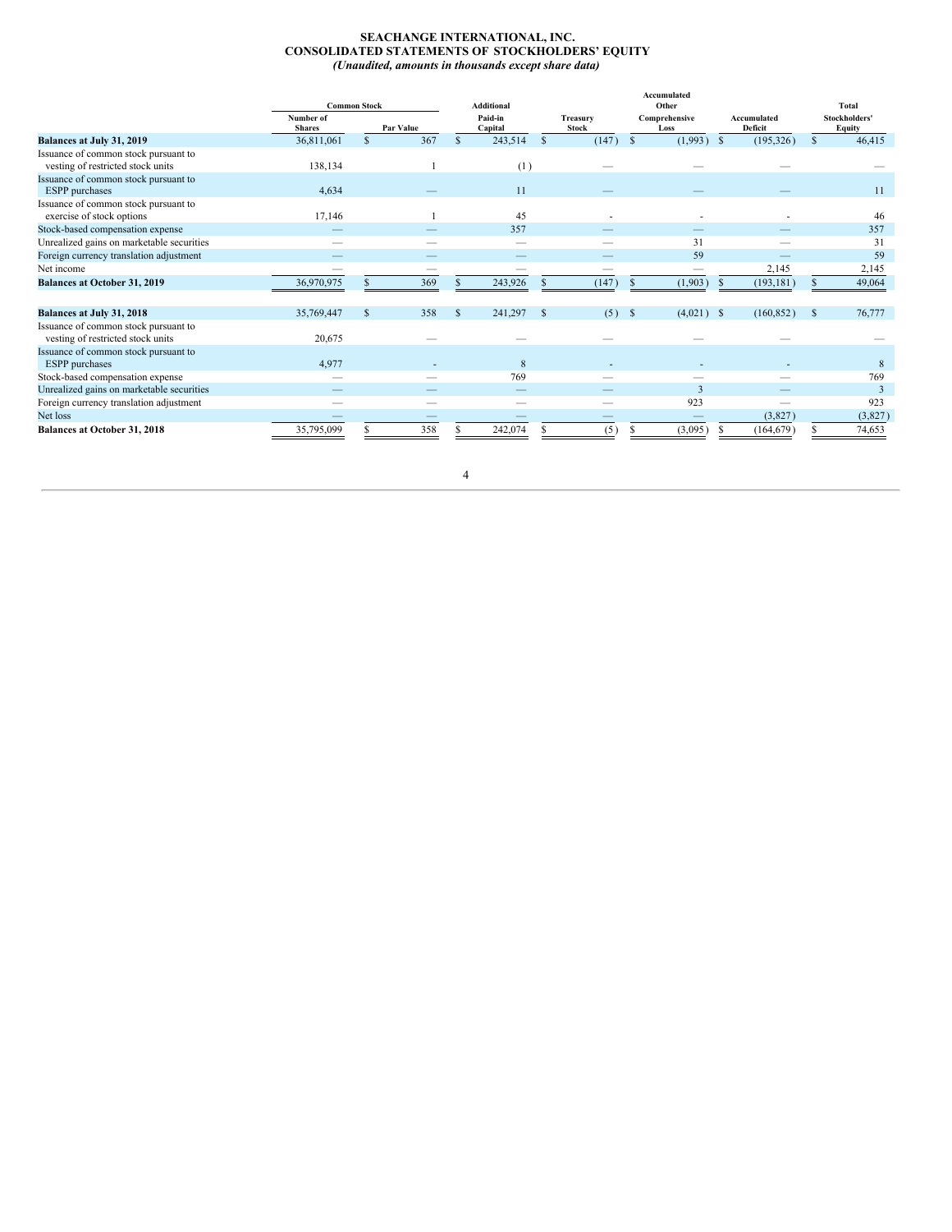**SEACHANGE INTERNATIONAL, INC.**
**CONSOLIDATED STATEMENTS OF STOCKHOLDERS' EQUITY**
***(Unaudited, amounts in thousands except share data)***

| | Common Stock | | Additional | | Accumulated Other | | Total |
|---|---|---|---|---|---|---|---|
| | Number of Shares | Par Value | Paid-in Capital | Treasury Stock | Comprehensive Loss | Accumulated Deficit | Stockholders' Equity |
| **Balances at July 31, 2019** | 36,811,061 | $ 367 | $ 243,514 | $ (147) | $ (1,993) | $ (195,326) | $ 46,415 |
| Issuance of common stock pursuant to vesting of restricted stock units | 138,134 | 1 | (1) | — | — | — | — |
| Issuance of common stock pursuant to ESPP purchases | 4,634 | — | 11 | — | — | — | 11 |
| Issuance of common stock pursuant to exercise of stock options | 17,146 | 1 | 45 | - | - | - | 46 |
| Stock-based compensation expense | — | — | 357 | — | — | — | 357 |
| Unrealized gains on marketable securities | — | — | — | — | 31 | — | 31 |
| Foreign currency translation adjustment | — | — | — | — | 59 | — | 59 |
| Net income | — | — | — | — | — | 2,145 | 2,145 |
| **Balances at October 31, 2019** | 36,970,975 | $ 369 | $ 243,926 | $ (147) | $ (1,903) | $ (193,181) | $ 49,064 |
| | | | | | | | |
| **Balances at July 31, 2018** | 35,769,447 | $ 358 | $ 241,297 | $ (5) | $ (4,021) | $ (160,852) | $ 76,777 |
| Issuance of common stock pursuant to vesting of restricted stock units | 20,675 | — | — | — | — | — | — |
| Issuance of common stock pursuant to ESPP purchases | 4,977 | - | 8 | - | - | - | 8 |
| Stock-based compensation expense | — | — | 769 | — | — | — | 769 |
| Unrealized gains on marketable securities | — | — | — | — | 3 | — | 3 |
| Foreign currency translation adjustment | — | — | — | — | 923 | — | 923 |
| Net loss | — | — | — | — | — | (3,827) | (3,827) |
| **Balances at October 31, 2018** | 35,795,099 | $ 358 | $ 242,074 | $ (5) | $ (3,095) | $ (164,679) | $ 74,653 |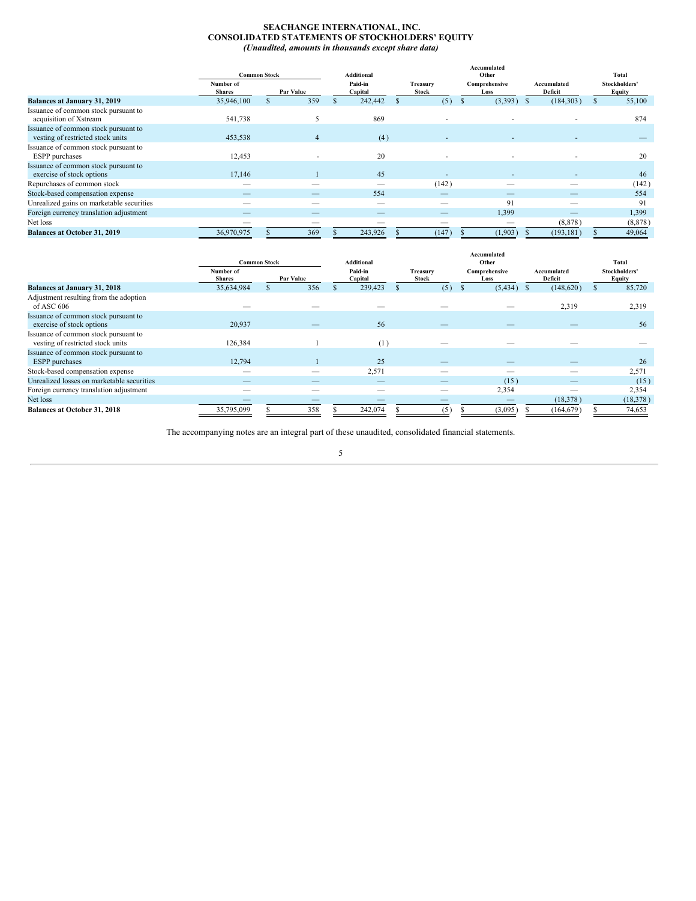# SEACHANGE INTERNATIONAL, INC.
## CONSOLIDATED STATEMENTS OF STOCKHOLDERS' EQUITY
*(Unaudited, amounts in thousands except share data)*

| | Common Stock | | Additional | Treasury | Accumulated Other | Accumulated | Total |
|---|---|---|---|---|---|---|---|
| | Number of Shares | Par Value | Paid-in Capital | Stock | Comprehensive Loss | Deficit | Stockholders' Equity |
| **Balances at January 31, 2019** | 35,946,100 | $ 359 | $ 242,442 | $ (5) | $ (3,393) | $ (184,303) | $ 55,100 |
| Issuance of common stock pursuant to acquisition of Xstream | 541,738 | 5 | 869 | - | - | - | 874 |
| Issuance of common stock pursuant to vesting of restricted stock units | 453,538 | 4 | (4) | - | - | - | — |
| Issuance of common stock pursuant to ESPP purchases | 12,453 | - | 20 | - | - | - | 20 |
| Issuance of common stock pursuant to exercise of stock options | 17,146 | 1 | 45 | - | - | - | 46 |
| Repurchases of common stock | — | — | — | (142) | — | — | (142) |
| Stock-based compensation expense | — | — | 554 | — | — | — | 554 |
| Unrealized gains on marketable securities | — | — | — | — | 91 | — | 91 |
| Foreign currency translation adjustment | — | — | — | — | 1,399 | — | 1,399 |
| Net loss | — | — | — | — | — | (8,878) | (8,878) |
| **Balances at October 31, 2019** | 36,970,975 | $ 369 | $ 243,926 | $ (147) | $ (1,903) | $ (193,181) | $ 49,064 |

| | Common Stock | | Additional | Treasury | Accumulated Other | Accumulated | Total |
|---|---|---|---|---|---|---|---|
| | Number of Shares | Par Value | Paid-in Capital | Stock | Comprehensive Loss | Deficit | Stockholders' Equity |
| **Balances at January 31, 2018** | 35,634,984 | $ 356 | $ 239,423 | $ (5) | $ (5,434) | $ (148,620) | $ 85,720 |
| Adjustment resulting from the adoption of ASC 606 | — | — | — | — | — | 2,319 | 2,319 |
| Issuance of common stock pursuant to exercise of stock options | 20,937 | — | 56 | — | — | — | 56 |
| Issuance of common stock pursuant to vesting of restricted stock units | 126,384 | 1 | (1) | — | — | — | — |
| Issuance of common stock pursuant to ESPP purchases | 12,794 | 1 | 25 | — | — | — | 26 |
| Stock-based compensation expense | — | — | 2,571 | — | — | — | 2,571 |
| Unrealized losses on marketable securities | — | — | — | — | (15) | — | (15) |
| Foreign currency translation adjustment | — | — | — | — | 2,354 | — | 2,354 |
| Net loss | — | — | — | — | — | (18,378) | (18,378) |
| **Balances at October 31, 2018** | 35,795,099 | $ 358 | $ 242,074 | $ (5) | $ (3,095) | $ (164,679) | $ 74,653 |

The accompanying notes are an integral part of these unaudited, consolidated financial statements.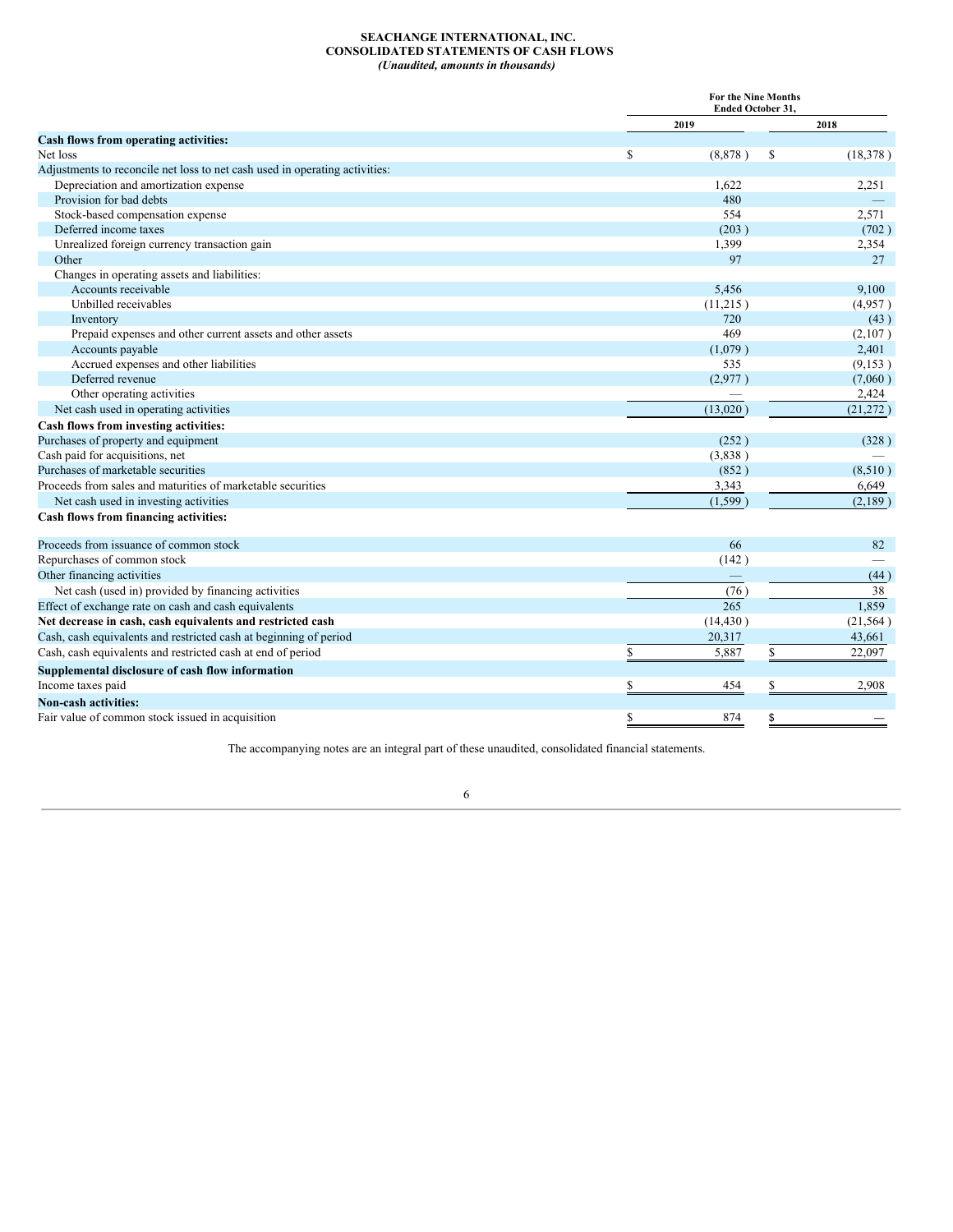**SEACHANGE INTERNATIONAL, INC.**
**CONSOLIDATED STATEMENTS OF CASH FLOWS**
***(Unaudited, amounts in thousands)***

| | For the Nine Months Ended October 31, | |
|---|---|---|
| | 2019 | 2018 |
| **Cash flows from operating activities:** | | |
| Net loss | $ (8,878) | $ (18,378) |
| Adjustments to reconcile net loss to net cash used in operating activities: | | |
| Depreciation and amortization expense | 1,622 | 2,251 |
| Provision for bad debts | 480 | — |
| Stock-based compensation expense | 554 | 2,571 |
| Deferred income taxes | (203) | (702) |
| Unrealized foreign currency transaction gain | 1,399 | 2,354 |
| Other | 97 | 27 |
| Changes in operating assets and liabilities: | | |
| Accounts receivable | 5,456 | 9,100 |
| Unbilled receivables | (11,215) | (4,957) |
| Inventory | 720 | (43) |
| Prepaid expenses and other current assets and other assets | 469 | (2,107) |
| Accounts payable | (1,079) | 2,401 |
| Accrued expenses and other liabilities | 535 | (9,153) |
| Deferred revenue | (2,977) | (7,060) |
| Other operating activities | — | 2,424 |
| Net cash used in operating activities | (13,020) | (21,272) |
| **Cash flows from investing activities:** | | |
| Purchases of property and equipment | (252) | (328) |
| Cash paid for acquisitions, net | (3,838) | — |
| Purchases of marketable securities | (852) | (8,510) |
| Proceeds from sales and maturities of marketable securities | 3,343 | 6,649 |
| Net cash used in investing activities | (1,599) | (2,189) |
| **Cash flows from financing activities:** | | |
| Proceeds from issuance of common stock | 66 | 82 |
| Repurchases of common stock | (142) | — |
| Other financing activities | — | (44) |
| Net cash (used in) provided by financing activities | (76) | 38 |
| Effect of exchange rate on cash and cash equivalents | 265 | 1,859 |
| **Net decrease in cash, cash equivalents and restricted cash** | (14,430) | (21,564) |
| Cash, cash equivalents and restricted cash at beginning of period | 20,317 | 43,661 |
| Cash, cash equivalents and restricted cash at end of period | $ 5,887 | $ 22,097 |
| **Supplemental disclosure of cash flow information** | | |
| Income taxes paid | $ 454 | $ 2,908 |
| **Non-cash activities:** | | |
| Fair value of common stock issued in acquisition | $ 874 | $ — |

The accompanying notes are an integral part of these unaudited, consolidated financial statements.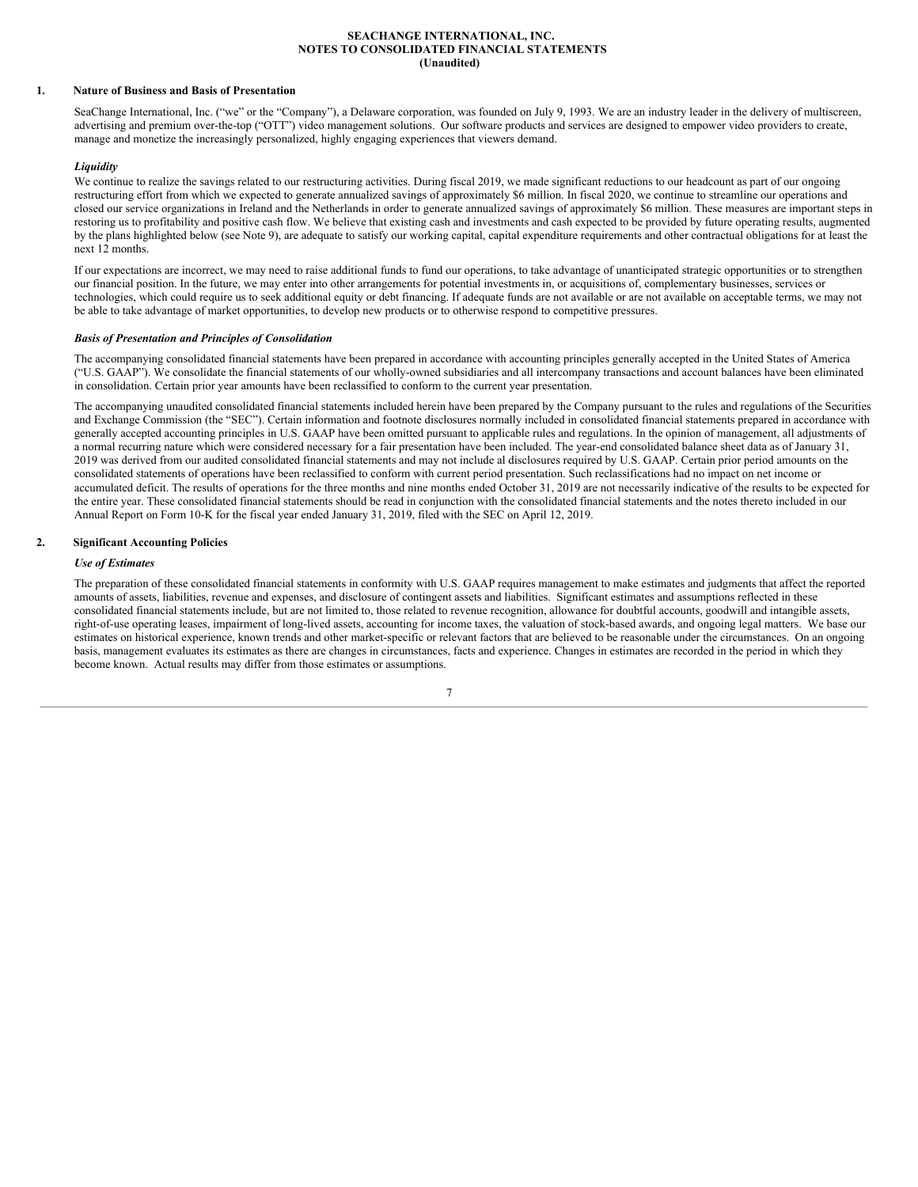**SEACHANGE INTERNATIONAL, INC.**
**NOTES TO CONSOLIDATED FINANCIAL STATEMENTS**
**(Unaudited)**

## 1. Nature of Business and Basis of Presentation

SeaChange International, Inc. ("we" or the "Company"), a Delaware corporation, was founded on July 9, 1993. We are an industry leader in the delivery of multiscreen, advertising and premium over-the-top ("OTT") video management solutions. Our software products and services are designed to empower video providers to create, manage and monetize the increasingly personalized, highly engaging experiences that viewers demand.

### *Liquidity*

We continue to realize the savings related to our restructuring activities. During fiscal 2019, we made significant reductions to our headcount as part of our ongoing restructuring effort from which we expected to generate annualized savings of approximately $6 million. In fiscal 2020, we continue to streamline our operations and closed our service organizations in Ireland and the Netherlands in order to generate annualized savings of approximately $6 million. These measures are important steps in restoring us to profitability and positive cash flow. We believe that existing cash and investments and cash expected to be provided by future operating results, augmented by the plans highlighted below (see Note 9), are adequate to satisfy our working capital, capital expenditure requirements and other contractual obligations for at least the next 12 months.

If our expectations are incorrect, we may need to raise additional funds to fund our operations, to take advantage of unanticipated strategic opportunities or to strengthen our financial position. In the future, we may enter into other arrangements for potential investments in, or acquisitions of, complementary businesses, services or technologies, which could require us to seek additional equity or debt financing. If adequate funds are not available or are not available on acceptable terms, we may not be able to take advantage of market opportunities, to develop new products or to otherwise respond to competitive pressures.

### *Basis of Presentation and Principles of Consolidation*

The accompanying consolidated financial statements have been prepared in accordance with accounting principles generally accepted in the United States of America ("U.S. GAAP"). We consolidate the financial statements of our wholly-owned subsidiaries and all intercompany transactions and account balances have been eliminated in consolidation. Certain prior year amounts have been reclassified to conform to the current year presentation.

The accompanying unaudited consolidated financial statements included herein have been prepared by the Company pursuant to the rules and regulations of the Securities and Exchange Commission (the "SEC"). Certain information and footnote disclosures normally included in consolidated financial statements prepared in accordance with generally accepted accounting principles in U.S. GAAP have been omitted pursuant to applicable rules and regulations. In the opinion of management, all adjustments of a normal recurring nature which were considered necessary for a fair presentation have been included. The year-end consolidated balance sheet data as of January 31, 2019 was derived from our audited consolidated financial statements and may not include al disclosures required by U.S. GAAP. Certain prior period amounts on the consolidated statements of operations have been reclassified to conform with current period presentation. Such reclassifications had no impact on net income or accumulated deficit. The results of operations for the three months and nine months ended October 31, 2019 are not necessarily indicative of the results to be expected for the entire year. These consolidated financial statements should be read in conjunction with the consolidated financial statements and the notes thereto included in our Annual Report on Form 10-K for the fiscal year ended January 31, 2019, filed with the SEC on April 12, 2019.

## 2. Significant Accounting Policies

### *Use of Estimates*

The preparation of these consolidated financial statements in conformity with U.S. GAAP requires management to make estimates and judgments that affect the reported amounts of assets, liabilities, revenue and expenses, and disclosure of contingent assets and liabilities. Significant estimates and assumptions reflected in these consolidated financial statements include, but are not limited to, those related to revenue recognition, allowance for doubtful accounts, goodwill and intangible assets, right-of-use operating leases, impairment of long-lived assets, accounting for income taxes, the valuation of stock-based awards, and ongoing legal matters. We base our estimates on historical experience, known trends and other market-specific or relevant factors that are believed to be reasonable under the circumstances. On an ongoing basis, management evaluates its estimates as there are changes in circumstances, facts and experience. Changes in estimates are recorded in the period in which they become known. Actual results may differ from those estimates or assumptions.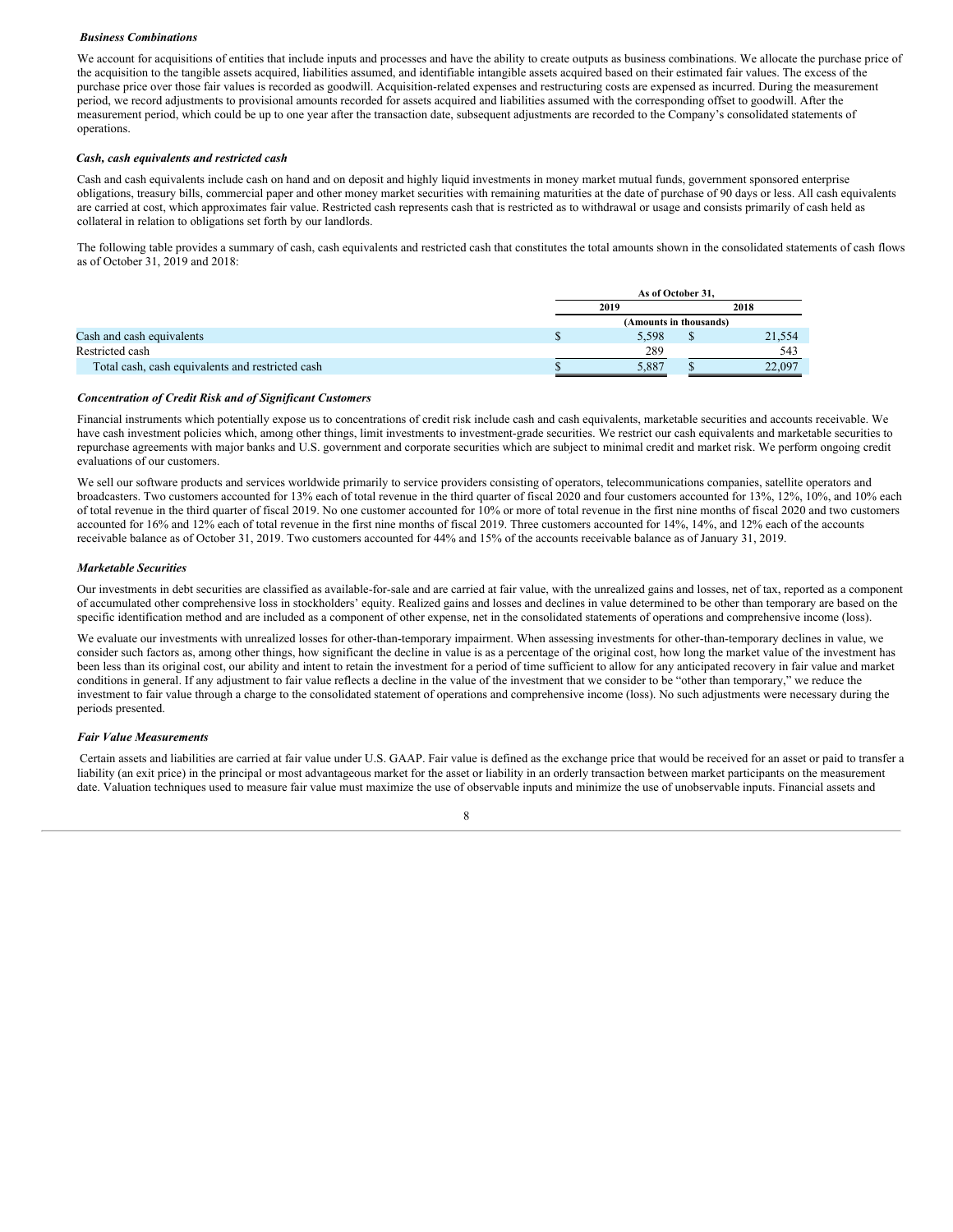***Business Combinations***

We account for acquisitions of entities that include inputs and processes and have the ability to create outputs as business combinations. We allocate the purchase price of the acquisition to the tangible assets acquired, liabilities assumed, and identifiable intangible assets acquired based on their estimated fair values. The excess of the purchase price over those fair values is recorded as goodwill. Acquisition-related expenses and restructuring costs are expensed as incurred. During the measurement period, we record adjustments to provisional amounts recorded for assets acquired and liabilities assumed with the corresponding offset to goodwill. After the measurement period, which could be up to one year after the transaction date, subsequent adjustments are recorded to the Company's consolidated statements of operations.

***Cash, cash equivalents and restricted cash***

Cash and cash equivalents include cash on hand and on deposit and highly liquid investments in money market mutual funds, government sponsored enterprise obligations, treasury bills, commercial paper and other money market securities with remaining maturities at the date of purchase of 90 days or less. All cash equivalents are carried at cost, which approximates fair value. Restricted cash represents cash that is restricted as to withdrawal or usage and consists primarily of cash held as collateral in relation to obligations set forth by our landlords.

The following table provides a summary of cash, cash equivalents and restricted cash that constitutes the total amounts shown in the consolidated statements of cash flows as of October 31, 2019 and 2018:

| | As of October 31, | |
|---|---|---|
| | 2019 | 2018 |
| | (Amounts in thousands) | |
| Cash and cash equivalents | $ 5,598 | $ 21,554 |
| Restricted cash | 289 | 543 |
| Total cash, cash equivalents and restricted cash | $ 5,887 | $ 22,097 |

***Concentration of Credit Risk and of Significant Customers***

Financial instruments which potentially expose us to concentrations of credit risk include cash and cash equivalents, marketable securities and accounts receivable. We have cash investment policies which, among other things, limit investments to investment-grade securities. We restrict our cash equivalents and marketable securities to repurchase agreements with major banks and U.S. government and corporate securities which are subject to minimal credit and market risk. We perform ongoing credit evaluations of our customers.

We sell our software products and services worldwide primarily to service providers consisting of operators, telecommunications companies, satellite operators and broadcasters. Two customers accounted for 13% each of total revenue in the third quarter of fiscal 2020 and four customers accounted for 13%, 12%, 10%, and 10% each of total revenue in the third quarter of fiscal 2019. No one customer accounted for 10% or more of total revenue in the first nine months of fiscal 2020 and two customers accounted for 16% and 12% each of total revenue in the first nine months of fiscal 2019. Three customers accounted for 14%, 14%, and 12% each of the accounts receivable balance as of October 31, 2019. Two customers accounted for 44% and 15% of the accounts receivable balance as of January 31, 2019.

***Marketable Securities***

Our investments in debt securities are classified as available-for-sale and are carried at fair value, with the unrealized gains and losses, net of tax, reported as a component of accumulated other comprehensive loss in stockholders' equity. Realized gains and losses and declines in value determined to be other than temporary are based on the specific identification method and are included as a component of other expense, net in the consolidated statements of operations and comprehensive income (loss).

We evaluate our investments with unrealized losses for other-than-temporary impairment. When assessing investments for other-than-temporary declines in value, we consider such factors as, among other things, how significant the decline in value is as a percentage of the original cost, how long the market value of the investment has been less than its original cost, our ability and intent to retain the investment for a period of time sufficient to allow for any anticipated recovery in fair value and market conditions in general. If any adjustment to fair value reflects a decline in the value of the investment that we consider to be "other than temporary," we reduce the investment to fair value through a charge to the consolidated statement of operations and comprehensive income (loss). No such adjustments were necessary during the periods presented.

***Fair Value Measurements***

Certain assets and liabilities are carried at fair value under U.S. GAAP. Fair value is defined as the exchange price that would be received for an asset or paid to transfer a liability (an exit price) in the principal or most advantageous market for the asset or liability in an orderly transaction between market participants on the measurement date. Valuation techniques used to measure fair value must maximize the use of observable inputs and minimize the use of unobservable inputs. Financial assets and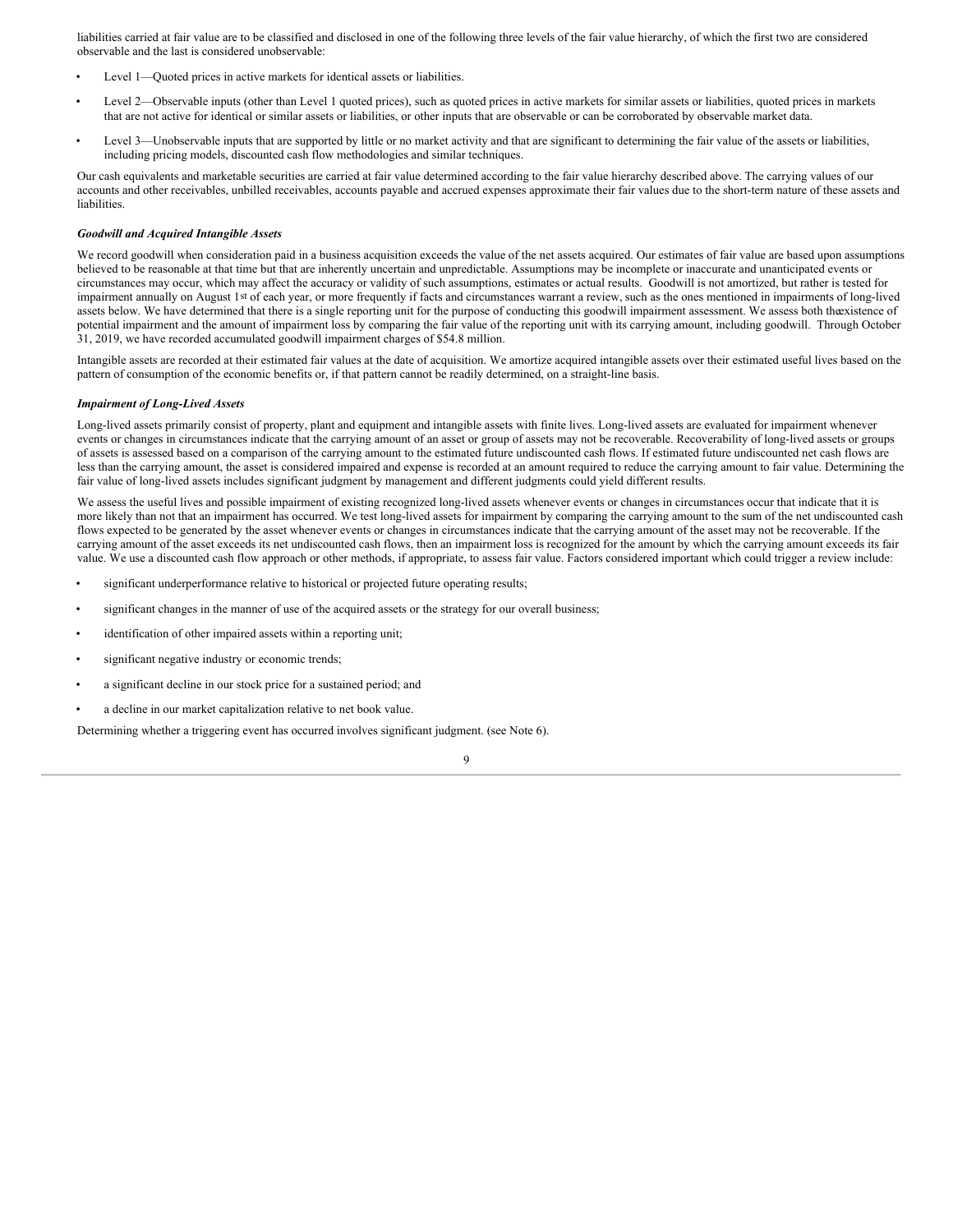liabilities carried at fair value are to be classified and disclosed in one of the following three levels of the fair value hierarchy, of which the first two are considered observable and the last is considered unobservable:

- Level 1—Quoted prices in active markets for identical assets or liabilities.
- Level 2—Observable inputs (other than Level 1 quoted prices), such as quoted prices in active markets for similar assets or liabilities, quoted prices in markets that are not active for identical or similar assets or liabilities, or other inputs that are observable or can be corroborated by observable market data.
- Level 3—Unobservable inputs that are supported by little or no market activity and that are significant to determining the fair value of the assets or liabilities, including pricing models, discounted cash flow methodologies and similar techniques.

Our cash equivalents and marketable securities are carried at fair value determined according to the fair value hierarchy described above. The carrying values of our accounts and other receivables, unbilled receivables, accounts payable and accrued expenses approximate their fair values due to the short-term nature of these assets and liabilities.

***Goodwill and Acquired Intangible Assets***

We record goodwill when consideration paid in a business acquisition exceeds the value of the net assets acquired. Our estimates of fair value are based upon assumptions believed to be reasonable at that time but that are inherently uncertain and unpredictable. Assumptions may be incomplete or inaccurate and unanticipated events or circumstances may occur, which may affect the accuracy or validity of such assumptions, estimates or actual results. Goodwill is not amortized, but rather is tested for impairment annually on August 1st of each year, or more frequently if facts and circumstances warrant a review, such as the ones mentioned in impairments of long-lived assets below. We have determined that there is a single reporting unit for the purpose of conducting this goodwill impairment assessment. We assess both the existence of potential impairment and the amount of impairment loss by comparing the fair value of the reporting unit with its carrying amount, including goodwill. Through October 31, 2019, we have recorded accumulated goodwill impairment charges of $54.8 million.

Intangible assets are recorded at their estimated fair values at the date of acquisition. We amortize acquired intangible assets over their estimated useful lives based on the pattern of consumption of the economic benefits or, if that pattern cannot be readily determined, on a straight-line basis.

***Impairment of Long-Lived Assets***

Long-lived assets primarily consist of property, plant and equipment and intangible assets with finite lives. Long-lived assets are evaluated for impairment whenever events or changes in circumstances indicate that the carrying amount of an asset or group of assets may not be recoverable. Recoverability of long-lived assets or groups of assets is assessed based on a comparison of the carrying amount to the estimated future undiscounted cash flows. If estimated future undiscounted net cash flows are less than the carrying amount, the asset is considered impaired and expense is recorded at an amount required to reduce the carrying amount to fair value. Determining the fair value of long-lived assets includes significant judgment by management and different judgments could yield different results.

We assess the useful lives and possible impairment of existing recognized long-lived assets whenever events or changes in circumstances occur that indicate that it is more likely than not that an impairment has occurred. We test long-lived assets for impairment by comparing the carrying amount to the sum of the net undiscounted cash flows expected to be generated by the asset whenever events or changes in circumstances indicate that the carrying amount of the asset may not be recoverable. If the carrying amount of the asset exceeds its net undiscounted cash flows, then an impairment loss is recognized for the amount by which the carrying amount exceeds its fair value. We use a discounted cash flow approach or other methods, if appropriate, to assess fair value. Factors considered important which could trigger a review include:

- significant underperformance relative to historical or projected future operating results;
- significant changes in the manner of use of the acquired assets or the strategy for our overall business;
- identification of other impaired assets within a reporting unit;
- significant negative industry or economic trends;
- a significant decline in our stock price for a sustained period; and
- a decline in our market capitalization relative to net book value.

Determining whether a triggering event has occurred involves significant judgment. (see Note 6).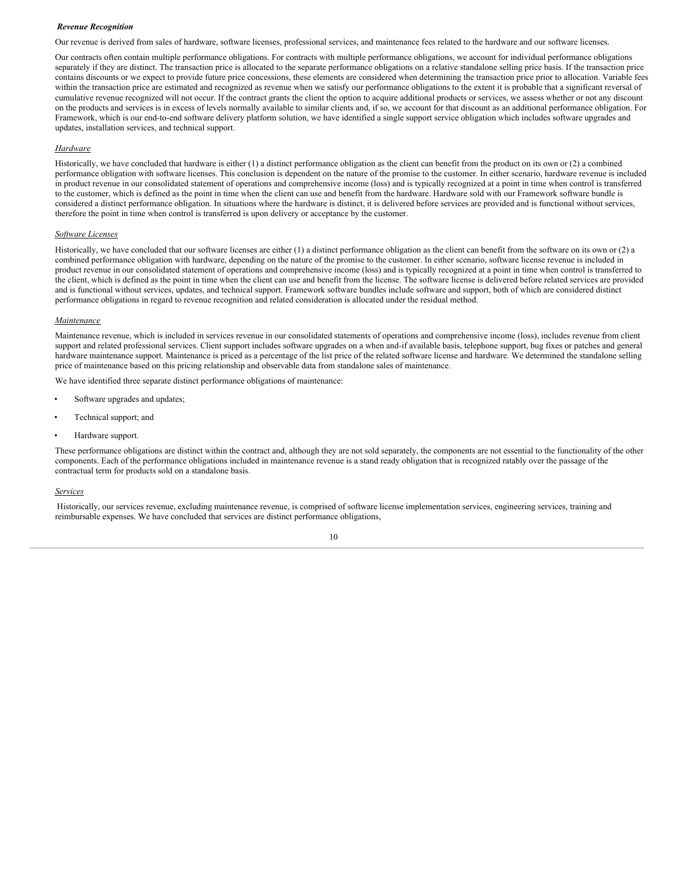***Revenue Recognition***

Our revenue is derived from sales of hardware, software licenses, professional services, and maintenance fees related to the hardware and our software licenses.

Our contracts often contain multiple performance obligations. For contracts with multiple performance obligations, we account for individual performance obligations separately if they are distinct. The transaction price is allocated to the separate performance obligations on a relative standalone selling price basis. If the transaction price contains discounts or we expect to provide future price concessions, these elements are considered when determining the transaction price prior to allocation. Variable fees within the transaction price are estimated and recognized as revenue when we satisfy our performance obligations to the extent it is probable that a significant reversal of cumulative revenue recognized will not occur. If the contract grants the client the option to acquire additional products or services, we assess whether or not any discount on the products and services is in excess of levels normally available to similar clients and, if so, we account for that discount as an additional performance obligation. For Framework, which is our end-to-end software delivery platform solution, we have identified a single support service obligation which includes software upgrades and updates, installation services, and technical support.

<u>*Hardware*</u>

Historically, we have concluded that hardware is either (1) a distinct performance obligation as the client can benefit from the product on its own or (2) a combined performance obligation with software licenses. This conclusion is dependent on the nature of the promise to the customer. In either scenario, hardware revenue is included in product revenue in our consolidated statement of operations and comprehensive income (loss) and is typically recognized at a point in time when control is transferred to the customer, which is defined as the point in time when the client can use and benefit from the hardware. Hardware sold with our Framework software bundle is considered a distinct performance obligation. In situations where the hardware is distinct, it is delivered before services are provided and is functional without services, therefore the point in time when control is transferred is upon delivery or acceptance by the customer.

<u>*Software Licenses*</u>

Historically, we have concluded that our software licenses are either (1) a distinct performance obligation as the client can benefit from the software on its own or (2) a combined performance obligation with hardware, depending on the nature of the promise to the customer. In either scenario, software license revenue is included in product revenue in our consolidated statement of operations and comprehensive income (loss) and is typically recognized at a point in time when control is transferred to the client, which is defined as the point in time when the client can use and benefit from the license. The software license is delivered before related services are provided and is functional without services, updates, and technical support. Framework software bundles include software and support, both of which are considered distinct performance obligations in regard to revenue recognition and related consideration is allocated under the residual method.

<u>*Maintenance*</u>

Maintenance revenue, which is included in services revenue in our consolidated statements of operations and comprehensive income (loss), includes revenue from client support and related professional services. Client support includes software upgrades on a when and-if available basis, telephone support, bug fixes or patches and general hardware maintenance support. Maintenance is priced as a percentage of the list price of the related software license and hardware. We determined the standalone selling price of maintenance based on this pricing relationship and observable data from standalone sales of maintenance.

We have identified three separate distinct performance obligations of maintenance:

- Software upgrades and updates;
- Technical support; and
- Hardware support.

These performance obligations are distinct within the contract and, although they are not sold separately, the components are not essential to the functionality of the other components. Each of the performance obligations included in maintenance revenue is a stand ready obligation that is recognized ratably over the passage of the contractual term for products sold on a standalone basis.

<u>*Services*</u>

Historically, our services revenue, excluding maintenance revenue, is comprised of software license implementation services, engineering services, training and reimbursable expenses. We have concluded that services are distinct performance obligations,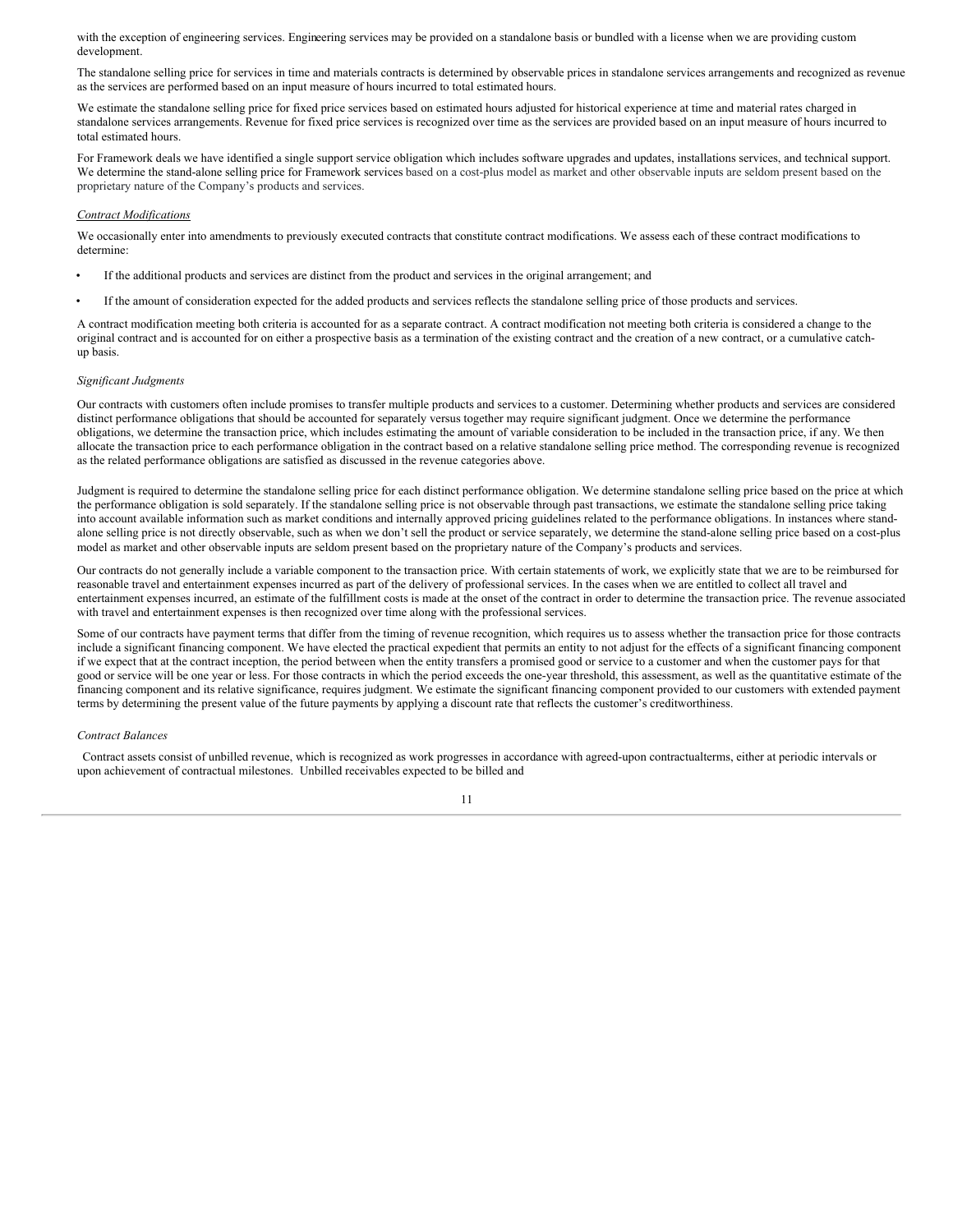with the exception of engineering services. Engineering services may be provided on a standalone basis or bundled with a license when we are providing custom development.

The standalone selling price for services in time and materials contracts is determined by observable prices in standalone services arrangements and recognized as revenue as the services are performed based on an input measure of hours incurred to total estimated hours.

We estimate the standalone selling price for fixed price services based on estimated hours adjusted for historical experience at time and material rates charged in standalone services arrangements. Revenue for fixed price services is recognized over time as the services are provided based on an input measure of hours incurred to total estimated hours.

For Framework deals we have identified a single support service obligation which includes software upgrades and updates, installations services, and technical support. We determine the stand-alone selling price for Framework services based on a cost-plus model as market and other observable inputs are seldom present based on the proprietary nature of the Company's products and services.

*Contract Modifications*

We occasionally enter into amendments to previously executed contracts that constitute contract modifications. We assess each of these contract modifications to determine:

- If the additional products and services are distinct from the product and services in the original arrangement; and
- If the amount of consideration expected for the added products and services reflects the standalone selling price of those products and services.

A contract modification meeting both criteria is accounted for as a separate contract. A contract modification not meeting both criteria is considered a change to the original contract and is accounted for on either a prospective basis as a termination of the existing contract and the creation of a new contract, or a cumulative catch-up basis.

*Significant Judgments*

Our contracts with customers often include promises to transfer multiple products and services to a customer. Determining whether products and services are considered distinct performance obligations that should be accounted for separately versus together may require significant judgment. Once we determine the performance obligations, we determine the transaction price, which includes estimating the amount of variable consideration to be included in the transaction price, if any. We then allocate the transaction price to each performance obligation in the contract based on a relative standalone selling price method. The corresponding revenue is recognized as the related performance obligations are satisfied as discussed in the revenue categories above.

Judgment is required to determine the standalone selling price for each distinct performance obligation. We determine standalone selling price based on the price at which the performance obligation is sold separately. If the standalone selling price is not observable through past transactions, we estimate the standalone selling price taking into account available information such as market conditions and internally approved pricing guidelines related to the performance obligations. In instances where stand-alone selling price is not directly observable, such as when we don't sell the product or service separately, we determine the stand-alone selling price based on a cost-plus model as market and other observable inputs are seldom present based on the proprietary nature of the Company's products and services.

Our contracts do not generally include a variable component to the transaction price. With certain statements of work, we explicitly state that we are to be reimbursed for reasonable travel and entertainment expenses incurred as part of the delivery of professional services. In the cases when we are entitled to collect all travel and entertainment expenses incurred, an estimate of the fulfillment costs is made at the onset of the contract in order to determine the transaction price. The revenue associated with travel and entertainment expenses is then recognized over time along with the professional services.

Some of our contracts have payment terms that differ from the timing of revenue recognition, which requires us to assess whether the transaction price for those contracts include a significant financing component. We have elected the practical expedient that permits an entity to not adjust for the effects of a significant financing component if we expect that at the contract inception, the period between when the entity transfers a promised good or service to a customer and when the customer pays for that good or service will be one year or less. For those contracts in which the period exceeds the one-year threshold, this assessment, as well as the quantitative estimate of the financing component and its relative significance, requires judgment. We estimate the significant financing component provided to our customers with extended payment terms by determining the present value of the future payments by applying a discount rate that reflects the customer's creditworthiness.

*Contract Balances*

Contract assets consist of unbilled revenue, which is recognized as work progresses in accordance with agreed-upon contractualterms, either at periodic intervals or upon achievement of contractual milestones. Unbilled receivables expected to be billed and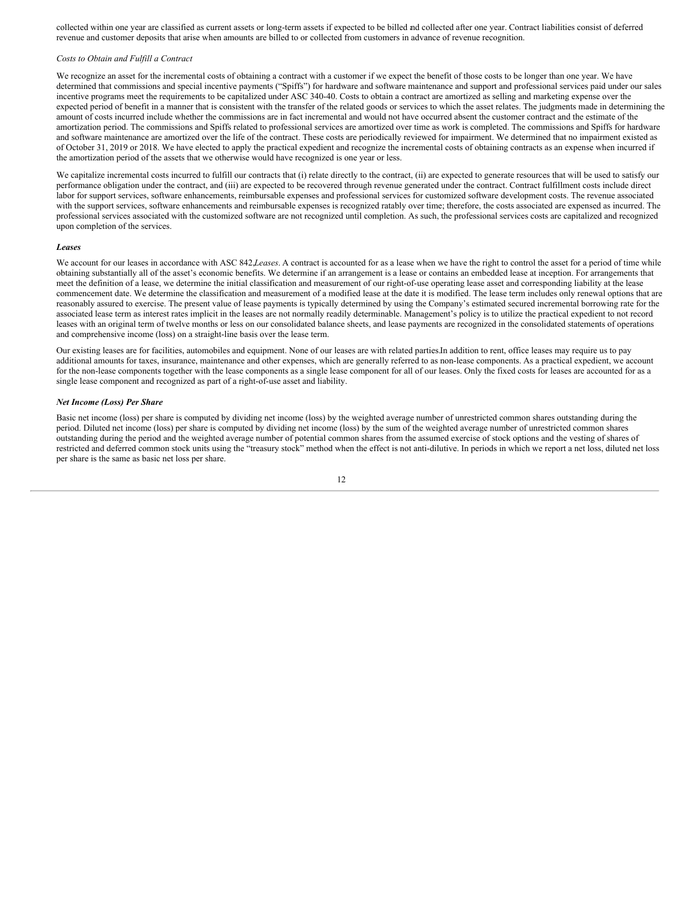collected within one year are classified as current assets or long-term assets if expected to be billed and collected after one year. Contract liabilities consist of deferred revenue and customer deposits that arise when amounts are billed to or collected from customers in advance of revenue recognition.

*Costs to Obtain and Fulfill a Contract*

We recognize an asset for the incremental costs of obtaining a contract with a customer if we expect the benefit of those costs to be longer than one year. We have determined that commissions and special incentive payments ("Spiffs") for hardware and software maintenance and support and professional services paid under our sales incentive programs meet the requirements to be capitalized under ASC 340-40. Costs to obtain a contract are amortized as selling and marketing expense over the expected period of benefit in a manner that is consistent with the transfer of the related goods or services to which the asset relates. The judgments made in determining the amount of costs incurred include whether the commissions are in fact incremental and would not have occurred absent the customer contract and the estimate of the amortization period. The commissions and Spiffs related to professional services are amortized over time as work is completed. The commissions and Spiffs for hardware and software maintenance are amortized over the life of the contract. These costs are periodically reviewed for impairment. We determined that no impairment existed as of October 31, 2019 or 2018. We have elected to apply the practical expedient and recognize the incremental costs of obtaining contracts as an expense when incurred if the amortization period of the assets that we otherwise would have recognized is one year or less.

We capitalize incremental costs incurred to fulfill our contracts that (i) relate directly to the contract, (ii) are expected to generate resources that will be used to satisfy our performance obligation under the contract, and (iii) are expected to be recovered through revenue generated under the contract. Contract fulfillment costs include direct labor for support services, software enhancements, reimbursable expenses and professional services for customized software development costs. The revenue associated with the support services, software enhancements and reimbursable expenses is recognized ratably over time; therefore, the costs associated are expensed as incurred. The professional services associated with the customized software are not recognized until completion. As such, the professional services costs are capitalized and recognized upon completion of the services.

***Leases***

We account for our leases in accordance with ASC 842,*Leases*. A contract is accounted for as a lease when we have the right to control the asset for a period of time while obtaining substantially all of the asset's economic benefits. We determine if an arrangement is a lease or contains an embedded lease at inception. For arrangements that meet the definition of a lease, we determine the initial classification and measurement of our right-of-use operating lease asset and corresponding liability at the lease commencement date. We determine the classification and measurement of a modified lease at the date it is modified. The lease term includes only renewal options that are reasonably assured to exercise. The present value of lease payments is typically determined by using the Company's estimated secured incremental borrowing rate for the associated lease term as interest rates implicit in the leases are not normally readily determinable. Management's policy is to utilize the practical expedient to not record leases with an original term of twelve months or less on our consolidated balance sheets, and lease payments are recognized in the consolidated statements of operations and comprehensive income (loss) on a straight-line basis over the lease term.

Our existing leases are for facilities, automobiles and equipment. None of our leases are with related parties.In addition to rent, office leases may require us to pay additional amounts for taxes, insurance, maintenance and other expenses, which are generally referred to as non-lease components. As a practical expedient, we account for the non-lease components together with the lease components as a single lease component for all of our leases. Only the fixed costs for leases are accounted for as a single lease component and recognized as part of a right-of-use asset and liability.

***Net Income (Loss) Per Share***

Basic net income (loss) per share is computed by dividing net income (loss) by the weighted average number of unrestricted common shares outstanding during the period. Diluted net income (loss) per share is computed by dividing net income (loss) by the sum of the weighted average number of unrestricted common shares outstanding during the period and the weighted average number of potential common shares from the assumed exercise of stock options and the vesting of shares of restricted and deferred common stock units using the "treasury stock" method when the effect is not anti-dilutive. In periods in which we report a net loss, diluted net loss per share is the same as basic net loss per share.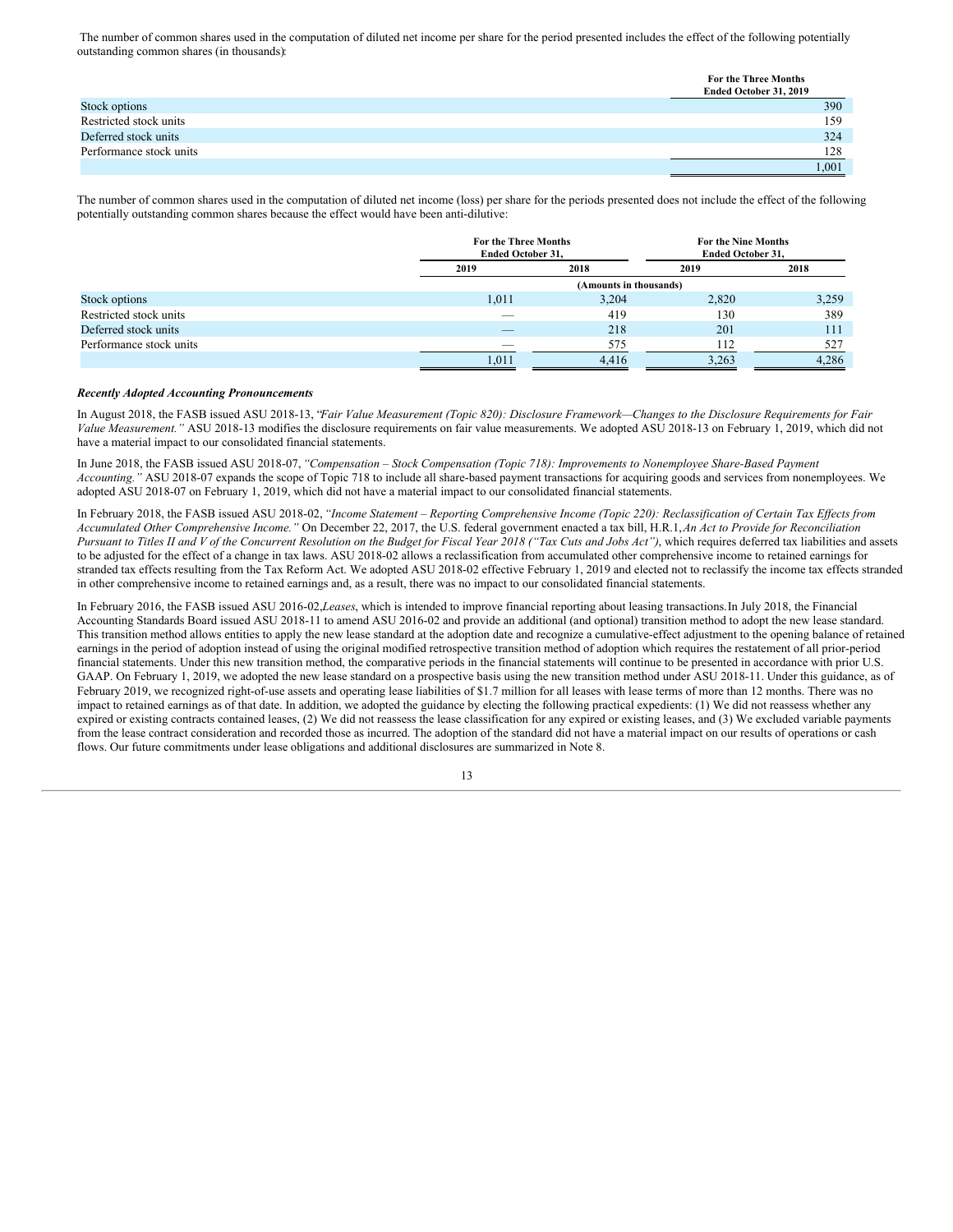The number of common shares used in the computation of diluted net income per share for the period presented includes the effect of the following potentially outstanding common shares (in thousands):

| | For the Three Months Ended October 31, 2019 |
|---|---|
| Stock options | 390 |
| Restricted stock units | 159 |
| Deferred stock units | 324 |
| Performance stock units | 128 |
| | 1,001 |

The number of common shares used in the computation of diluted net income (loss) per share for the periods presented does not include the effect of the following potentially outstanding common shares because the effect would have been anti-dilutive:

| | For the Three Months Ended October 31, | | For the Nine Months Ended October 31, | |
|---|---|---|---|---|
| | 2019 | 2018 | 2019 | 2018 |
| | (Amounts in thousands) | | | |
| Stock options | 1,011 | 3,204 | 2,820 | 3,259 |
| Restricted stock units | — | 419 | 130 | 389 |
| Deferred stock units | — | 218 | 201 | 111 |
| Performance stock units | — | 575 | 112 | 527 |
| | 1,011 | 4,416 | 3,263 | 4,286 |

***Recently Adopted Accounting Pronouncements***

In August 2018, the FASB issued ASU 2018-13, "*Fair Value Measurement (Topic 820): Disclosure Framework—Changes to the Disclosure Requirements for Fair Value Measurement."* ASU 2018-13 modifies the disclosure requirements on fair value measurements. We adopted ASU 2018-13 on February 1, 2019, which did not have a material impact to our consolidated financial statements.

In June 2018, the FASB issued ASU 2018-07, *"Compensation – Stock Compensation (Topic 718): Improvements to Nonemployee Share-Based Payment Accounting."* ASU 2018-07 expands the scope of Topic 718 to include all share-based payment transactions for acquiring goods and services from nonemployees. We adopted ASU 2018-07 on February 1, 2019, which did not have a material impact to our consolidated financial statements.

In February 2018, the FASB issued ASU 2018-02, *"Income Statement – Reporting Comprehensive Income (Topic 220): Reclassification of Certain Tax Effects from Accumulated Other Comprehensive Income."* On December 22, 2017, the U.S. federal government enacted a tax bill, H.R.1, *An Act to Provide for Reconciliation Pursuant to Titles II and V of the Concurrent Resolution on the Budget for Fiscal Year 2018 ("Tax Cuts and Jobs Act")*, which requires deferred tax liabilities and assets to be adjusted for the effect of a change in tax laws. ASU 2018-02 allows a reclassification from accumulated other comprehensive income to retained earnings for stranded tax effects resulting from the Tax Reform Act. We adopted ASU 2018-02 effective February 1, 2019 and elected not to reclassify the income tax effects stranded in other comprehensive income to retained earnings and, as a result, there was no impact to our consolidated financial statements.

In February 2016, the FASB issued ASU 2016-02, *Leases*, which is intended to improve financial reporting about leasing transactions. In July 2018, the Financial Accounting Standards Board issued ASU 2018-11 to amend ASU 2016-02 and provide an additional (and optional) transition method to adopt the new lease standard. This transition method allows entities to apply the new lease standard at the adoption date and recognize a cumulative-effect adjustment to the opening balance of retained earnings in the period of adoption instead of using the original modified retrospective transition method of adoption which requires the restatement of all prior-period financial statements. Under this new transition method, the comparative periods in the financial statements will continue to be presented in accordance with prior U.S. GAAP. On February 1, 2019, we adopted the new lease standard on a prospective basis using the new transition method under ASU 2018-11. Under this guidance, as of February 2019, we recognized right-of-use assets and operating lease liabilities of $1.7 million for all leases with lease terms of more than 12 months. There was no impact to retained earnings as of that date. In addition, we adopted the guidance by electing the following practical expedients: (1) We did not reassess whether any expired or existing contracts contained leases, (2) We did not reassess the lease classification for any expired or existing leases, and (3) We excluded variable payments from the lease contract consideration and recorded those as incurred. The adoption of the standard did not have a material impact on our results of operations or cash flows. Our future commitments under lease obligations and additional disclosures are summarized in Note 8.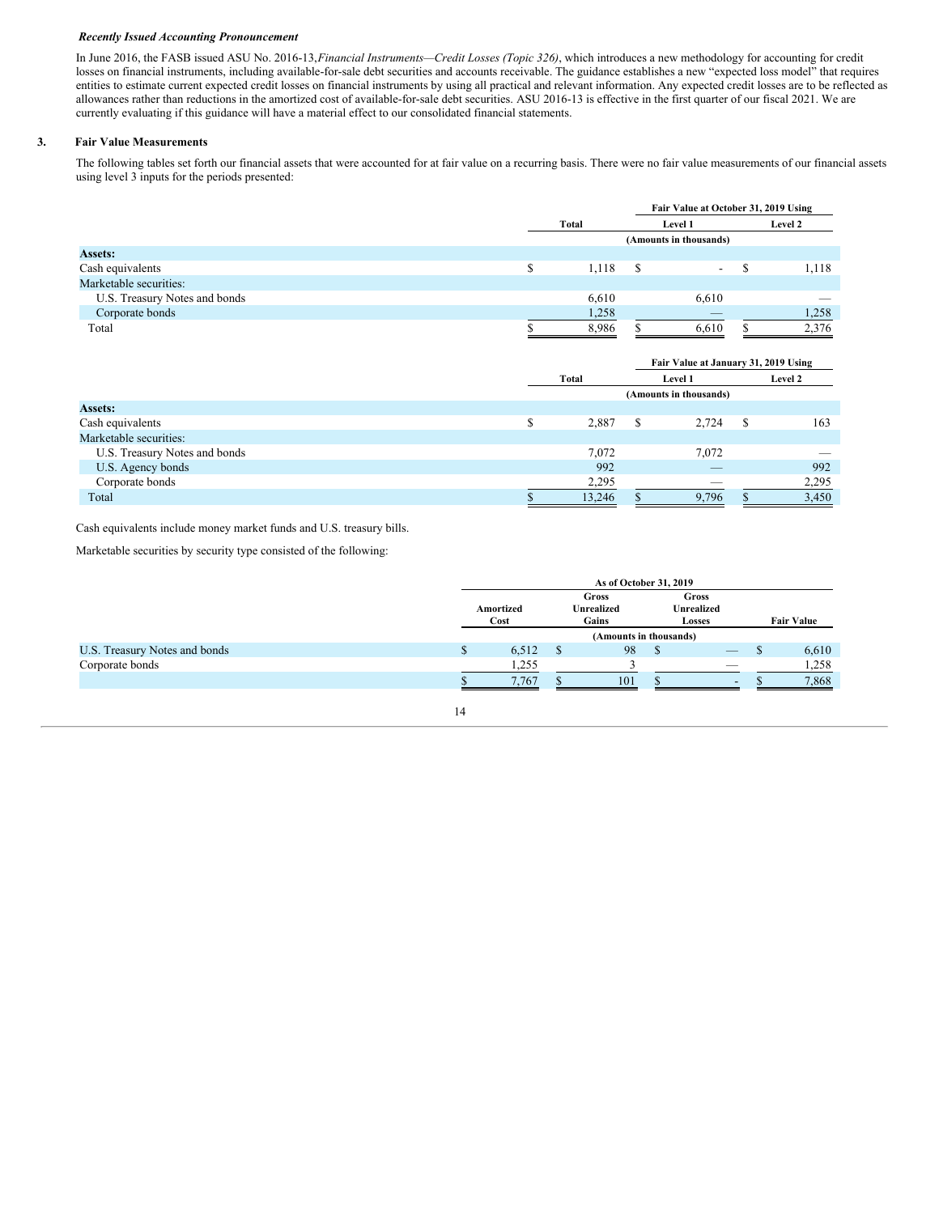***Recently Issued Accounting Pronouncement***

In June 2016, the FASB issued ASU No. 2016-13,*Financial Instruments—Credit Losses (Topic 326)*, which introduces a new methodology for accounting for credit losses on financial instruments, including available-for-sale debt securities and accounts receivable. The guidance establishes a new "expected loss model" that requires entities to estimate current expected credit losses on financial instruments by using all practical and relevant information. Any expected credit losses are to be reflected as allowances rather than reductions in the amortized cost of available-for-sale debt securities. ASU 2016-13 is effective in the first quarter of our fiscal 2021. We are currently evaluating if this guidance will have a material effect to our consolidated financial statements.

## 3. Fair Value Measurements

The following tables set forth our financial assets that were accounted for at fair value on a recurring basis. There were no fair value measurements of our financial assets using level 3 inputs for the periods presented:

| | | Fair Value at October 31, 2019 Using | |
|---|---|---|---|
| | Total | Level 1 | Level 2 |
| | (Amounts in thousands) | | |
| **Assets:** | | | |
| Cash equivalents | $ 1,118 | $ - | $ 1,118 |
| Marketable securities: | | | |
| U.S. Treasury Notes and bonds | 6,610 | 6,610 | — |
| Corporate bonds | 1,258 | — | 1,258 |
| Total | $ 8,986 | $ 6,610 | $ 2,376 |

| | | Fair Value at January 31, 2019 Using | |
|---|---|---|---|
| | Total | Level 1 | Level 2 |
| | (Amounts in thousands) | | |
| **Assets:** | | | |
| Cash equivalents | $ 2,887 | $ 2,724 | $ 163 |
| Marketable securities: | | | |
| U.S. Treasury Notes and bonds | 7,072 | 7,072 | — |
| U.S. Agency bonds | 992 | — | 992 |
| Corporate bonds | 2,295 | — | 2,295 |
| Total | $ 13,246 | $ 9,796 | $ 3,450 |

Cash equivalents include money market funds and U.S. treasury bills.

Marketable securities by security type consisted of the following:

| | As of October 31, 2019 | | | |
|---|---|---|---|---|
| | Amortized Cost | Gross Unrealized Gains | Gross Unrealized Losses | Fair Value |
| | (Amounts in thousands) | | | |
| U.S. Treasury Notes and bonds | $ 6,512 | $ 98 | $ — | $ 6,610 |
| Corporate bonds | 1,255 | 3 | — | 1,258 |
| | $ 7,767 | $ 101 | $ - | $ 7,868 |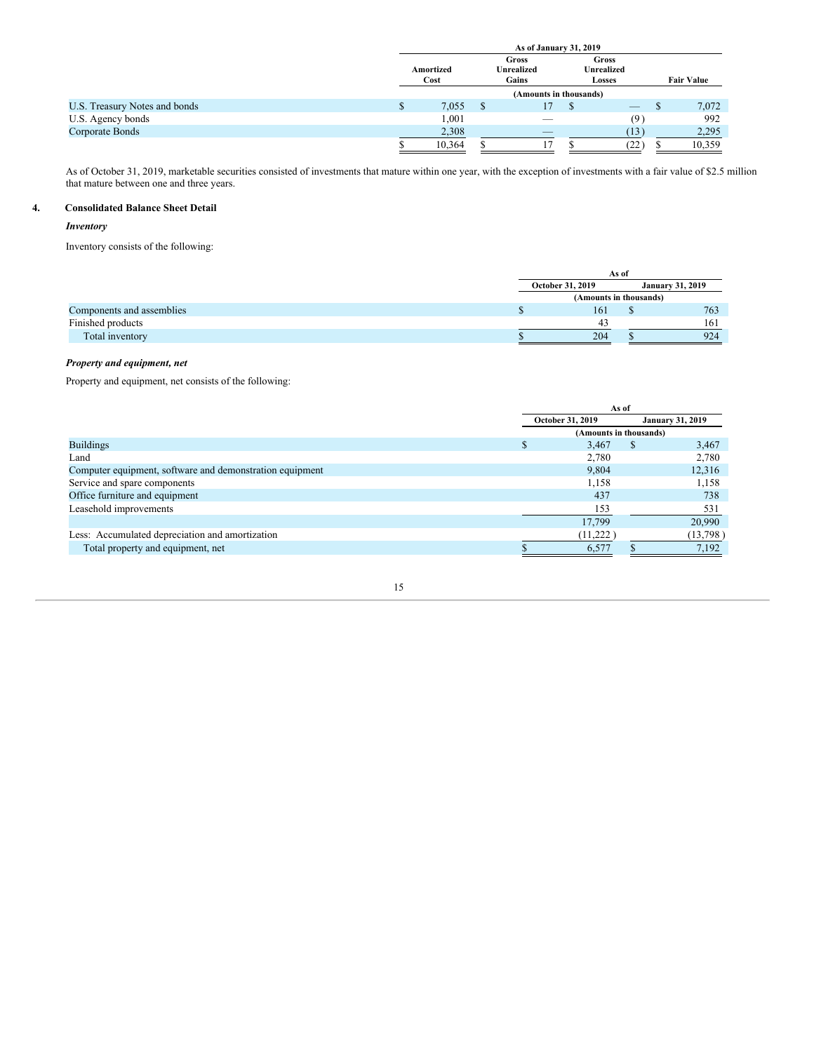| | As of January 31, 2019 | | | |
|---|---|---|---|---|
| | Amortized Cost | Gross Unrealized Gains | Gross Unrealized Losses | Fair Value |
| | (Amounts in thousands) | | | |
| U.S. Treasury Notes and bonds | $ 7,055 | $ 17 | $ — | $ 7,072 |
| U.S. Agency bonds | 1,001 | — | (9) | 992 |
| Corporate Bonds | 2,308 | — | (13) | 2,295 |
| | $ 10,364 | $ 17 | $ (22) | $ 10,359 |

As of October 31, 2019, marketable securities consisted of investments that mature within one year, with the exception of investments with a fair value of $2.5 million that mature between one and three years.

## 4. Consolidated Balance Sheet Detail

***Inventory***

Inventory consists of the following:

| | As of | |
|---|---|---|
| | October 31, 2019 | January 31, 2019 |
| | (Amounts in thousands) | |
| Components and assemblies | $ 161 | $ 763 |
| Finished products | 43 | 161 |
| Total inventory | $ 204 | $ 924 |

***Property and equipment, net***

Property and equipment, net consists of the following:

| | As of | |
|---|---|---|
| | October 31, 2019 | January 31, 2019 |
| | (Amounts in thousands) | |
| Buildings | $ 3,467 | $ 3,467 |
| Land | 2,780 | 2,780 |
| Computer equipment, software and demonstration equipment | 9,804 | 12,316 |
| Service and spare components | 1,158 | 1,158 |
| Office furniture and equipment | 437 | 738 |
| Leasehold improvements | 153 | 531 |
| | 17,799 | 20,990 |
| Less: Accumulated depreciation and amortization | (11,222) | (13,798) |
| Total property and equipment, net | $ 6,577 | $ 7,192 |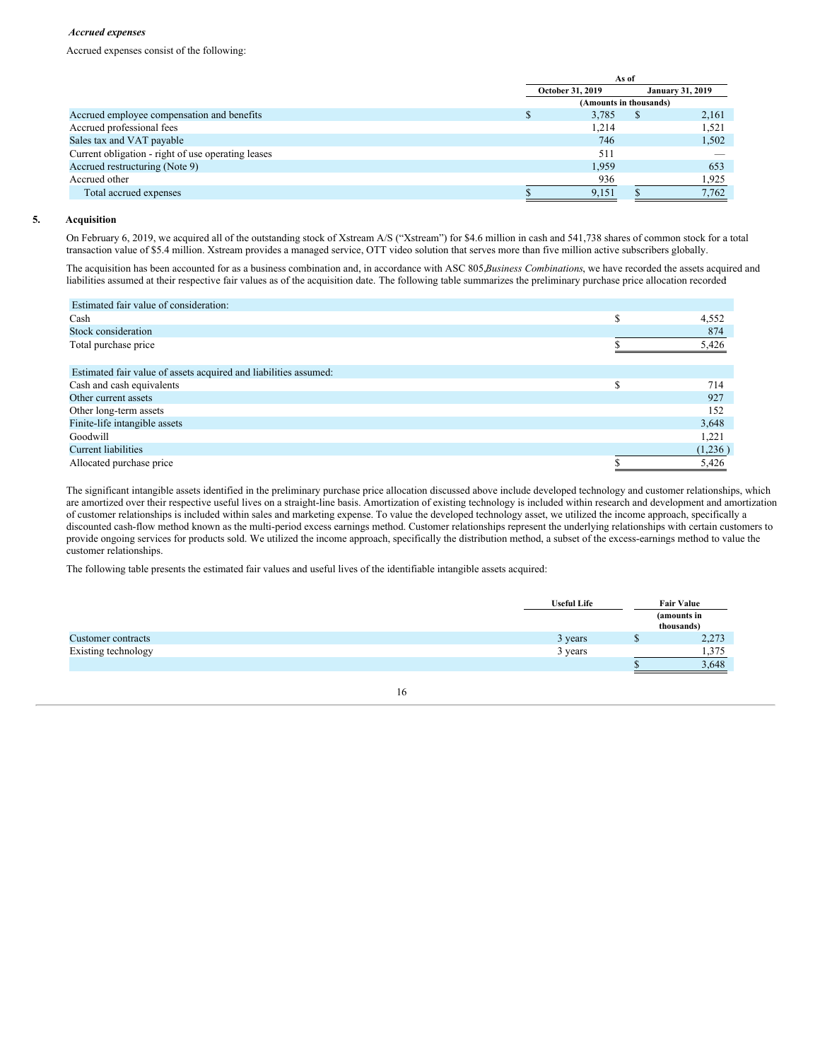***Accrued expenses***

Accrued expenses consist of the following:

| | As of | |
|---|---|---|
| | October 31, 2019 | January 31, 2019 |
| | (Amounts in thousands) | |
| Accrued employee compensation and benefits | $ 3,785 | $ 2,161 |
| Accrued professional fees | 1,214 | 1,521 |
| Sales tax and VAT payable | 746 | 1,502 |
| Current obligation - right of use operating leases | 511 | — |
| Accrued restructuring (Note 9) | 1,959 | 653 |
| Accrued other | 936 | 1,925 |
| Total accrued expenses | $ 9,151 | $ 7,762 |

## 5. Acquisition

On February 6, 2019, we acquired all of the outstanding stock of Xstream A/S ("Xstream") for $4.6 million in cash and 541,738 shares of common stock for a total transaction value of $5.4 million. Xstream provides a managed service, OTT video solution that serves more than five million active subscribers globally.

The acquisition has been accounted for as a business combination and, in accordance with ASC 805,*Business Combinations*, we have recorded the assets acquired and liabilities assumed at their respective fair values as of the acquisition date. The following table summarizes the preliminary purchase price allocation recorded:

| | |
|---|---|
| Estimated fair value of consideration: | |
| Cash | $ 4,552 |
| Stock consideration | 874 |
| Total purchase price | $ 5,426 |
| | |
| Estimated fair value of assets acquired and liabilities assumed: | |
| Cash and cash equivalents | $ 714 |
| Other current assets | 927 |
| Other long-term assets | 152 |
| Finite-life intangible assets | 3,648 |
| Goodwill | 1,221 |
| Current liabilities | (1,236 ) |
| Allocated purchase price | $ 5,426 |

The significant intangible assets identified in the preliminary purchase price allocation discussed above include developed technology and customer relationships, which are amortized over their respective useful lives on a straight-line basis. Amortization of existing technology is included within research and development and amortization of customer relationships is included within sales and marketing expense. To value the developed technology asset, we utilized the income approach, specifically a discounted cash-flow method known as the multi-period excess earnings method. Customer relationships represent the underlying relationships with certain customers to provide ongoing services for products sold. We utilized the income approach, specifically the distribution method, a subset of the excess-earnings method to value the customer relationships.

The following table presents the estimated fair values and useful lives of the identifiable intangible assets acquired:

| | Useful Life | Fair Value (amounts in thousands) |
|---|---|---|
| Customer contracts | 3 years | $ 2,273 |
| Existing technology | 3 years | 1,375 |
| | | $ 3,648 |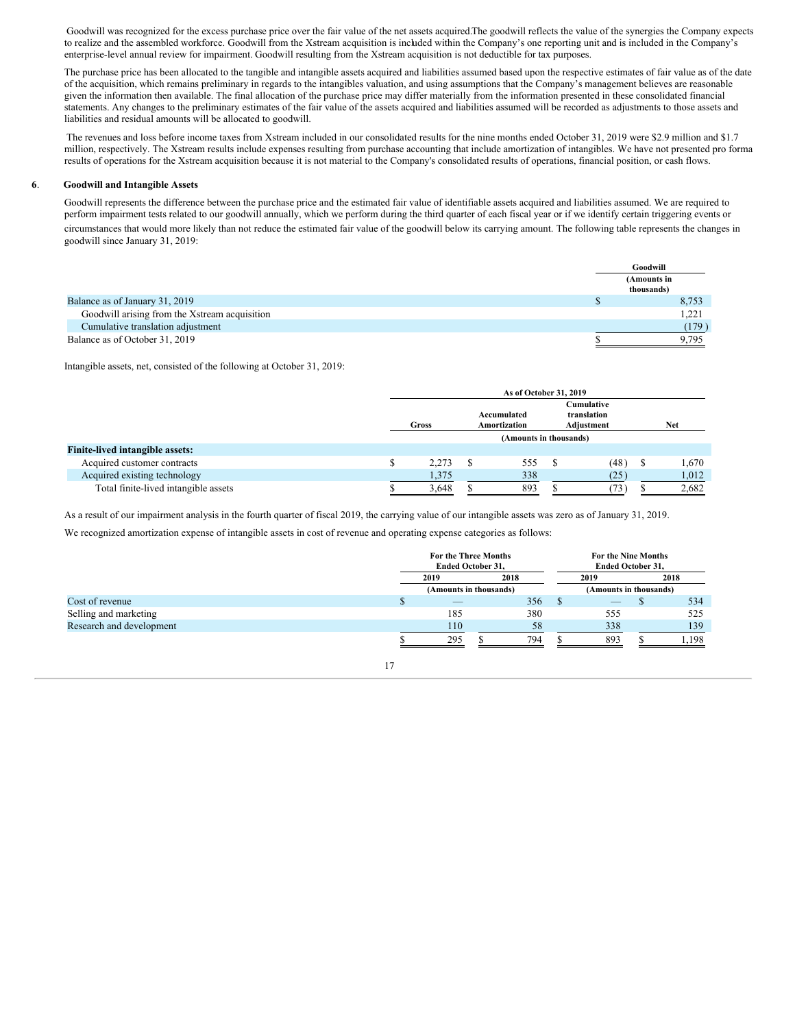Goodwill was recognized for the excess purchase price over the fair value of the net assets acquired.The goodwill reflects the value of the synergies the Company expects to realize and the assembled workforce. Goodwill from the Xstream acquisition is included within the Company's one reporting unit and is included in the Company's enterprise-level annual review for impairment. Goodwill resulting from the Xstream acquisition is not deductible for tax purposes.

The purchase price has been allocated to the tangible and intangible assets acquired and liabilities assumed based upon the respective estimates of fair value as of the date of the acquisition, which remains preliminary in regards to the intangibles valuation, and using assumptions that the Company's management believes are reasonable given the information then available. The final allocation of the purchase price may differ materially from the information presented in these consolidated financial statements. Any changes to the preliminary estimates of the fair value of the assets acquired and liabilities assumed will be recorded as adjustments to those assets and liabilities and residual amounts will be allocated to goodwill.

The revenues and loss before income taxes from Xstream included in our consolidated results for the nine months ended October 31, 2019 were $2.9 million and $1.7 million, respectively. The Xstream results include expenses resulting from purchase accounting that include amortization of intangibles. We have not presented pro forma results of operations for the Xstream acquisition because it is not material to the Company's consolidated results of operations, financial position, or cash flows.

## 6. Goodwill and Intangible Assets

Goodwill represents the difference between the purchase price and the estimated fair value of identifiable assets acquired and liabilities assumed. We are required to perform impairment tests related to our goodwill annually, which we perform during the third quarter of each fiscal year or if we identify certain triggering events or circumstances that would more likely than not reduce the estimated fair value of the goodwill below its carrying amount. The following table represents the changes in goodwill since January 31, 2019:

| | Goodwill (Amounts in thousands) |
|---|---|
| Balance as of January 31, 2019 | $ 8,753 |
| Goodwill arising from the Xstream acquisition | 1,221 |
| Cumulative translation adjustment | (179) |
| Balance as of October 31, 2019 | $ 9,795 |

Intangible assets, net, consisted of the following at October 31, 2019:

| | As of October 31, 2019 | | | |
|---|---|---|---|---|
| | Gross | Accumulated Amortization | Cumulative translation Adjustment | Net |
| | (Amounts in thousands) | | | |
| **Finite-lived intangible assets:** | | | | |
| Acquired customer contracts | $ 2,273 | $ 555 | $ (48) | $ 1,670 |
| Acquired existing technology | 1,375 | 338 | (25) | 1,012 |
| Total finite-lived intangible assets | $ 3,648 | $ 893 | $ (73) | $ 2,682 |

As a result of our impairment analysis in the fourth quarter of fiscal 2019, the carrying value of our intangible assets was zero as of January 31, 2019.

We recognized amortization expense of intangible assets in cost of revenue and operating expense categories as follows:

| | For the Three Months Ended October 31, | | For the Nine Months Ended October 31, | |
|---|---|---|---|---|
| | 2019 | 2018 | 2019 | 2018 |
| | (Amounts in thousands) | | (Amounts in thousands) | |
| Cost of revenue | $ — | 356 | $ — | $ 534 |
| Selling and marketing | 185 | 380 | 555 | 525 |
| Research and development | 110 | 58 | 338 | 139 |
| | $ 295 | $ 794 | $ 893 | $ 1,198 |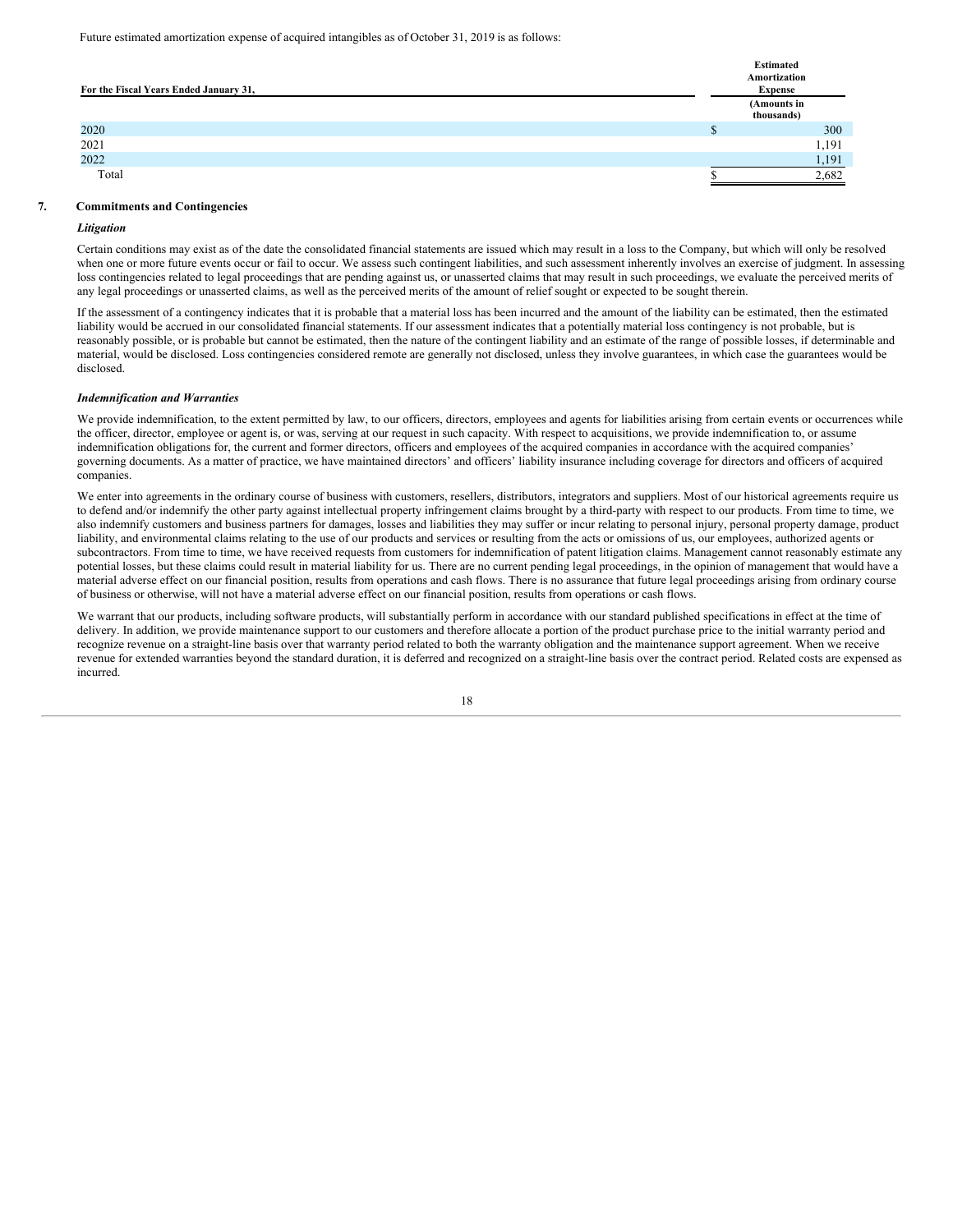Future estimated amortization expense of acquired intangibles as of October 31, 2019 is as follows:

| For the Fiscal Years Ended January 31, | Estimated Amortization Expense |
|---|---|
| | (Amounts in thousands) |
| 2020 | $ 300 |
| 2021 | 1,191 |
| 2022 | 1,191 |
| Total | $ 2,682 |

## 7. Commitments and Contingencies

### *Litigation*

Certain conditions may exist as of the date the consolidated financial statements are issued which may result in a loss to the Company, but which will only be resolved when one or more future events occur or fail to occur. We assess such contingent liabilities, and such assessment inherently involves an exercise of judgment. In assessing loss contingencies related to legal proceedings that are pending against us, or unasserted claims that may result in such proceedings, we evaluate the perceived merits of any legal proceedings or unasserted claims, as well as the perceived merits of the amount of relief sought or expected to be sought therein.

If the assessment of a contingency indicates that it is probable that a material loss has been incurred and the amount of the liability can be estimated, then the estimated liability would be accrued in our consolidated financial statements. If our assessment indicates that a potentially material loss contingency is not probable, but is reasonably possible, or is probable but cannot be estimated, then the nature of the contingent liability and an estimate of the range of possible losses, if determinable and material, would be disclosed. Loss contingencies considered remote are generally not disclosed, unless they involve guarantees, in which case the guarantees would be disclosed.

### *Indemnification and Warranties*

We provide indemnification, to the extent permitted by law, to our officers, directors, employees and agents for liabilities arising from certain events or occurrences while the officer, director, employee or agent is, or was, serving at our request in such capacity. With respect to acquisitions, we provide indemnification to, or assume indemnification obligations for, the current and former directors, officers and employees of the acquired companies in accordance with the acquired companies' governing documents. As a matter of practice, we have maintained directors' and officers' liability insurance including coverage for directors and officers of acquired companies.

We enter into agreements in the ordinary course of business with customers, resellers, distributors, integrators and suppliers. Most of our historical agreements require us to defend and/or indemnify the other party against intellectual property infringement claims brought by a third-party with respect to our products. From time to time, we also indemnify customers and business partners for damages, losses and liabilities they may suffer or incur relating to personal injury, personal property damage, product liability, and environmental claims relating to the use of our products and services or resulting from the acts or omissions of us, our employees, authorized agents or subcontractors. From time to time, we have received requests from customers for indemnification of patent litigation claims. Management cannot reasonably estimate any potential losses, but these claims could result in material liability for us. There are no current pending legal proceedings, in the opinion of management that would have a material adverse effect on our financial position, results from operations and cash flows. There is no assurance that future legal proceedings arising from ordinary course of business or otherwise, will not have a material adverse effect on our financial position, results from operations or cash flows.

We warrant that our products, including software products, will substantially perform in accordance with our standard published specifications in effect at the time of delivery. In addition, we provide maintenance support to our customers and therefore allocate a portion of the product purchase price to the initial warranty period and recognize revenue on a straight-line basis over that warranty period related to both the warranty obligation and the maintenance support agreement. When we receive revenue for extended warranties beyond the standard duration, it is deferred and recognized on a straight-line basis over the contract period. Related costs are expensed as incurred.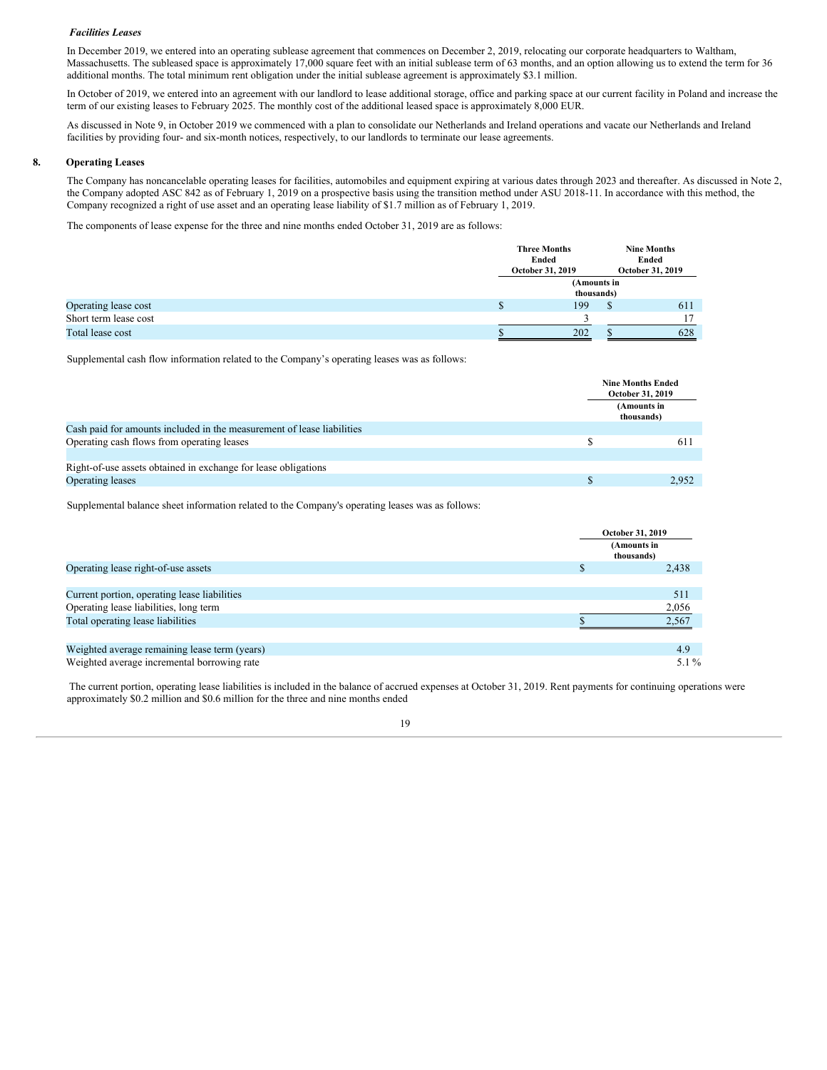***Facilities Leases***

In December 2019, we entered into an operating sublease agreement that commences on December 2, 2019, relocating our corporate headquarters to Waltham, Massachusetts. The subleased space is approximately 17,000 square feet with an initial sublease term of 63 months, and an option allowing us to extend the term for 36 additional months. The total minimum rent obligation under the initial sublease agreement is approximately $3.1 million.

In October of 2019, we entered into an agreement with our landlord to lease additional storage, office and parking space at our current facility in Poland and increase the term of our existing leases to February 2025. The monthly cost of the additional leased space is approximately 8,000 EUR.

As discussed in Note 9, in October 2019 we commenced with a plan to consolidate our Netherlands and Ireland operations and vacate our Netherlands and Ireland facilities by providing four- and six-month notices, respectively, to our landlords to terminate our lease agreements.

## 8. Operating Leases

The Company has noncancelable operating leases for facilities, automobiles and equipment expiring at various dates through 2023 and thereafter. As discussed in Note 2, the Company adopted ASC 842 as of February 1, 2019 on a prospective basis using the transition method under ASU 2018-11. In accordance with this method, the Company recognized a right of use asset and an operating lease liability of $1.7 million as of February 1, 2019.

The components of lease expense for the three and nine months ended October 31, 2019 are as follows:

| | Three Months Ended October 31, 2019 | Nine Months Ended October 31, 2019 |
|---|---|---|
| | (Amounts in thousands) | |
| Operating lease cost | $ 199 | $ 611 |
| Short term lease cost | 3 | 17 |
| Total lease cost | $ 202 | $ 628 |

Supplemental cash flow information related to the Company's operating leases was as follows:

| | Nine Months Ended October 31, 2019 |
|---|---|
| | (Amounts in thousands) |
| Cash paid for amounts included in the measurement of lease liabilities | |
| Operating cash flows from operating leases | $ 611 |
| | |
| Right-of-use assets obtained in exchange for lease obligations | |
| Operating leases | $ 2,952 |

Supplemental balance sheet information related to the Company's operating leases was as follows:

| | October 31, 2019 |
|---|---|
| | (Amounts in thousands) |
| Operating lease right-of-use assets | $ 2,438 |
| | |
| Current portion, operating lease liabilities | 511 |
| Operating lease liabilities, long term | 2,056 |
| Total operating lease liabilities | $ 2,567 |
| | |
| Weighted average remaining lease term (years) | 4.9 |
| Weighted average incremental borrowing rate | 5.1 % |

The current portion, operating lease liabilities is included in the balance of accrued expenses at October 31, 2019. Rent payments for continuing operations were approximately $0.2 million and $0.6 million for the three and nine months ended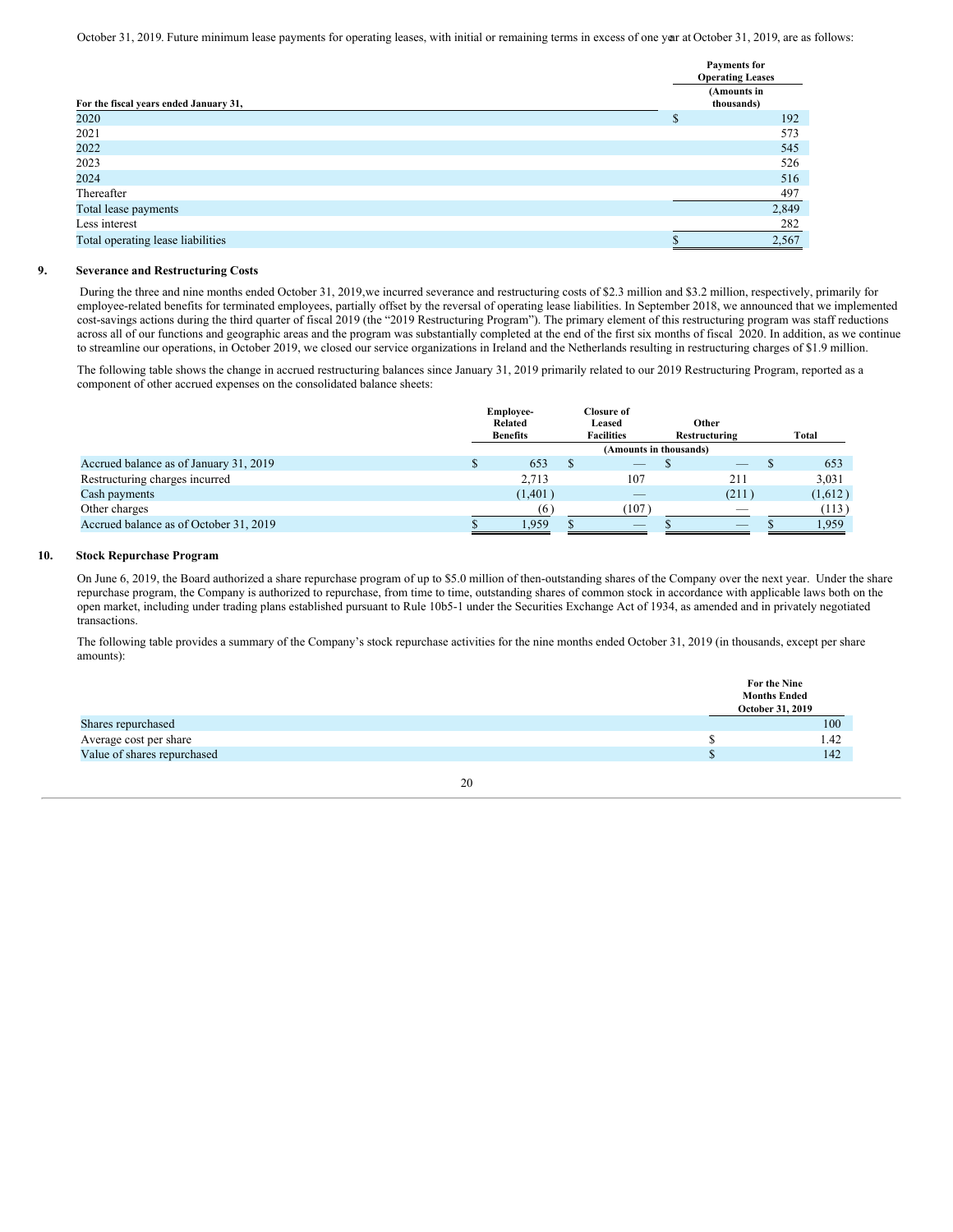October 31, 2019. Future minimum lease payments for operating leases, with initial or remaining terms in excess of one year at October 31, 2019, are as follows:

| For the fiscal years ended January 31, | Payments for Operating Leases (Amounts in thousands) |
|---|---|
| 2020 | $ 192 |
| 2021 | 573 |
| 2022 | 545 |
| 2023 | 526 |
| 2024 | 516 |
| Thereafter | 497 |
| Total lease payments | 2,849 |
| Less interest | 282 |
| Total operating lease liabilities | $ 2,567 |

## 9. Severance and Restructuring Costs

During the three and nine months ended October 31, 2019,we incurred severance and restructuring costs of $2.3 million and $3.2 million, respectively, primarily for employee-related benefits for terminated employees, partially offset by the reversal of operating lease liabilities. In September 2018, we announced that we implemented cost-savings actions during the third quarter of fiscal 2019 (the "2019 Restructuring Program"). The primary element of this restructuring program was staff reductions across all of our functions and geographic areas and the program was substantially completed at the end of the first six months of fiscal 2020. In addition, as we continue to streamline our operations, in October 2019, we closed our service organizations in Ireland and the Netherlands resulting in restructuring charges of $1.9 million.

The following table shows the change in accrued restructuring balances since January 31, 2019 primarily related to our 2019 Restructuring Program, reported as a component of other accrued expenses on the consolidated balance sheets:

| | Employee-Related Benefits | Closure of Leased Facilities | Other Restructuring | Total |
|---|---|---|---|---|
| | (Amounts in thousands) | | | |
| Accrued balance as of January 31, 2019 | $ 653 | $ — | $ — | $ 653 |
| Restructuring charges incurred | 2,713 | 107 | 211 | 3,031 |
| Cash payments | (1,401) | — | (211) | (1,612) |
| Other charges | (6) | (107) | — | (113) |
| Accrued balance as of October 31, 2019 | $ 1,959 | $ — | $ — | $ 1,959 |

## 10. Stock Repurchase Program

On June 6, 2019, the Board authorized a share repurchase program of up to $5.0 million of then-outstanding shares of the Company over the next year. Under the share repurchase program, the Company is authorized to repurchase, from time to time, outstanding shares of common stock in accordance with applicable laws both on the open market, including under trading plans established pursuant to Rule 10b5-1 under the Securities Exchange Act of 1934, as amended and in privately negotiated transactions.

The following table provides a summary of the Company's stock repurchase activities for the nine months ended October 31, 2019 (in thousands, except per share amounts):

| | For the Nine Months Ended October 31, 2019 |
|---|---|
| Shares repurchased | 100 |
| Average cost per share | $ 1.42 |
| Value of shares repurchased | $ 142 |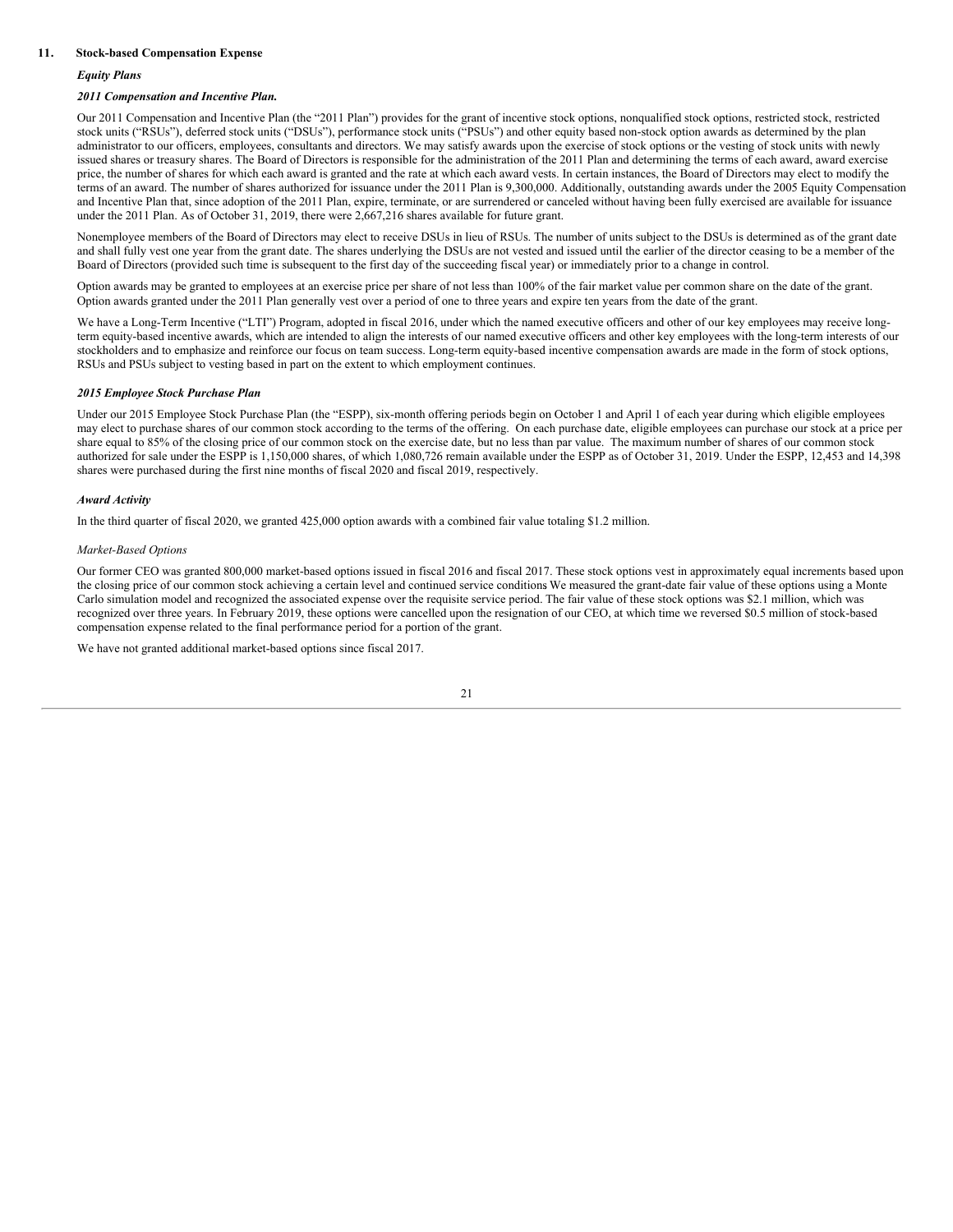## 11. Stock-based Compensation Expense

### *Equity Plans*

### *2011 Compensation and Incentive Plan.*

Our 2011 Compensation and Incentive Plan (the "2011 Plan") provides for the grant of incentive stock options, nonqualified stock options, restricted stock, restricted stock units ("RSUs"), deferred stock units ("DSUs"), performance stock units ("PSUs") and other equity based non-stock option awards as determined by the plan administrator to our officers, employees, consultants and directors. We may satisfy awards upon the exercise of stock options or the vesting of stock units with newly issued shares or treasury shares. The Board of Directors is responsible for the administration of the 2011 Plan and determining the terms of each award, award exercise price, the number of shares for which each award is granted and the rate at which each award vests. In certain instances, the Board of Directors may elect to modify the terms of an award. The number of shares authorized for issuance under the 2011 Plan is 9,300,000. Additionally, outstanding awards under the 2005 Equity Compensation and Incentive Plan that, since adoption of the 2011 Plan, expire, terminate, or are surrendered or canceled without having been fully exercised are available for issuance under the 2011 Plan. As of October 31, 2019, there were 2,667,216 shares available for future grant.

Nonemployee members of the Board of Directors may elect to receive DSUs in lieu of RSUs. The number of units subject to the DSUs is determined as of the grant date and shall fully vest one year from the grant date. The shares underlying the DSUs are not vested and issued until the earlier of the director ceasing to be a member of the Board of Directors (provided such time is subsequent to the first day of the succeeding fiscal year) or immediately prior to a change in control.

Option awards may be granted to employees at an exercise price per share of not less than 100% of the fair market value per common share on the date of the grant. Option awards granted under the 2011 Plan generally vest over a period of one to three years and expire ten years from the date of the grant.

We have a Long-Term Incentive ("LTI") Program, adopted in fiscal 2016, under which the named executive officers and other of our key employees may receive long-term equity-based incentive awards, which are intended to align the interests of our named executive officers and other key employees with the long-term interests of our stockholders and to emphasize and reinforce our focus on team success. Long-term equity-based incentive compensation awards are made in the form of stock options, RSUs and PSUs subject to vesting based in part on the extent to which employment continues.

### *2015 Employee Stock Purchase Plan*

Under our 2015 Employee Stock Purchase Plan (the "ESPP), six-month offering periods begin on October 1 and April 1 of each year during which eligible employees may elect to purchase shares of our common stock according to the terms of the offering. On each purchase date, eligible employees can purchase our stock at a price per share equal to 85% of the closing price of our common stock on the exercise date, but no less than par value. The maximum number of shares of our common stock authorized for sale under the ESPP is 1,150,000 shares, of which 1,080,726 remain available under the ESPP as of October 31, 2019. Under the ESPP, 12,453 and 14,398 shares were purchased during the first nine months of fiscal 2020 and fiscal 2019, respectively.

### *Award Activity*

In the third quarter of fiscal 2020, we granted 425,000 option awards with a combined fair value totaling $1.2 million.

*Market-Based Options*

Our former CEO was granted 800,000 market-based options issued in fiscal 2016 and fiscal 2017. These stock options vest in approximately equal increments based upon the closing price of our common stock achieving a certain level and continued service conditions We measured the grant-date fair value of these options using a Monte Carlo simulation model and recognized the associated expense over the requisite service period. The fair value of these stock options was $2.1 million, which was recognized over three years. In February 2019, these options were cancelled upon the resignation of our CEO, at which time we reversed $0.5 million of stock-based compensation expense related to the final performance period for a portion of the grant.

We have not granted additional market-based options since fiscal 2017.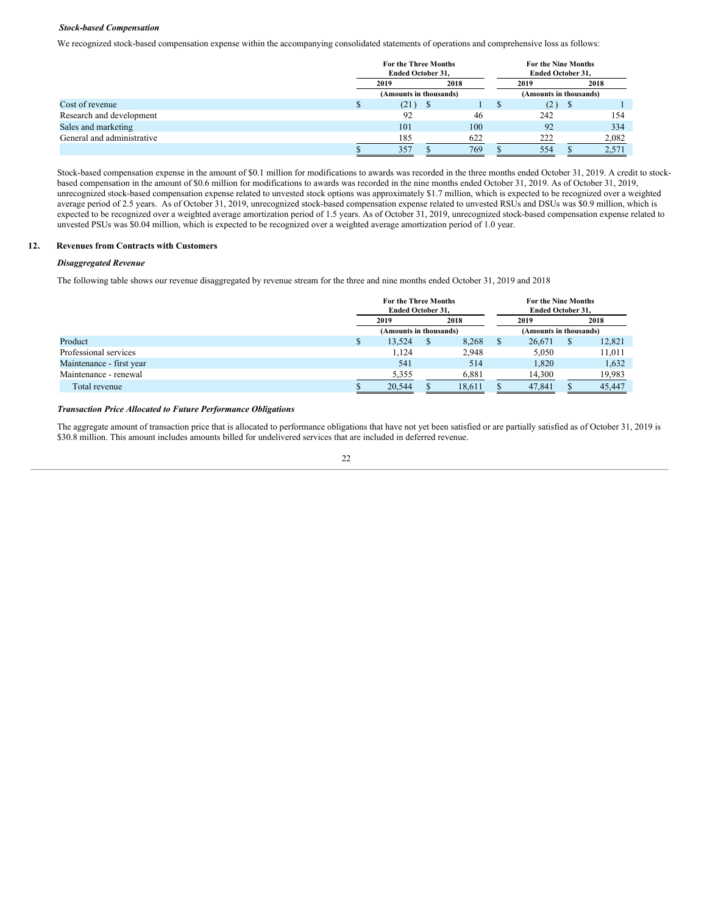***Stock-based Compensation***

We recognized stock-based compensation expense within the accompanying consolidated statements of operations and comprehensive loss as follows:

| | For the Three Months Ended October 31, | | For the Nine Months Ended October 31, | |
|---|---|---|---|---|
| | 2019 | 2018 | 2019 | 2018 |
| | (Amounts in thousands) | | (Amounts in thousands) | |
| Cost of revenue | $ (21) | $ 1 | $ (2) | $ 1 |
| Research and development | 92 | 46 | 242 | 154 |
| Sales and marketing | 101 | 100 | 92 | 334 |
| General and administrative | 185 | 622 | 222 | 2,082 |
| | $ 357 | $ 769 | $ 554 | $ 2,571 |

Stock-based compensation expense in the amount of $0.1 million for modifications to awards was recorded in the three months ended October 31, 2019. A credit to stock-based compensation in the amount of $0.6 million for modifications to awards was recorded in the nine months ended October 31, 2019. As of October 31, 2019, unrecognized stock-based compensation expense related to unvested stock options was approximately $1.7 million, which is expected to be recognized over a weighted average period of 2.5 years. As of October 31, 2019, unrecognized stock-based compensation expense related to unvested RSUs and DSUs was $0.9 million, which is expected to be recognized over a weighted average amortization period of 1.5 years. As of October 31, 2019, unrecognized stock-based compensation expense related to unvested PSUs was $0.04 million, which is expected to be recognized over a weighted average amortization period of 1.0 year.

## 12. Revenues from Contracts with Customers

***Disaggregated Revenue***

The following table shows our revenue disaggregated by revenue stream for the three and nine months ended October 31, 2019 and 2018

| | For the Three Months Ended October 31, | | For the Nine Months Ended October 31, | |
|---|---|---|---|---|
| | 2019 | 2018 | 2019 | 2018 |
| | (Amounts in thousands) | | (Amounts in thousands) | |
| Product | $ 13,524 | $ 8,268 | $ 26,671 | $ 12,821 |
| Professional services | 1,124 | 2,948 | 5,050 | 11,011 |
| Maintenance - first year | 541 | 514 | 1,820 | 1,632 |
| Maintenance - renewal | 5,355 | 6,881 | 14,300 | 19,983 |
| Total revenue | $ 20,544 | $ 18,611 | $ 47,841 | $ 45,447 |

***Transaction Price Allocated to Future Performance Obligations***

The aggregate amount of transaction price that is allocated to performance obligations that have not yet been satisfied or are partially satisfied as of October 31, 2019 is $30.8 million. This amount includes amounts billed for undelivered services that are included in deferred revenue.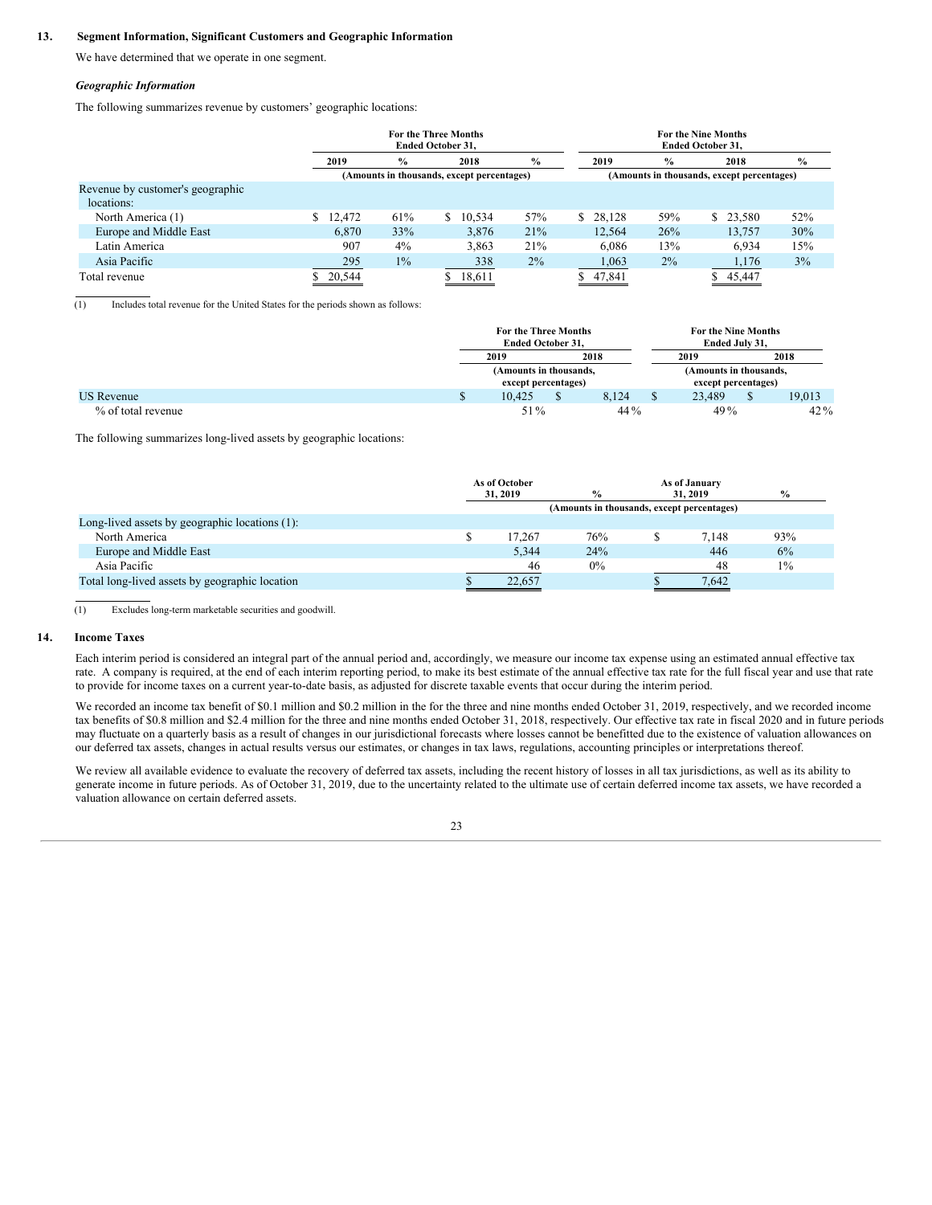## 13. Segment Information, Significant Customers and Geographic Information

We have determined that we operate in one segment.

### *Geographic Information*

The following summarizes revenue by customers' geographic locations:

| | For the Three Months Ended October 31, | | | | For the Nine Months Ended October 31, | | | |
|---|---|---|---|---|---|---|---|---|
| | 2019 | % | 2018 | % | 2019 | % | 2018 | % |
| | (Amounts in thousands, except percentages) | | | | (Amounts in thousands, except percentages) | | | |
| Revenue by customer's geographic locations: | | | | | | | | |
| North America (1) | $ 12,472 | 61% | $ 10,534 | 57% | $ 28,128 | 59% | $ 23,580 | 52% |
| Europe and Middle East | 6,870 | 33% | 3,876 | 21% | 12,564 | 26% | 13,757 | 30% |
| Latin America | 907 | 4% | 3,863 | 21% | 6,086 | 13% | 6,934 | 15% |
| Asia Pacific | 295 | 1% | 338 | 2% | 1,063 | 2% | 1,176 | 3% |
| Total revenue | $ 20,544 | | $ 18,611 | | $ 47,841 | | $ 45,447 | |

(1) Includes total revenue for the United States for the periods shown as follows:

| | For the Three Months Ended October 31, | | For the Nine Months Ended July 31, | |
|---|---|---|---|---|
| | 2019 | 2018 | 2019 | 2018 |
| | (Amounts in thousands, except percentages) | | (Amounts in thousands, except percentages) | |
| US Revenue | $ 10,425 | $ 8,124 | $ 23,489 | $ 19,013 |
| % of total revenue | 51% | 44% | 49% | 42% |

The following summarizes long-lived assets by geographic locations:

| | As of October 31, 2019 | % | As of January 31, 2019 | % |
|---|---|---|---|---|
| | (Amounts in thousands, except percentages) | | | |
| Long-lived assets by geographic locations (1): | | | | |
| North America | $ 17,267 | 76% | $ 7,148 | 93% |
| Europe and Middle East | 5,344 | 24% | 446 | 6% |
| Asia Pacific | 46 | 0% | 48 | 1% |
| Total long-lived assets by geographic location | $ 22,657 | | $ 7,642 | |

(1) Excludes long-term marketable securities and goodwill.

## 14. Income Taxes

Each interim period is considered an integral part of the annual period and, accordingly, we measure our income tax expense using an estimated annual effective tax rate. A company is required, at the end of each interim reporting period, to make its best estimate of the annual effective tax rate for the full fiscal year and use that rate to provide for income taxes on a current year-to-date basis, as adjusted for discrete taxable events that occur during the interim period.

We recorded an income tax benefit of $0.1 million and $0.2 million in the for the three and nine months ended October 31, 2019, respectively, and we recorded income tax benefits of $0.8 million and $2.4 million for the three and nine months ended October 31, 2018, respectively. Our effective tax rate in fiscal 2020 and in future periods may fluctuate on a quarterly basis as a result of changes in our jurisdictional forecasts where losses cannot be benefitted due to the existence of valuation allowances on our deferred tax assets, changes in actual results versus our estimates, or changes in tax laws, regulations, accounting principles or interpretations thereof.

We review all available evidence to evaluate the recovery of deferred tax assets, including the recent history of losses in all tax jurisdictions, as well as its ability to generate income in future periods. As of October 31, 2019, due to the uncertainty related to the ultimate use of certain deferred income tax assets, we have recorded a valuation allowance on certain deferred assets.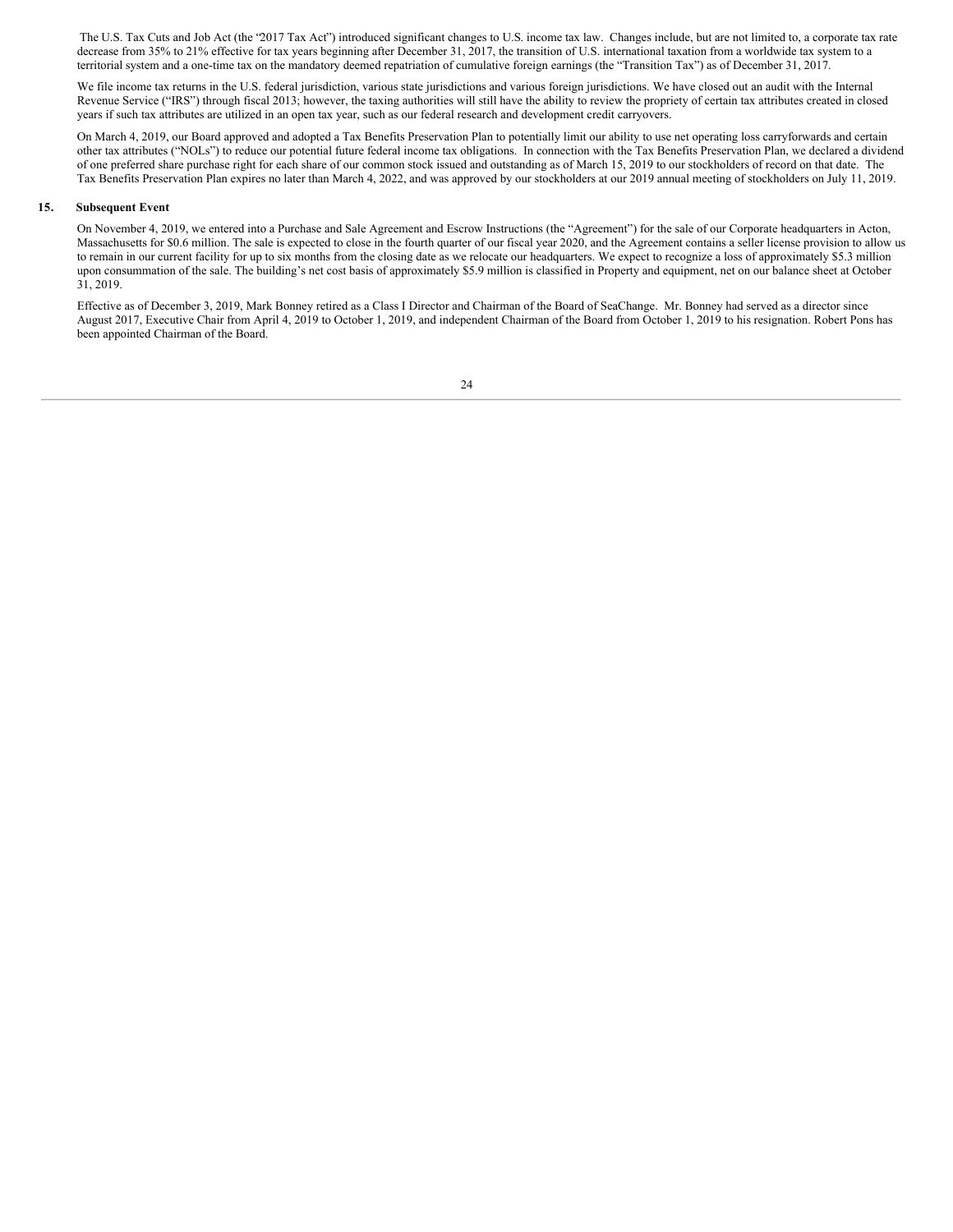The U.S. Tax Cuts and Job Act (the "2017 Tax Act") introduced significant changes to U.S. income tax law. Changes include, but are not limited to, a corporate tax rate decrease from 35% to 21% effective for tax years beginning after December 31, 2017, the transition of U.S. international taxation from a worldwide tax system to a territorial system and a one-time tax on the mandatory deemed repatriation of cumulative foreign earnings (the "Transition Tax") as of December 31, 2017.

We file income tax returns in the U.S. federal jurisdiction, various state jurisdictions and various foreign jurisdictions. We have closed out an audit with the Internal Revenue Service ("IRS") through fiscal 2013; however, the taxing authorities will still have the ability to review the propriety of certain tax attributes created in closed years if such tax attributes are utilized in an open tax year, such as our federal research and development credit carryovers.

On March 4, 2019, our Board approved and adopted a Tax Benefits Preservation Plan to potentially limit our ability to use net operating loss carryforwards and certain other tax attributes ("NOLs") to reduce our potential future federal income tax obligations. In connection with the Tax Benefits Preservation Plan, we declared a dividend of one preferred share purchase right for each share of our common stock issued and outstanding as of March 15, 2019 to our stockholders of record on that date. The Tax Benefits Preservation Plan expires no later than March 4, 2022, and was approved by our stockholders at our 2019 annual meeting of stockholders on July 11, 2019.

## 15. Subsequent Event

On November 4, 2019, we entered into a Purchase and Sale Agreement and Escrow Instructions (the "Agreement") for the sale of our Corporate headquarters in Acton, Massachusetts for $0.6 million. The sale is expected to close in the fourth quarter of our fiscal year 2020, and the Agreement contains a seller license provision to allow us to remain in our current facility for up to six months from the closing date as we relocate our headquarters. We expect to recognize a loss of approximately $5.3 million upon consummation of the sale. The building's net cost basis of approximately $5.9 million is classified in Property and equipment, net on our balance sheet at October 31, 2019.

Effective as of December 3, 2019, Mark Bonney retired as a Class I Director and Chairman of the Board of SeaChange. Mr. Bonney had served as a director since August 2017, Executive Chair from April 4, 2019 to October 1, 2019, and independent Chairman of the Board from October 1, 2019 to his resignation. Robert Pons has been appointed Chairman of the Board.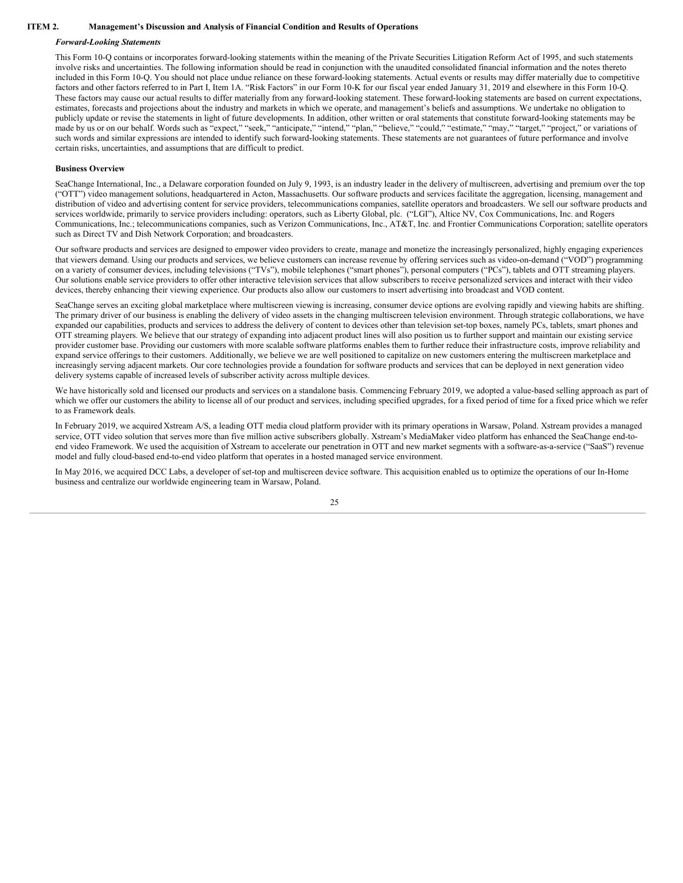## ITEM 2. Management's Discussion and Analysis of Financial Condition and Results of Operations

***Forward-Looking Statements***

This Form 10-Q contains or incorporates forward-looking statements within the meaning of the Private Securities Litigation Reform Act of 1995, and such statements involve risks and uncertainties. The following information should be read in conjunction with the unaudited consolidated financial information and the notes thereto included in this Form 10-Q. You should not place undue reliance on these forward-looking statements. Actual events or results may differ materially due to competitive factors and other factors referred to in Part I, Item 1A. "Risk Factors" in our Form 10-K for our fiscal year ended January 31, 2019 and elsewhere in this Form 10-Q. These factors may cause our actual results to differ materially from any forward-looking statement. These forward-looking statements are based on current expectations, estimates, forecasts and projections about the industry and markets in which we operate, and management's beliefs and assumptions. We undertake no obligation to publicly update or revise the statements in light of future developments. In addition, other written or oral statements that constitute forward-looking statements may be made by us or on our behalf. Words such as "expect," "seek," "anticipate," "intend," "plan," "believe," "could," "estimate," "may," "target," "project," or variations of such words and similar expressions are intended to identify such forward-looking statements. These statements are not guarantees of future performance and involve certain risks, uncertainties, and assumptions that are difficult to predict.

**Business Overview**

SeaChange International, Inc., a Delaware corporation founded on July 9, 1993, is an industry leader in the delivery of multiscreen, advertising and premium over the top ("OTT") video management solutions, headquartered in Acton, Massachusetts. Our software products and services facilitate the aggregation, licensing, management and distribution of video and advertising content for service providers, telecommunications companies, satellite operators and broadcasters. We sell our software products and services worldwide, primarily to service providers including: operators, such as Liberty Global, plc. ("LGI"), Altice NV, Cox Communications, Inc. and Rogers Communications, Inc.; telecommunications companies, such as Verizon Communications, Inc., AT&T, Inc. and Frontier Communications Corporation; satellite operators such as Direct TV and Dish Network Corporation; and broadcasters.

Our software products and services are designed to empower video providers to create, manage and monetize the increasingly personalized, highly engaging experiences that viewers demand. Using our products and services, we believe customers can increase revenue by offering services such as video-on-demand ("VOD") programming on a variety of consumer devices, including televisions ("TVs"), mobile telephones ("smart phones"), personal computers ("PCs"), tablets and OTT streaming players. Our solutions enable service providers to offer other interactive television services that allow subscribers to receive personalized services and interact with their video devices, thereby enhancing their viewing experience. Our products also allow our customers to insert advertising into broadcast and VOD content.

SeaChange serves an exciting global marketplace where multiscreen viewing is increasing, consumer device options are evolving rapidly and viewing habits are shifting. The primary driver of our business is enabling the delivery of video assets in the changing multiscreen television environment. Through strategic collaborations, we have expanded our capabilities, products and services to address the delivery of content to devices other than television set-top boxes, namely PCs, tablets, smart phones and OTT streaming players. We believe that our strategy of expanding into adjacent product lines will also position us to further support and maintain our existing service provider customer base. Providing our customers with more scalable software platforms enables them to further reduce their infrastructure costs, improve reliability and expand service offerings to their customers. Additionally, we believe we are well positioned to capitalize on new customers entering the multiscreen marketplace and increasingly serving adjacent markets. Our core technologies provide a foundation for software products and services that can be deployed in next generation video delivery systems capable of increased levels of subscriber activity across multiple devices.

We have historically sold and licensed our products and services on a standalone basis. Commencing February 2019, we adopted a value-based selling approach as part of which we offer our customers the ability to license all of our product and services, including specified upgrades, for a fixed period of time for a fixed price which we refer to as Framework deals.

In February 2019, we acquired Xstream A/S, a leading OTT media cloud platform provider with its primary operations in Warsaw, Poland. Xstream provides a managed service, OTT video solution that serves more than five million active subscribers globally. Xstream's MediaMaker video platform has enhanced the SeaChange end-to-end video Framework. We used the acquisition of Xstream to accelerate our penetration in OTT and new market segments with a software-as-a-service ("SaaS") revenue model and fully cloud-based end-to-end video platform that operates in a hosted managed service environment.

In May 2016, we acquired DCC Labs, a developer of set-top and multiscreen device software. This acquisition enabled us to optimize the operations of our In-Home business and centralize our worldwide engineering team in Warsaw, Poland.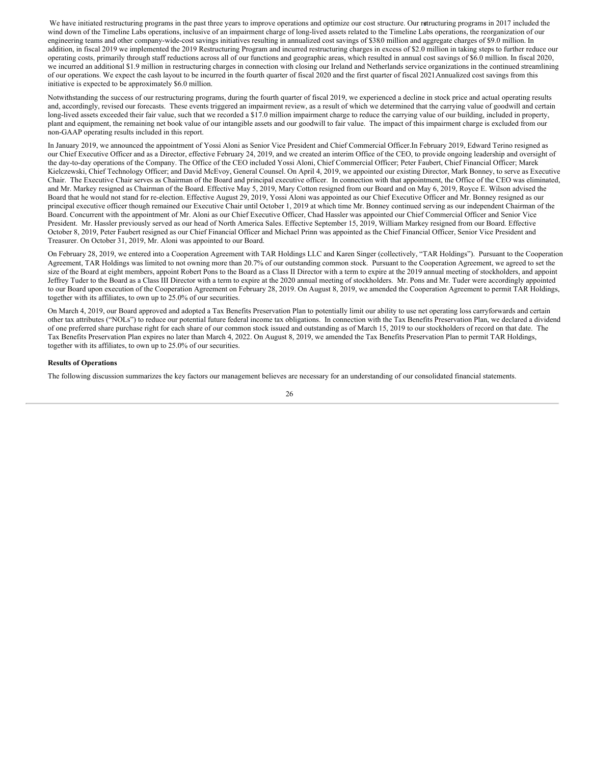We have initiated restructuring programs in the past three years to improve operations and optimize our cost structure. Our restructuring programs in 2017 included the wind down of the Timeline Labs operations, inclusive of an impairment charge of long-lived assets related to the Timeline Labs operations, the reorganization of our engineering teams and other company-wide-cost savings initiatives resulting in annualized cost savings of $38.0 million and aggregate charges of $9.0 million. In addition, in fiscal 2019 we implemented the 2019 Restructuring Program and incurred restructuring charges in excess of $2.0 million in taking steps to further reduce our operating costs, primarily through staff reductions across all of our functions and geographic areas, which resulted in annual cost savings of $6.0 million. In fiscal 2020, we incurred an additional $1.9 million in restructuring charges in connection with closing our Ireland and Netherlands service organizations in the continued streamlining of our operations. We expect the cash layout to be incurred in the fourth quarter of fiscal 2020 and the first quarter of fiscal 2021Annualized cost savings from this initiative is expected to be approximately $6.0 million.

Notwithstanding the success of our restructuring programs, during the fourth quarter of fiscal 2019, we experienced a decline in stock price and actual operating results and, accordingly, revised our forecasts. These events triggered an impairment review, as a result of which we determined that the carrying value of goodwill and certain long-lived assets exceeded their fair value, such that we recorded a $17.0 million impairment charge to reduce the carrying value of our building, included in property, plant and equipment, the remaining net book value of our intangible assets and our goodwill to fair value. The impact of this impairment charge is excluded from our non-GAAP operating results included in this report.

In January 2019, we announced the appointment of Yossi Aloni as Senior Vice President and Chief Commercial Officer.In February 2019, Edward Terino resigned as our Chief Executive Officer and as a Director, effective February 24, 2019, and we created an interim Office of the CEO, to provide ongoing leadership and oversight of the day-to-day operations of the Company. The Office of the CEO included Yossi Aloni, Chief Commercial Officer; Peter Faubert, Chief Financial Officer; Marek Kielczewski, Chief Technology Officer; and David McEvoy, General Counsel. On April 4, 2019, we appointed our existing Director, Mark Bonney, to serve as Executive Chair. The Executive Chair serves as Chairman of the Board and principal executive officer. In connection with that appointment, the Office of the CEO was eliminated, and Mr. Markey resigned as Chairman of the Board. Effective May 5, 2019, Mary Cotton resigned from our Board and on May 6, 2019, Royce E. Wilson advised the Board that he would not stand for re-election. Effective August 29, 2019, Yossi Aloni was appointed as our Chief Executive Officer and Mr. Bonney resigned as our principal executive officer though remained our Executive Chair until October 1, 2019 at which time Mr. Bonney continued serving as our independent Chairman of the Board. Concurrent with the appointment of Mr. Aloni as our Chief Executive Officer, Chad Hassler was appointed our Chief Commercial Officer and Senior Vice President. Mr. Hassler previously served as our head of North America Sales. Effective September 15, 2019, William Markey resigned from our Board. Effective October 8, 2019, Peter Faubert resigned as our Chief Financial Officer and Michael Prinn was appointed as the Chief Financial Officer, Senior Vice President and Treasurer. On October 31, 2019, Mr. Aloni was appointed to our Board.

On February 28, 2019, we entered into a Cooperation Agreement with TAR Holdings LLC and Karen Singer (collectively, "TAR Holdings"). Pursuant to the Cooperation Agreement, TAR Holdings was limited to not owning more than 20.7% of our outstanding common stock. Pursuant to the Cooperation Agreement, we agreed to set the size of the Board at eight members, appoint Robert Pons to the Board as a Class II Director with a term to expire at the 2019 annual meeting of stockholders, and appoint Jeffrey Tuder to the Board as a Class III Director with a term to expire at the 2020 annual meeting of stockholders. Mr. Pons and Mr. Tuder were accordingly appointed to our Board upon execution of the Cooperation Agreement on February 28, 2019. On August 8, 2019, we amended the Cooperation Agreement to permit TAR Holdings, together with its affiliates, to own up to 25.0% of our securities.

On March 4, 2019, our Board approved and adopted a Tax Benefits Preservation Plan to potentially limit our ability to use net operating loss carryforwards and certain other tax attributes ("NOLs") to reduce our potential future federal income tax obligations. In connection with the Tax Benefits Preservation Plan, we declared a dividend of one preferred share purchase right for each share of our common stock issued and outstanding as of March 15, 2019 to our stockholders of record on that date. The Tax Benefits Preservation Plan expires no later than March 4, 2022. On August 8, 2019, we amended the Tax Benefits Preservation Plan to permit TAR Holdings, together with its affiliates, to own up to 25.0% of our securities.

**Results of Operations**

The following discussion summarizes the key factors our management believes are necessary for an understanding of our consolidated financial statements.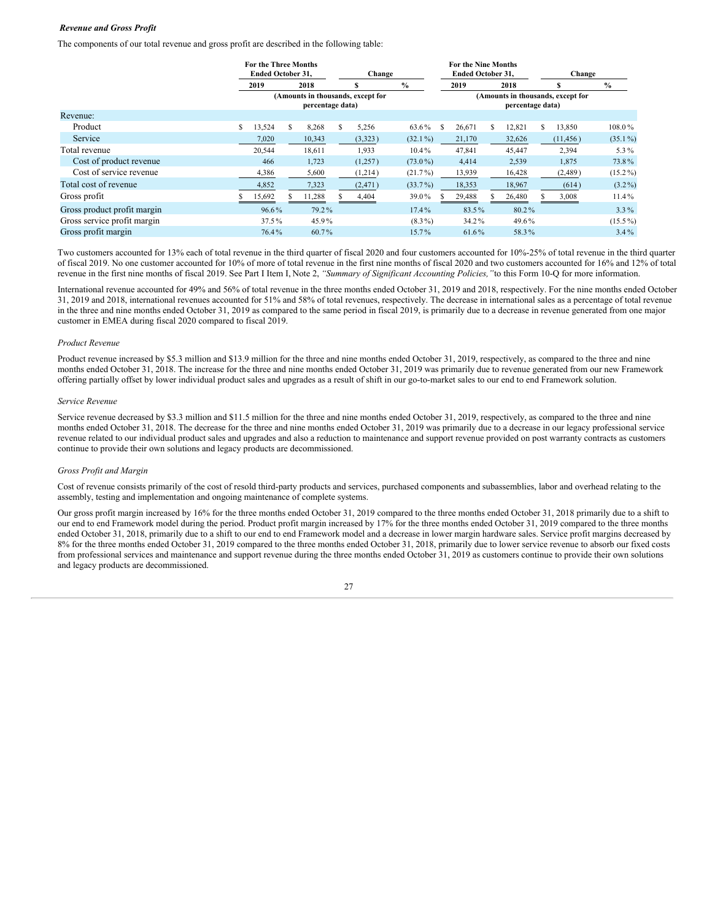***Revenue and Gross Profit***

The components of our total revenue and gross profit are described in the following table:

| | For the Three Months Ended October 31, | | Change | | For the Nine Months Ended October 31, | | Change | |
|---|---|---|---|---|---|---|---|---|
| | 2019 | 2018 | $ | % | 2019 | 2018 | $ | % |
| | (Amounts in thousands, except for percentage data) | | | | (Amounts in thousands, except for percentage data) | | | |
| Revenue: | | | | | | | | |
| Product | $ 13,524 | $ 8,268 | $ 5,256 | 63.6% | $ 26,671 | $ 12,821 | $ 13,850 | 108.0% |
| Service | 7,020 | 10,343 | (3,323) | (32.1%) | 21,170 | 32,626 | (11,456) | (35.1%) |
| Total revenue | 20,544 | 18,611 | 1,933 | 10.4% | 47,841 | 45,447 | 2,394 | 5.3% |
| Cost of product revenue | 466 | 1,723 | (1,257) | (73.0%) | 4,414 | 2,539 | 1,875 | 73.8% |
| Cost of service revenue | 4,386 | 5,600 | (1,214) | (21.7%) | 13,939 | 16,428 | (2,489) | (15.2%) |
| Total cost of revenue | 4,852 | 7,323 | (2,471) | (33.7%) | 18,353 | 18,967 | (614) | (3.2%) |
| Gross profit | $ 15,692 | $ 11,288 | $ 4,404 | 39.0% | $ 29,488 | $ 26,480 | $ 3,008 | 11.4% |
| Gross product profit margin | 96.6% | 79.2% | | 17.4% | 83.5% | 80.2% | | 3.3% |
| Gross service profit margin | 37.5% | 45.9% | | (8.3%) | 34.2% | 49.6% | | (15.5%) |
| Gross profit margin | 76.4% | 60.7% | | 15.7% | 61.6% | 58.3% | | 3.4% |

Two customers accounted for 13% each of total revenue in the third quarter of fiscal 2020 and four customers accounted for 10%-25% of total revenue in the third quarter of fiscal 2019. No one customer accounted for 10% of more of total revenue in the first nine months of fiscal 2020 and two customers accounted for 16% and 12% of total revenue in the first nine months of fiscal 2019. See Part I Item I, Note 2, *"Summary of Significant Accounting Policies,"* to this Form 10-Q for more information.

International revenue accounted for 49% and 56% of total revenue in the three months ended October 31, 2019 and 2018, respectively. For the nine months ended October 31, 2019 and 2018, international revenues accounted for 51% and 58% of total revenues, respectively. The decrease in international sales as a percentage of total revenue in the three and nine months ended October 31, 2019 as compared to the same period in fiscal 2019, is primarily due to a decrease in revenue generated from one major customer in EMEA during fiscal 2020 compared to fiscal 2019.

*Product Revenue*

Product revenue increased by $5.3 million and $13.9 million for the three and nine months ended October 31, 2019, respectively, as compared to the three and nine months ended October 31, 2018. The increase for the three and nine months ended October 31, 2019 was primarily due to revenue generated from our new Framework offering partially offset by lower individual product sales and upgrades as a result of shift in our go-to-market sales to our end to end Framework solution.

*Service Revenue*

Service revenue decreased by $3.3 million and $11.5 million for the three and nine months ended October 31, 2019, respectively, as compared to the three and nine months ended October 31, 2018. The decrease for the three and nine months ended October 31, 2019 was primarily due to a decrease in our legacy professional service revenue related to our individual product sales and upgrades and also a reduction to maintenance and support revenue provided on post warranty contracts as customers continue to provide their own solutions and legacy products are decommissioned.

*Gross Profit and Margin*

Cost of revenue consists primarily of the cost of resold third-party products and services, purchased components and subassemblies, labor and overhead relating to the assembly, testing and implementation and ongoing maintenance of complete systems.

Our gross profit margin increased by 16% for the three months ended October 31, 2019 compared to the three months ended October 31, 2018 primarily due to a shift to our end to end Framework model during the period. Product profit margin increased by 17% for the three months ended October 31, 2019 compared to the three months ended October 31, 2018, primarily due to a shift to our end to end Framework model and a decrease in lower margin hardware sales. Service profit margins decreased by 8% for the three months ended October 31, 2019 compared to the three months ended October 31, 2018, primarily due to lower service revenue to absorb our fixed costs from professional services and maintenance and support revenue during the three months ended October 31, 2019 as customers continue to provide their own solutions and legacy products are decommissioned.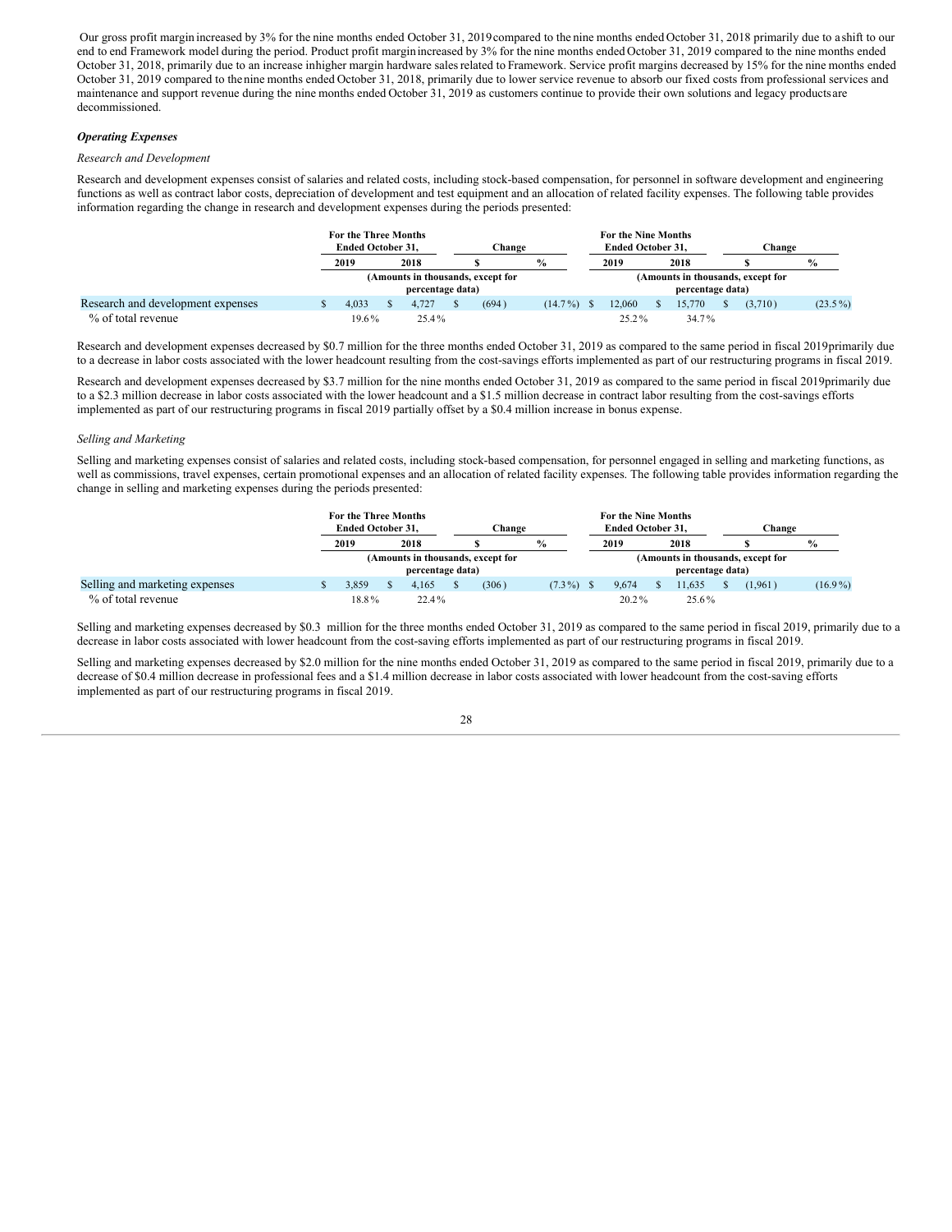Our gross profit margin increased by 3% for the nine months ended October 31, 2019 compared to the nine months ended October 31, 2018 primarily due to a shift to our end to end Framework model during the period. Product profit margin increased by 3% for the nine months ended October 31, 2019 compared to the nine months ended October 31, 2018, primarily due to an increase in higher margin hardware sales related to Framework. Service profit margins decreased by 15% for the nine months ended October 31, 2019 compared to the nine months ended October 31, 2018, primarily due to lower service revenue to absorb our fixed costs from professional services and maintenance and support revenue during the nine months ended October 31, 2019 as customers continue to provide their own solutions and legacy products are decommissioned.

***Operating Expenses***

*Research and Development*

Research and development expenses consist of salaries and related costs, including stock-based compensation, for personnel in software development and engineering functions as well as contract labor costs, depreciation of development and test equipment and an allocation of related facility expenses. The following table provides information regarding the change in research and development expenses during the periods presented:

| | For the Three Months Ended October 31, | | Change | | For the Nine Months Ended October 31, | | Change | |
|---|---|---|---|---|---|---|---|---|
| | 2019 | 2018 | $ | % | 2019 | 2018 | $ | % |
| | (Amounts in thousands, except for percentage data) | | | | (Amounts in thousands, except for percentage data) | | | |
| Research and development expenses | $ 4,033 | $ 4,727 | $ (694) | (14.7%) | $ 12,060 | $ 15,770 | $ (3,710) | (23.5%) |
| % of total revenue | 19.6% | 25.4% | | | 25.2% | 34.7% | | |

Research and development expenses decreased by $0.7 million for the three months ended October 31, 2019 as compared to the same period in fiscal 2019primarily due to a decrease in labor costs associated with the lower headcount resulting from the cost-savings efforts implemented as part of our restructuring programs in fiscal 2019.

Research and development expenses decreased by $3.7 million for the nine months ended October 31, 2019 as compared to the same period in fiscal 2019primarily due to a $2.3 million decrease in labor costs associated with the lower headcount and a $1.5 million decrease in contract labor resulting from the cost-savings efforts implemented as part of our restructuring programs in fiscal 2019 partially offset by a $0.4 million increase in bonus expense.

*Selling and Marketing*

Selling and marketing expenses consist of salaries and related costs, including stock-based compensation, for personnel engaged in selling and marketing functions, as well as commissions, travel expenses, certain promotional expenses and an allocation of related facility expenses. The following table provides information regarding the change in selling and marketing expenses during the periods presented:

| | For the Three Months Ended October 31, | | Change | | For the Nine Months Ended October 31, | | Change | |
|---|---|---|---|---|---|---|---|---|
| | 2019 | 2018 | $ | % | 2019 | 2018 | $ | % |
| | (Amounts in thousands, except for percentage data) | | | | (Amounts in thousands, except for percentage data) | | | |
| Selling and marketing expenses | $ 3,859 | $ 4,165 | $ (306) | (7.3%) | $ 9,674 | $ 11,635 | $ (1,961) | (16.9%) |
| % of total revenue | 18.8% | 22.4% | | | 20.2% | 25.6% | | |

Selling and marketing expenses decreased by $0.3 million for the three months ended October 31, 2019 as compared to the same period in fiscal 2019, primarily due to a decrease in labor costs associated with lower headcount from the cost-saving efforts implemented as part of our restructuring programs in fiscal 2019.

Selling and marketing expenses decreased by $2.0 million for the nine months ended October 31, 2019 as compared to the same period in fiscal 2019, primarily due to a decrease of $0.4 million decrease in professional fees and a $1.4 million decrease in labor costs associated with lower headcount from the cost-saving efforts implemented as part of our restructuring programs in fiscal 2019.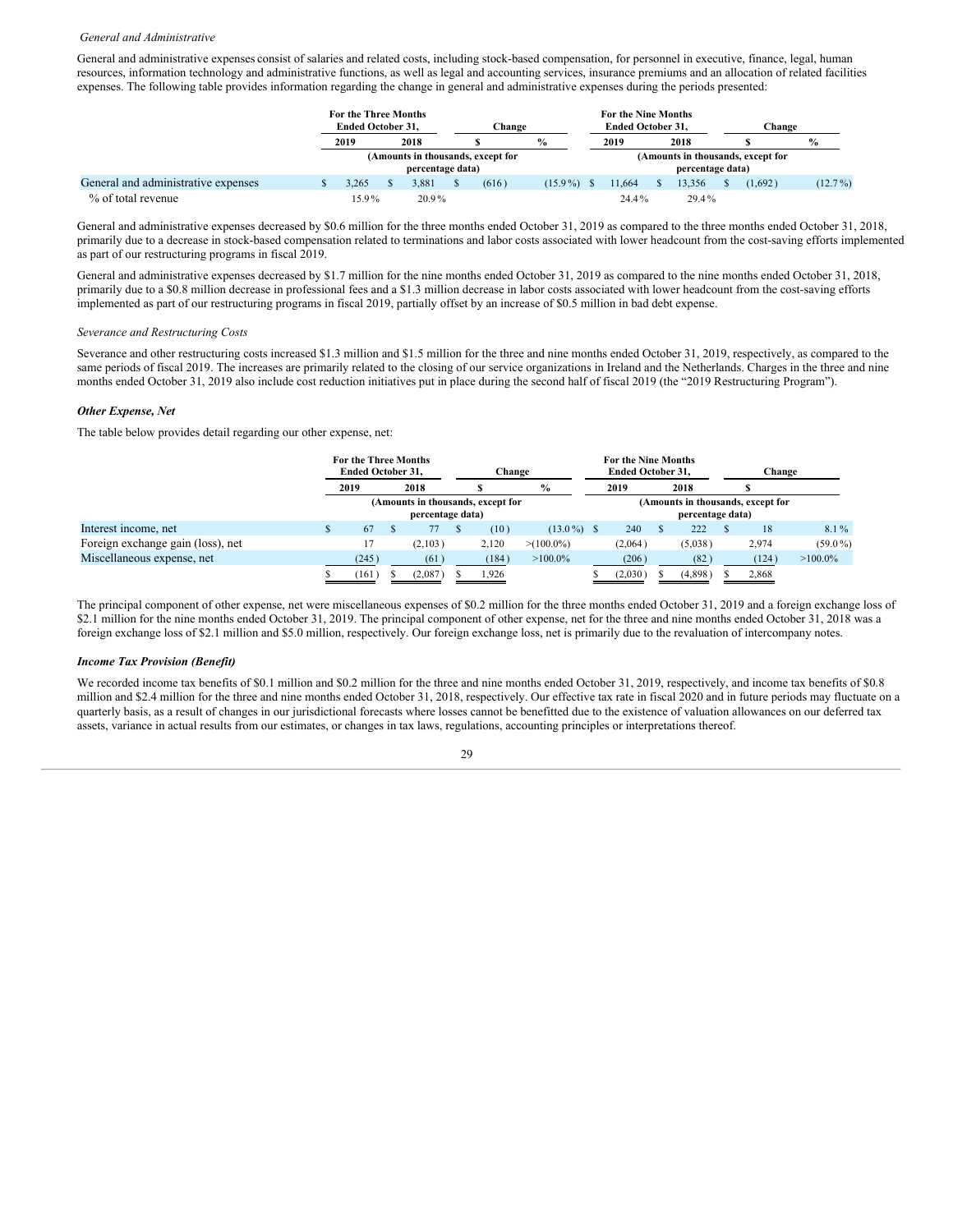*General and Administrative*

General and administrative expenses consist of salaries and related costs, including stock-based compensation, for personnel in executive, finance, legal, human resources, information technology and administrative functions, as well as legal and accounting services, insurance premiums and an allocation of related facilities expenses. The following table provides information regarding the change in general and administrative expenses during the periods presented:

| | For the Three Months Ended October 31, | | Change | | For the Nine Months Ended October 31, | | Change | |
|---|---|---|---|---|---|---|---|---|
| | 2019 | 2018 | $ | % | 2019 | 2018 | $ | % |
| | (Amounts in thousands, except for percentage data) | | | | (Amounts in thousands, except for percentage data) | | | |
| General and administrative expenses | $ 3,265 | $ 3,881 | $ (616) | (15.9%) | $ 11,664 | $ 13,356 | $ (1,692) | (12.7%) |
| % of total revenue | 15.9% | 20.9% | | | 24.4% | 29.4% | | |

General and administrative expenses decreased by $0.6 million for the three months ended October 31, 2019 as compared to the three months ended October 31, 2018, primarily due to a decrease in stock-based compensation related to terminations and labor costs associated with lower headcount from the cost-saving efforts implemented as part of our restructuring programs in fiscal 2019.

General and administrative expenses decreased by $1.7 million for the nine months ended October 31, 2019 as compared to the nine months ended October 31, 2018, primarily due to a $0.8 million decrease in professional fees and a $1.3 million decrease in labor costs associated with lower headcount from the cost-saving efforts implemented as part of our restructuring programs in fiscal 2019, partially offset by an increase of $0.5 million in bad debt expense.

*Severance and Restructuring Costs*

Severance and other restructuring costs increased $1.3 million and $1.5 million for the three and nine months ended October 31, 2019, respectively, as compared to the same periods of fiscal 2019. The increases are primarily related to the closing of our service organizations in Ireland and the Netherlands. Charges in the three and nine months ended October 31, 2019 also include cost reduction initiatives put in place during the second half of fiscal 2019 (the "2019 Restructuring Program").

***Other Expense, Net***

The table below provides detail regarding our other expense, net:

| | For the Three Months Ended October 31, | | Change | | For the Nine Months Ended October 31, | | Change | |
|---|---|---|---|---|---|---|---|---|
| | 2019 | 2018 | $ | % | 2019 | 2018 | $ | |
| | (Amounts in thousands, except for percentage data) | | | | (Amounts in thousands, except for percentage data) | | | |
| Interest income, net | $ 67 | $ 77 | $ (10) | (13.0%) | $ 240 | $ 222 | $ 18 | 8.1% |
| Foreign exchange gain (loss), net | 17 | (2,103) | 2,120 | >(100.0%) | (2,064) | (5,038) | 2,974 | (59.0%) |
| Miscellaneous expense, net | (245) | (61) | (184) | >100.0% | (206) | (82) | (124) | >100.0% |
| | $ (161) | $ (2,087) | $ 1,926 | | $ (2,030) | $ (4,898) | $ 2,868 | |

The principal component of other expense, net were miscellaneous expenses of $0.2 million for the three months ended October 31, 2019 and a foreign exchange loss of $2.1 million for the nine months ended October 31, 2019. The principal component of other expense, net for the three and nine months ended October 31, 2018 was a foreign exchange loss of $2.1 million and $5.0 million, respectively. Our foreign exchange loss, net is primarily due to the revaluation of intercompany notes.

***Income Tax Provision (Benefit)***

We recorded income tax benefits of $0.1 million and $0.2 million for the three and nine months ended October 31, 2019, respectively, and income tax benefits of $0.8 million and $2.4 million for the three and nine months ended October 31, 2018, respectively. Our effective tax rate in fiscal 2020 and in future periods may fluctuate on a quarterly basis, as a result of changes in our jurisdictional forecasts where losses cannot be benefitted due to the existence of valuation allowances on our deferred tax assets, variance in actual results from our estimates, or changes in tax laws, regulations, accounting principles or interpretations thereof.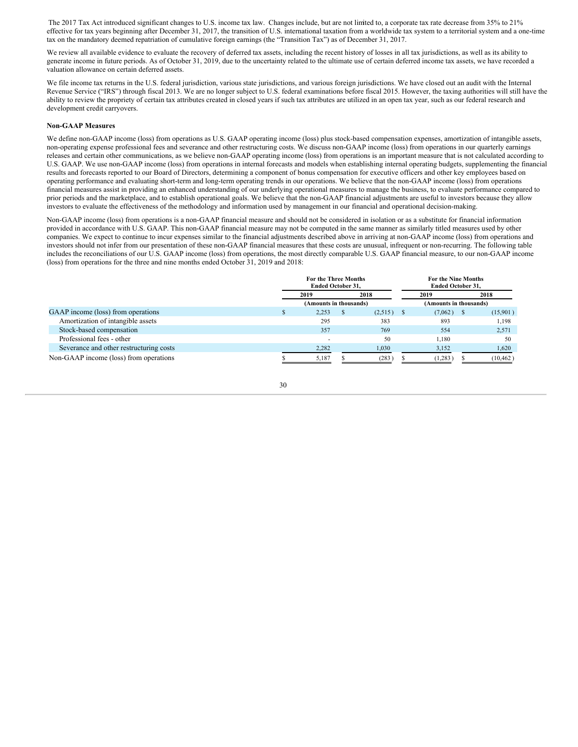The 2017 Tax Act introduced significant changes to U.S. income tax law. Changes include, but are not limited to, a corporate tax rate decrease from 35% to 21% effective for tax years beginning after December 31, 2017, the transition of U.S. international taxation from a worldwide tax system to a territorial system and a one-time tax on the mandatory deemed repatriation of cumulative foreign earnings (the "Transition Tax") as of December 31, 2017.

We review all available evidence to evaluate the recovery of deferred tax assets, including the recent history of losses in all tax jurisdictions, as well as its ability to generate income in future periods. As of October 31, 2019, due to the uncertainty related to the ultimate use of certain deferred income tax assets, we have recorded a valuation allowance on certain deferred assets.

We file income tax returns in the U.S. federal jurisdiction, various state jurisdictions, and various foreign jurisdictions. We have closed out an audit with the Internal Revenue Service ("IRS") through fiscal 2013. We are no longer subject to U.S. federal examinations before fiscal 2015. However, the taxing authorities will still have the ability to review the propriety of certain tax attributes created in closed years if such tax attributes are utilized in an open tax year, such as our federal research and development credit carryovers.

**Non-GAAP Measures**

We define non-GAAP income (loss) from operations as U.S. GAAP operating income (loss) plus stock-based compensation expenses, amortization of intangible assets, non-operating expense professional fees and severance and other restructuring costs. We discuss non-GAAP income (loss) from operations in our quarterly earnings releases and certain other communications, as we believe non-GAAP operating income (loss) from operations is an important measure that is not calculated according to U.S. GAAP. We use non-GAAP income (loss) from operations in internal forecasts and models when establishing internal operating budgets, supplementing the financial results and forecasts reported to our Board of Directors, determining a component of bonus compensation for executive officers and other key employees based on operating performance and evaluating short-term and long-term operating trends in our operations. We believe that the non-GAAP income (loss) from operations financial measures assist in providing an enhanced understanding of our underlying operational measures to manage the business, to evaluate performance compared to prior periods and the marketplace, and to establish operational goals. We believe that the non-GAAP financial adjustments are useful to investors because they allow investors to evaluate the effectiveness of the methodology and information used by management in our financial and operational decision-making.

Non-GAAP income (loss) from operations is a non-GAAP financial measure and should not be considered in isolation or as a substitute for financial information provided in accordance with U.S. GAAP. This non-GAAP financial measure may not be computed in the same manner as similarly titled measures used by other companies. We expect to continue to incur expenses similar to the financial adjustments described above in arriving at non-GAAP income (loss) from operations and investors should not infer from our presentation of these non-GAAP financial measures that these costs are unusual, infrequent or non-recurring. The following table includes the reconciliations of our U.S. GAAP income (loss) from operations, the most directly comparable U.S. GAAP financial measure, to our non-GAAP income (loss) from operations for the three and nine months ended October 31, 2019 and 2018:

| | For the Three Months Ended October 31, | | For the Nine Months Ended October 31, | |
|---|---|---|---|---|
| | 2019 | 2018 | 2019 | 2018 |
| | (Amounts in thousands) | | (Amounts in thousands) | |
| GAAP income (loss) from operations | $ 2,253 | $ (2,515) | $ (7,062) | $ (15,901) |
| Amortization of intangible assets | 295 | 383 | 893 | 1,198 |
| Stock-based compensation | 357 | 769 | 554 | 2,571 |
| Professional fees - other | - | 50 | 1,180 | 50 |
| Severance and other restructuring costs | 2,282 | 1,030 | 3,152 | 1,620 |
| Non-GAAP income (loss) from operations | $ 5,187 | $ (283) | $ (1,283) | $ (10,462) |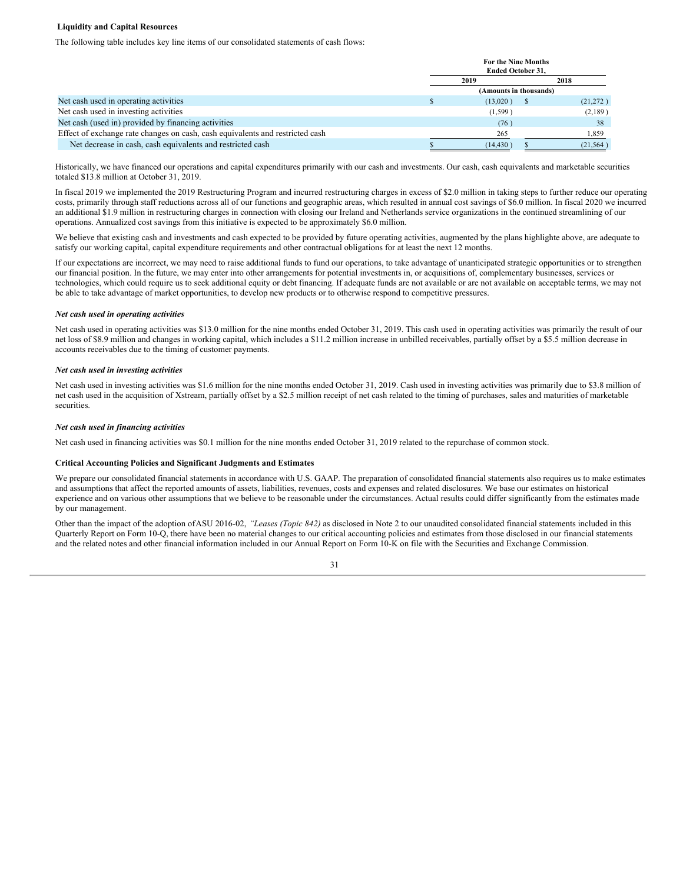**Liquidity and Capital Resources**

The following table includes key line items of our consolidated statements of cash flows:

| | For the Nine Months Ended October 31, | |
|---|---|---|
| | 2019 | 2018 |
| | (Amounts in thousands) | |
| Net cash used in operating activities | $ (13,020 ) | $ (21,272 ) |
| Net cash used in investing activities | (1,599 ) | (2,189 ) |
| Net cash (used in) provided by financing activities | (76 ) | 38 |
| Effect of exchange rate changes on cash, cash equivalents and restricted cash | 265 | 1,859 |
| Net decrease in cash, cash equivalents and restricted cash | $ (14,430 ) | $ (21,564 ) |

Historically, we have financed our operations and capital expenditures primarily with our cash and investments. Our cash, cash equivalents and marketable securities totaled $13.8 million at October 31, 2019.

In fiscal 2019 we implemented the 2019 Restructuring Program and incurred restructuring charges in excess of $2.0 million in taking steps to further reduce our operating costs, primarily through staff reductions across all of our functions and geographic areas, which resulted in annual cost savings of $6.0 million. In fiscal 2020 we incurred an additional $1.9 million in restructuring charges in connection with closing our Ireland and Netherlands service organizations in the continued streamlining of our operations. Annualized cost savings from this initiative is expected to be approximately $6.0 million.

We believe that existing cash and investments and cash expected to be provided by future operating activities, augmented by the plans highlighte above, are adequate to satisfy our working capital, capital expenditure requirements and other contractual obligations for at least the next 12 months.

If our expectations are incorrect, we may need to raise additional funds to fund our operations, to take advantage of unanticipated strategic opportunities or to strengthen our financial position. In the future, we may enter into other arrangements for potential investments in, or acquisitions of, complementary businesses, services or technologies, which could require us to seek additional equity or debt financing. If adequate funds are not available or are not available on acceptable terms, we may not be able to take advantage of market opportunities, to develop new products or to otherwise respond to competitive pressures.

***Net cash used in operating activities***

Net cash used in operating activities was $13.0 million for the nine months ended October 31, 2019. This cash used in operating activities was primarily the result of our net loss of $8.9 million and changes in working capital, which includes a $11.2 million increase in unbilled receivables, partially offset by a $5.5 million decrease in accounts receivables due to the timing of customer payments.

***Net cash used in investing activities***

Net cash used in investing activities was $1.6 million for the nine months ended October 31, 2019. Cash used in investing activities was primarily due to $3.8 million of net cash used in the acquisition of Xstream, partially offset by a $2.5 million receipt of net cash related to the timing of purchases, sales and maturities of marketable securities.

***Net cash used in financing activities***

Net cash used in financing activities was $0.1 million for the nine months ended October 31, 2019 related to the repurchase of common stock.

**Critical Accounting Policies and Significant Judgments and Estimates**

We prepare our consolidated financial statements in accordance with U.S. GAAP. The preparation of consolidated financial statements also requires us to make estimates and assumptions that affect the reported amounts of assets, liabilities, revenues, costs and expenses and related disclosures. We base our estimates on historical experience and on various other assumptions that we believe to be reasonable under the circumstances. Actual results could differ significantly from the estimates made by our management.

Other than the impact of the adoption ofASU 2016-02, *"Leases (Topic 842)* as disclosed in Note 2 to our unaudited consolidated financial statements included in this Quarterly Report on Form 10-Q, there have been no material changes to our critical accounting policies and estimates from those disclosed in our financial statements and the related notes and other financial information included in our Annual Report on Form 10-K on file with the Securities and Exchange Commission.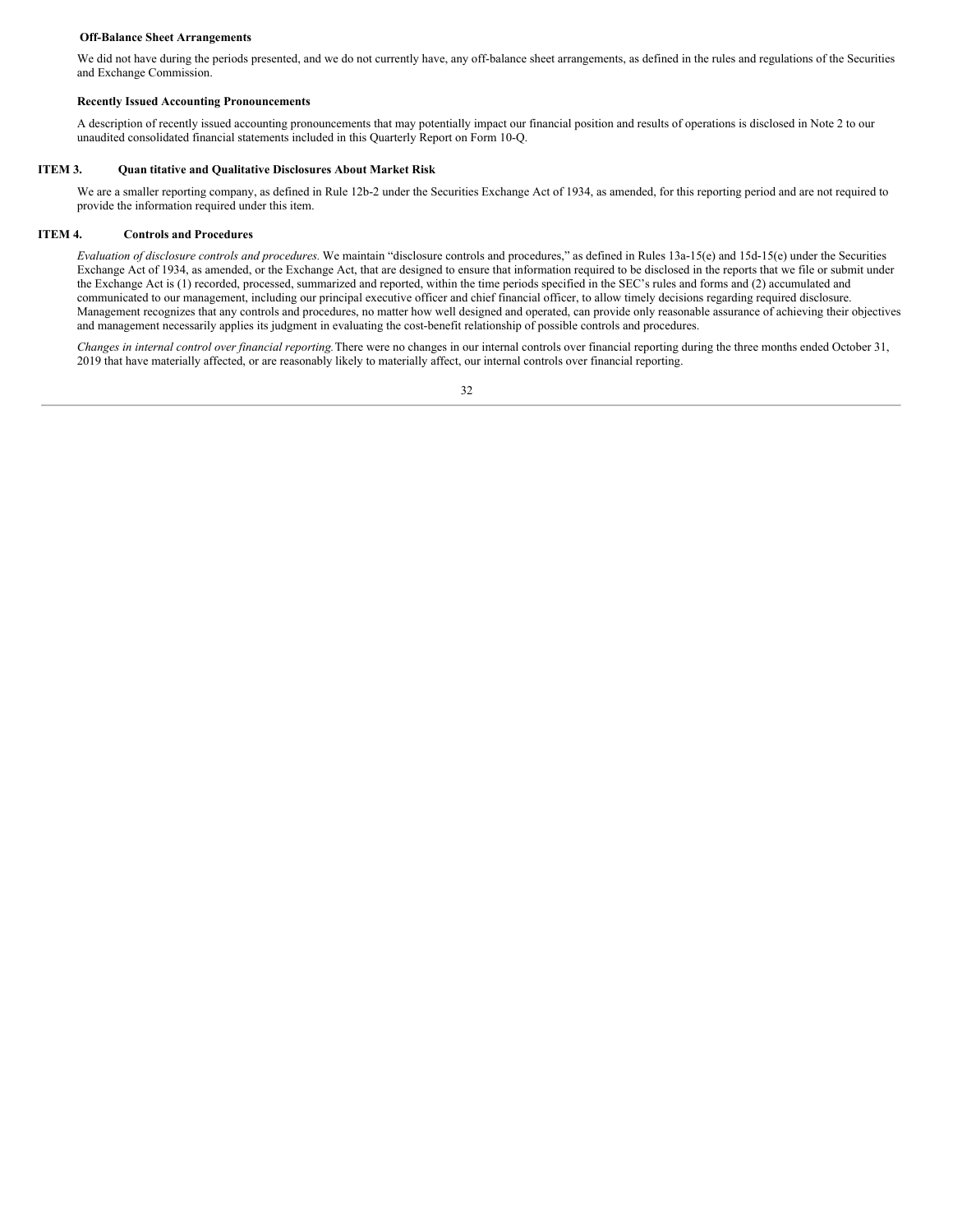### Off-Balance Sheet Arrangements

We did not have during the periods presented, and we do not currently have, any off-balance sheet arrangements, as defined in the rules and regulations of the Securities and Exchange Commission.

### Recently Issued Accounting Pronouncements

A description of recently issued accounting pronouncements that may potentially impact our financial position and results of operations is disclosed in Note 2 to our unaudited consolidated financial statements included in this Quarterly Report on Form 10-Q.

## ITEM 3. Quan titative and Qualitative Disclosures About Market Risk

We are a smaller reporting company, as defined in Rule 12b-2 under the Securities Exchange Act of 1934, as amended, for this reporting period and are not required to provide the information required under this item.

## ITEM 4. Controls and Procedures

*Evaluation of disclosure controls and procedures.* We maintain "disclosure controls and procedures," as defined in Rules 13a-15(e) and 15d-15(e) under the Securities Exchange Act of 1934, as amended, or the Exchange Act, that are designed to ensure that information required to be disclosed in the reports that we file or submit under the Exchange Act is (1) recorded, processed, summarized and reported, within the time periods specified in the SEC's rules and forms and (2) accumulated and communicated to our management, including our principal executive officer and chief financial officer, to allow timely decisions regarding required disclosure. Management recognizes that any controls and procedures, no matter how well designed and operated, can provide only reasonable assurance of achieving their objectives and management necessarily applies its judgment in evaluating the cost-benefit relationship of possible controls and procedures.

*Changes in internal control over financial reporting.* There were no changes in our internal controls over financial reporting during the three months ended October 31, 2019 that have materially affected, or are reasonably likely to materially affect, our internal controls over financial reporting.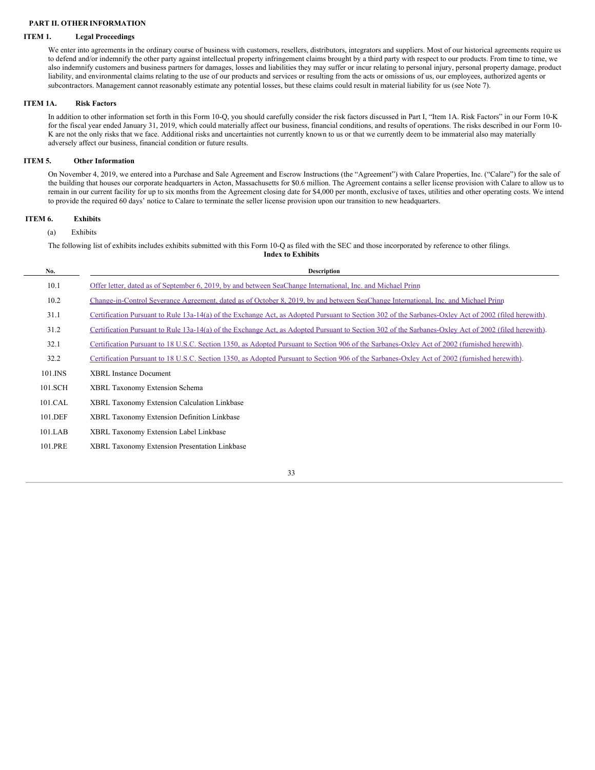## PART II. OTHER INFORMATION

### ITEM 1. Legal Proceedings

We enter into agreements in the ordinary course of business with customers, resellers, distributors, integrators and suppliers. Most of our historical agreements require us to defend and/or indemnify the other party against intellectual property infringement claims brought by a third party with respect to our products. From time to time, we also indemnify customers and business partners for damages, losses and liabilities they may suffer or incur relating to personal injury, personal property damage, product liability, and environmental claims relating to the use of our products and services or resulting from the acts or omissions of us, our employees, authorized agents or subcontractors. Management cannot reasonably estimate any potential losses, but these claims could result in material liability for us (see Note 7).

### ITEM 1A. Risk Factors

In addition to other information set forth in this Form 10-Q, you should carefully consider the risk factors discussed in Part I, "Item 1A. Risk Factors" in our Form 10-K for the fiscal year ended January 31, 2019, which could materially affect our business, financial conditions, and results of operations. The risks described in our Form 10-K are not the only risks that we face. Additional risks and uncertainties not currently known to us or that we currently deem to be immaterial also may materially adversely affect our business, financial condition or future results.

### ITEM 5. Other Information

On November 4, 2019, we entered into a Purchase and Sale Agreement and Escrow Instructions (the "Agreement") with Calare Properties, Inc. ("Calare") for the sale of the building that houses our corporate headquarters in Acton, Massachusetts for $0.6 million. The Agreement contains a seller license provision with Calare to allow us to remain in our current facility for up to six months from the Agreement closing date for $4,000 per month, exclusive of taxes, utilities and other operating costs. We intend to provide the required 60 days' notice to Calare to terminate the seller license provision upon our transition to new headquarters.

### ITEM 6. Exhibits

(a) Exhibits

The following list of exhibits includes exhibits submitted with this Form 10-Q as filed with the SEC and those incorporated by reference to other filings.

**Index to Exhibits**

| No. | Description |
|---|---|
| 10.1 | Offer letter, dated as of September 6, 2019, by and between SeaChange International, Inc. and Michael Prinn |
| 10.2 | Change-in-Control Severance Agreement, dated as of October 8, 2019, by and between SeaChange International, Inc. and Michael Prinn |
| 31.1 | Certification Pursuant to Rule 13a-14(a) of the Exchange Act, as Adopted Pursuant to Section 302 of the Sarbanes-Oxley Act of 2002 (filed herewith). |
| 31.2 | Certification Pursuant to Rule 13a-14(a) of the Exchange Act, as Adopted Pursuant to Section 302 of the Sarbanes-Oxley Act of 2002 (filed herewith). |
| 32.1 | Certification Pursuant to 18 U.S.C. Section 1350, as Adopted Pursuant to Section 906 of the Sarbanes-Oxley Act of 2002 (furnished herewith). |
| 32.2 | Certification Pursuant to 18 U.S.C. Section 1350, as Adopted Pursuant to Section 906 of the Sarbanes-Oxley Act of 2002 (furnished herewith). |
| 101.INS | XBRL Instance Document |
| 101.SCH | XBRL Taxonomy Extension Schema |
| 101.CAL | XBRL Taxonomy Extension Calculation Linkbase |
| 101.DEF | XBRL Taxonomy Extension Definition Linkbase |
| 101.LAB | XBRL Taxonomy Extension Label Linkbase |
| 101.PRE | XBRL Taxonomy Extension Presentation Linkbase |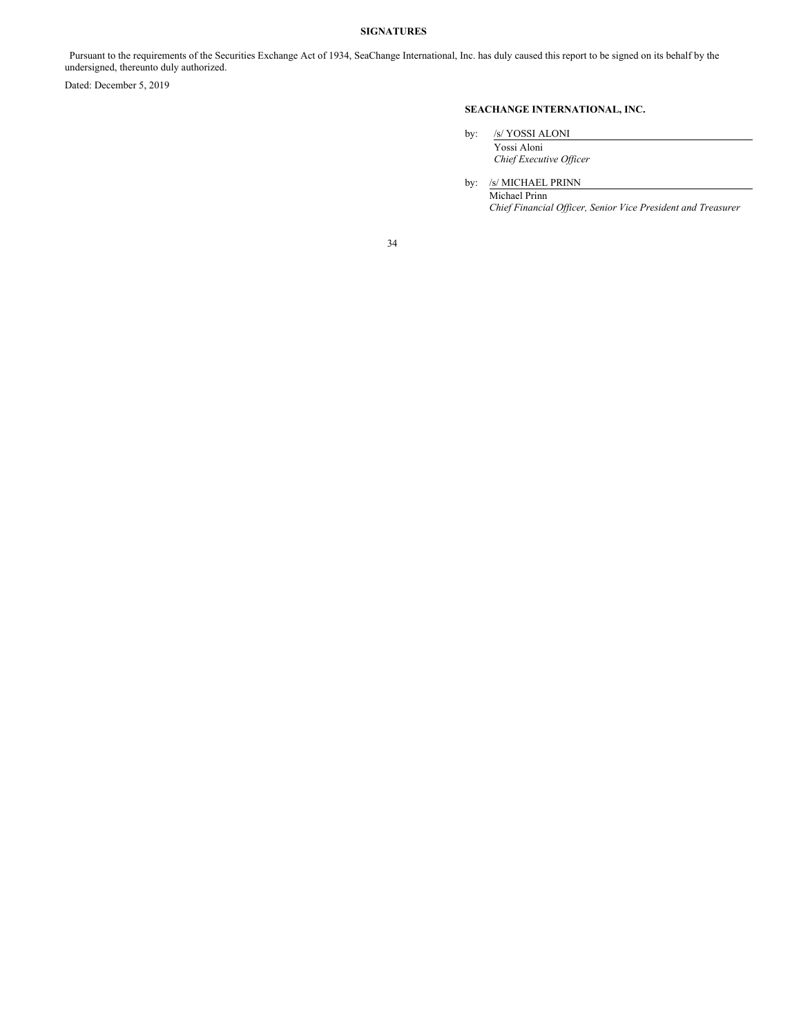**SIGNATURES**

Pursuant to the requirements of the Securities Exchange Act of 1934, SeaChange International, Inc. has duly caused this report to be signed on its behalf by the undersigned, thereunto duly authorized.

Dated: December 5, 2019

**SEACHANGE INTERNATIONAL, INC.**

by: /s/ YOSSI ALONI
Yossi Aloni
*Chief Executive Officer*

by: /s/ MICHAEL PRINN
Michael Prinn
*Chief Financial Officer, Senior Vice President and Treasurer*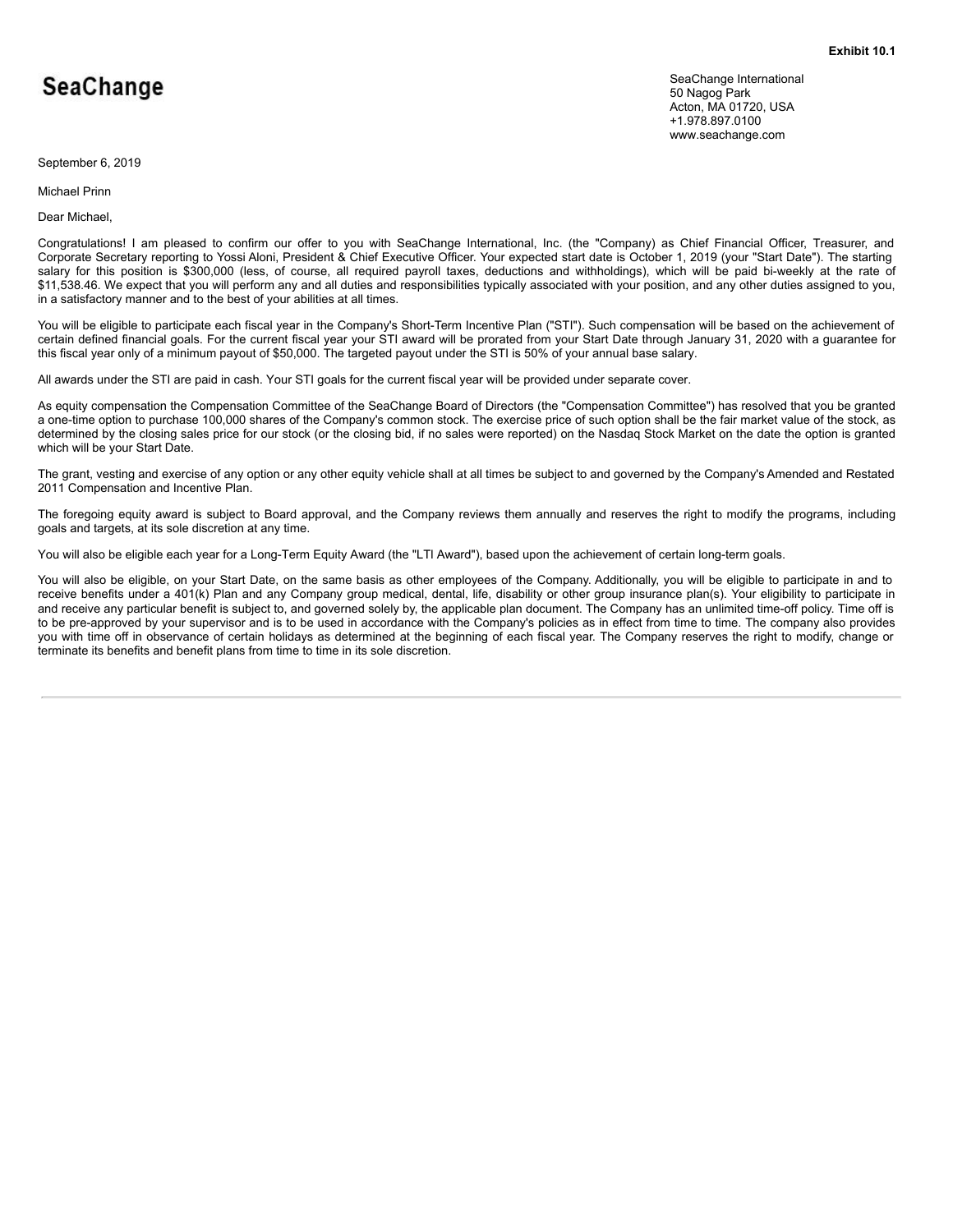**Exhibit 10.1**

**SeaChange**

SeaChange International
50 Nagog Park
Acton, MA 01720, USA
+1.978.897.0100
www.seachange.com

September 6, 2019

Michael Prinn

Dear Michael,

Congratulations! I am pleased to confirm our offer to you with SeaChange International, Inc. (the "Company) as Chief Financial Officer, Treasurer, and Corporate Secretary reporting to Yossi Aloni, President & Chief Executive Officer. Your expected start date is October 1, 2019 (your "Start Date"). The starting salary for this position is $300,000 (less, of course, all required payroll taxes, deductions and withholdings), which will be paid bi-weekly at the rate of $11,538.46. We expect that you will perform any and all duties and responsibilities typically associated with your position, and any other duties assigned to you, in a satisfactory manner and to the best of your abilities at all times.

You will be eligible to participate each fiscal year in the Company's Short-Term Incentive Plan ("STI"). Such compensation will be based on the achievement of certain defined financial goals. For the current fiscal year your STI award will be prorated from your Start Date through January 31, 2020 with a guarantee for this fiscal year only of a minimum payout of $50,000. The targeted payout under the STI is 50% of your annual base salary.

All awards under the STI are paid in cash. Your STI goals for the current fiscal year will be provided under separate cover.

As equity compensation the Compensation Committee of the SeaChange Board of Directors (the "Compensation Committee") has resolved that you be granted a one-time option to purchase 100,000 shares of the Company's common stock. The exercise price of such option shall be the fair market value of the stock, as determined by the closing sales price for our stock (or the closing bid, if no sales were reported) on the Nasdaq Stock Market on the date the option is granted which will be your Start Date.

The grant, vesting and exercise of any option or any other equity vehicle shall at all times be subject to and governed by the Company's Amended and Restated 2011 Compensation and Incentive Plan.

The foregoing equity award is subject to Board approval, and the Company reviews them annually and reserves the right to modify the programs, including goals and targets, at its sole discretion at any time.

You will also be eligible each year for a Long-Term Equity Award (the "LTI Award"), based upon the achievement of certain long-term goals.

You will also be eligible, on your Start Date, on the same basis as other employees of the Company. Additionally, you will be eligible to participate in and to receive benefits under a 401(k) Plan and any Company group medical, dental, life, disability or other group insurance plan(s). Your eligibility to participate in and receive any particular benefit is subject to, and governed solely by, the applicable plan document. The Company has an unlimited time-off policy. Time off is to be pre-approved by your supervisor and is to be used in accordance with the Company's policies as in effect from time to time. The company also provides you with time off in observance of certain holidays as determined at the beginning of each fiscal year. The Company reserves the right to modify, change or terminate its benefits and benefit plans from time to time in its sole discretion.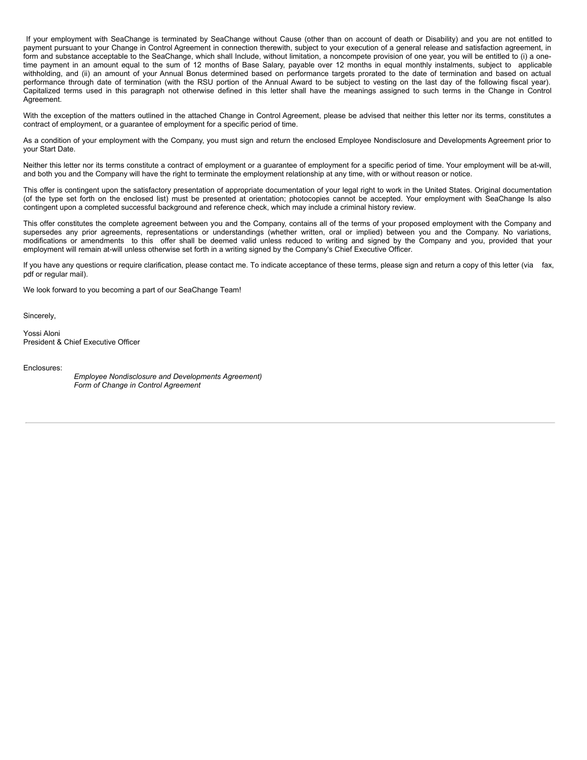If your employment with SeaChange is terminated by SeaChange without Cause (other than on account of death or Disability) and you are not entitled to payment pursuant to your Change in Control Agreement in connection therewith, subject to your execution of a general release and satisfaction agreement, in form and substance acceptable to the SeaChange, which shall Include, without limitation, a noncompete provision of one year, you will be entitled to (i) a one-time payment in an amount equal to the sum of 12 months of Base Salary, payable over 12 months in equal monthly instalments, subject to applicable withholding, and (ii) an amount of your Annual Bonus determined based on performance targets prorated to the date of termination and based on actual performance through date of termination (with the RSU portion of the Annual Award to be subject to vesting on the last day of the following fiscal year). Capitalized terms used in this paragraph not otherwise defined in this letter shall have the meanings assigned to such terms in the Change in Control Agreement.

With the exception of the matters outlined in the attached Change in Control Agreement, please be advised that neither this letter nor its terms, constitutes a contract of employment, or a guarantee of employment for a specific period of time.

As a condition of your employment with the Company, you must sign and return the enclosed Employee Nondisclosure and Developments Agreement prior to your Start Date.

Neither this letter nor its terms constitute a contract of employment or a guarantee of employment for a specific period of time. Your employment will be at-will, and both you and the Company will have the right to terminate the employment relationship at any time, with or without reason or notice.

This offer is contingent upon the satisfactory presentation of appropriate documentation of your legal right to work in the United States. Original documentation (of the type set forth on the enclosed list) must be presented at orientation; photocopies cannot be accepted. Your employment with SeaChange Is also contingent upon a completed successful background and reference check, which may include a criminal history review.

This offer constitutes the complete agreement between you and the Company, contains all of the terms of your proposed employment with the Company and supersedes any prior agreements, representations or understandings (whether written, oral or implied) between you and the Company. No variations, modifications or amendments to this offer shall be deemed valid unless reduced to writing and signed by the Company and you, provided that your employment will remain at-will unless otherwise set forth in a writing signed by the Company's Chief Executive Officer.

If you have any questions or require clarification, please contact me. To indicate acceptance of these terms, please sign and return a copy of this letter (via fax, pdf or regular mail).

We look forward to you becoming a part of our SeaChange Team!

Sincerely,

Yossi Aloni
President & Chief Executive Officer

Enclosures:

*Employee Nondisclosure and Developments Agreement)*
*Form of Change in Control Agreement*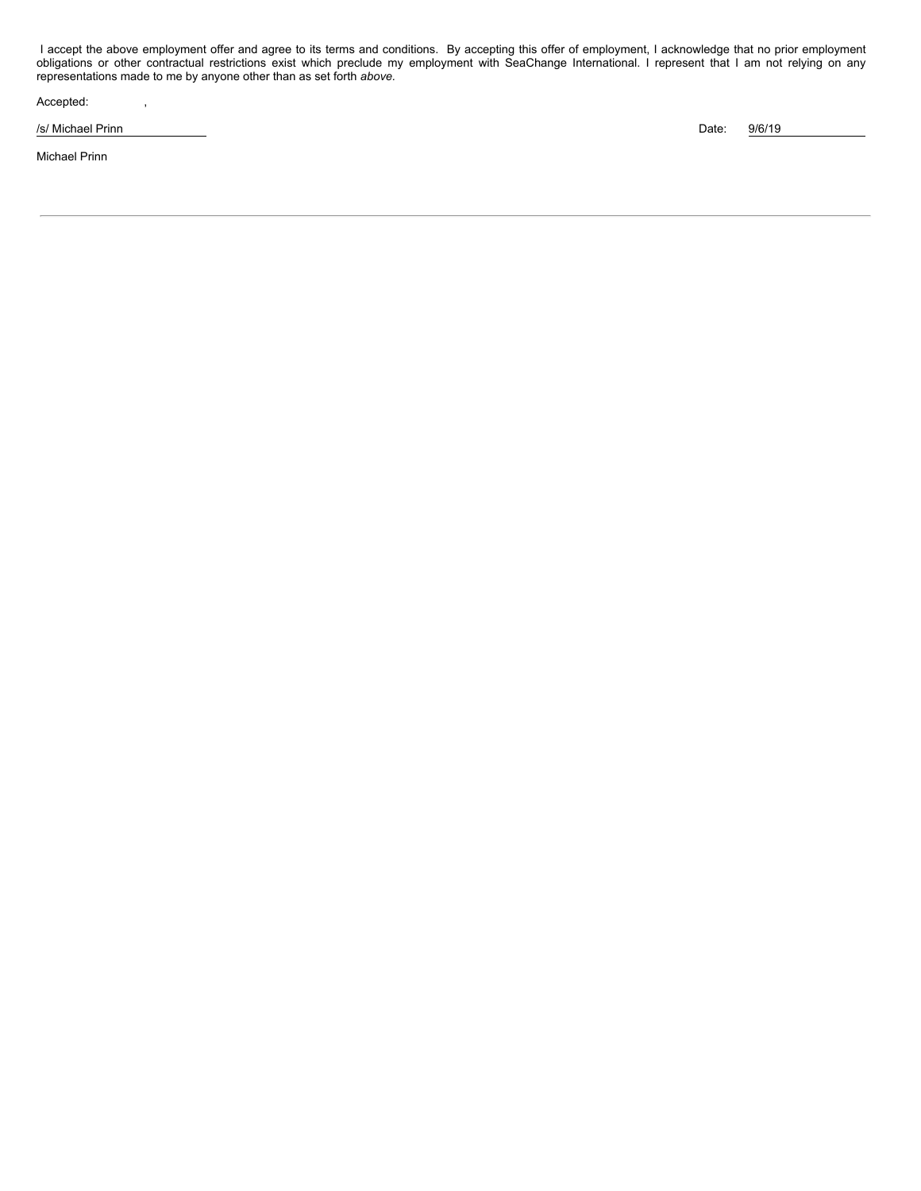I accept the above employment offer and agree to its terms and conditions. By accepting this offer of employment, I acknowledge that no prior employment obligations or other contractual restrictions exist which preclude my employment with SeaChange International. I represent that I am not relying on any representations made to me by anyone other than as set forth *above.*

Accepted: ,

/s/ Michael Prinn Date: 9/6/19

Michael Prinn

---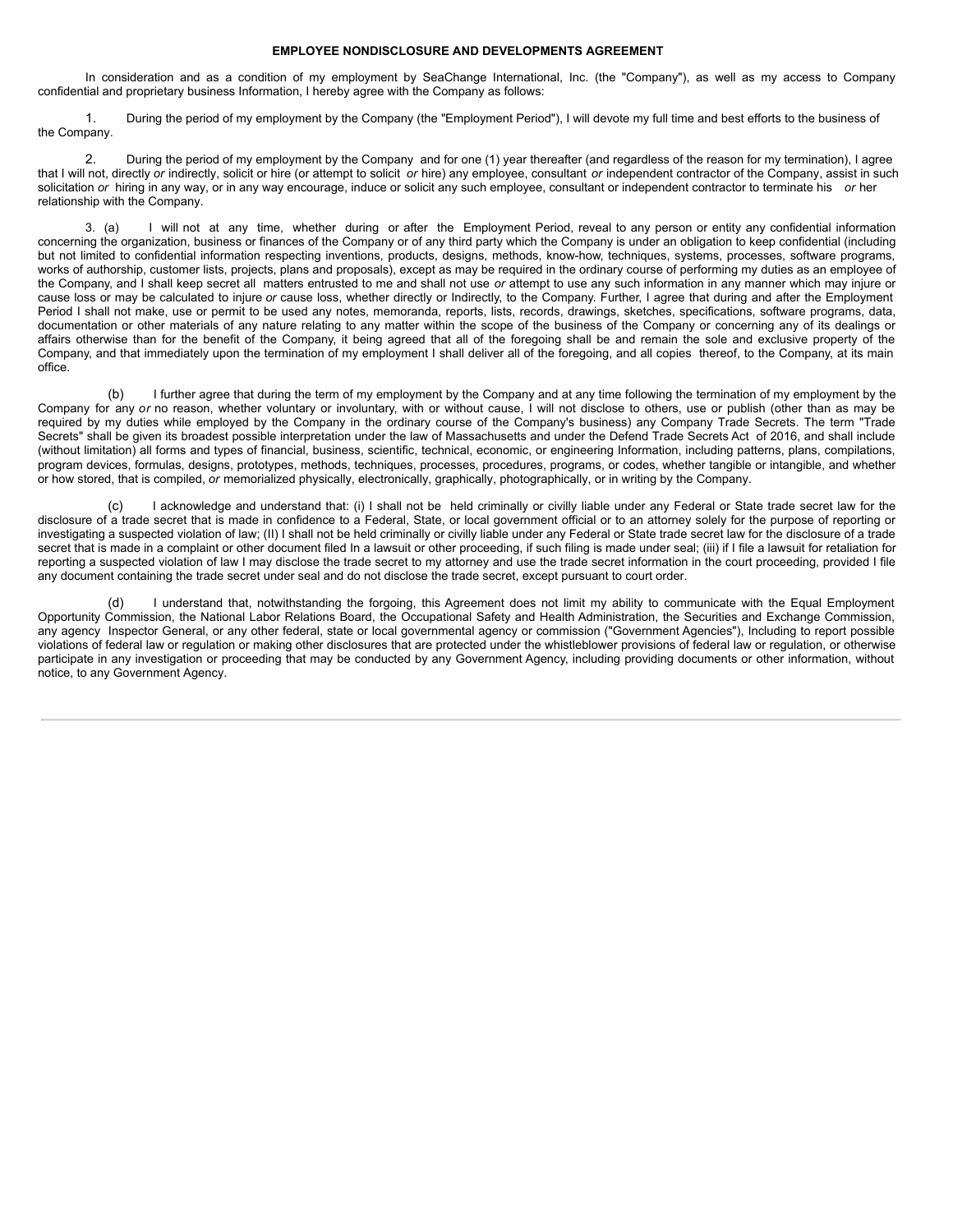**EMPLOYEE NONDISCLOSURE AND DEVELOPMENTS AGREEMENT**

In consideration and as a condition of my employment by SeaChange International, Inc. (the "Company"), as well as my access to Company confidential and proprietary business Information, I hereby agree with the Company as follows:

1. During the period of my employment by the Company (the "Employment Period"), I will devote my full time and best efforts to the business of the Company.

2. During the period of my employment by the Company and for one (1) year thereafter (and regardless of the reason for my termination), I agree that I will not, directly *or* indirectly, solicit or hire (or attempt to solicit *or* hire) any employee, consultant *or* independent contractor of the Company, assist in such solicitation *or* hiring in any way, or in any way encourage, induce or solicit any such employee, consultant or independent contractor to terminate his *or* her relationship with the Company.

3. (a) I will not at any time, whether during or after the Employment Period, reveal to any person or entity any confidential information concerning the organization, business or finances of the Company or of any third party which the Company is under an obligation to keep confidential (including but not limited to confidential information respecting inventions, products, designs, methods, know-how, techniques, systems, processes, software programs, works of authorship, customer lists, projects, plans and proposals), except as may be required in the ordinary course of performing my duties as an employee of the Company, and I shall keep secret all matters entrusted to me and shall not use *or* attempt to use any such information in any manner which may injure or cause loss or may be calculated to injure *or* cause loss, whether directly or Indirectly, to the Company. Further, I agree that during and after the Employment Period I shall not make, use or permit to be used any notes, memoranda, reports, lists, records, drawings, sketches, specifications, software programs, data, documentation or other materials of any nature relating to any matter within the scope of the business of the Company or concerning any of its dealings or affairs otherwise than for the benefit of the Company, it being agreed that all of the foregoing shall be and remain the sole and exclusive property of the Company, and that immediately upon the termination of my employment I shall deliver all of the foregoing, and all copies thereof, to the Company, at its main office.

(b) I further agree that during the term of my employment by the Company and at any time following the termination of my employment by the Company for any *or* no reason, whether voluntary or involuntary, with or without cause, I will not disclose to others, use or publish (other than as may be required by my duties while employed by the Company in the ordinary course of the Company's business) any Company Trade Secrets. The term "Trade Secrets" shall be given its broadest possible interpretation under the law of Massachusetts and under the Defend Trade Secrets Act of 2016, and shall include (without limitation) all forms and types of financial, business, scientific, technical, economic, or engineering Information, including patterns, plans, compilations, program devices, formulas, designs, prototypes, methods, techniques, processes, procedures, programs, or codes, whether tangible or intangible, and whether or how stored, that is compiled, *or* memorialized physically, electronically, graphically, photographically, or in writing by the Company.

(c) I acknowledge and understand that: (i) I shall not be held criminally or civilly liable under any Federal or State trade secret law for the disclosure of a trade secret that is made in confidence to a Federal, State, or local government official or to an attorney solely for the purpose of reporting or investigating a suspected violation of law; (II) I shall not be held criminally or civilly liable under any Federal or State trade secret law for the disclosure of a trade secret that is made in a complaint or other document filed In a lawsuit or other proceeding, if such filing is made under seal; (iii) if I file a lawsuit for retaliation for reporting a suspected violation of law I may disclose the trade secret to my attorney and use the trade secret information in the court proceeding, provided I file any document containing the trade secret under seal and do not disclose the trade secret, except pursuant to court order.

(d) I understand that, notwithstanding the forgoing, this Agreement does not limit my ability to communicate with the Equal Employment Opportunity Commission, the National Labor Relations Board, the Occupational Safety and Health Administration, the Securities and Exchange Commission, any agency Inspector General, or any other federal, state or local governmental agency or commission ("Government Agencies"), Including to report possible violations of federal law or regulation or making other disclosures that are protected under the whistleblower provisions of federal law or regulation, or otherwise participate in any investigation or proceeding that may be conducted by any Government Agency, including providing documents or other information, without notice, to any Government Agency.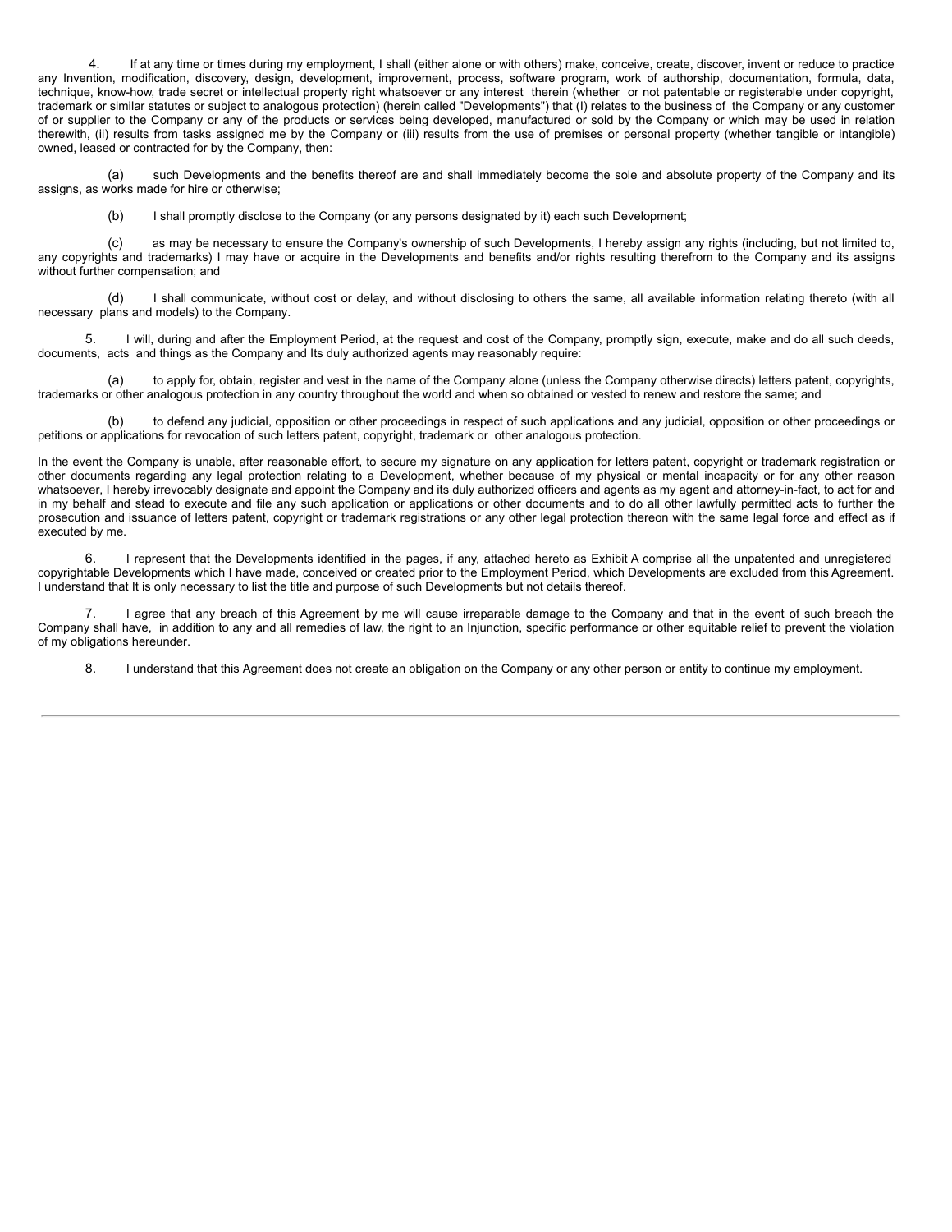4. If at any time or times during my employment, I shall (either alone or with others) make, conceive, create, discover, invent or reduce to practice any Invention, modification, discovery, design, development, improvement, process, software program, work of authorship, documentation, formula, data, technique, know-how, trade secret or intellectual property right whatsoever or any interest therein (whether or not patentable or registerable under copyright, trademark or similar statutes or subject to analogous protection) (herein called "Developments") that (I) relates to the business of the Company or any customer of or supplier to the Company or any of the products or services being developed, manufactured or sold by the Company or which may be used in relation therewith, (ii) results from tasks assigned me by the Company or (iii) results from the use of premises or personal property (whether tangible or intangible) owned, leased or contracted for by the Company, then:

(a) such Developments and the benefits thereof are and shall immediately become the sole and absolute property of the Company and its assigns, as works made for hire or otherwise;

(b) I shall promptly disclose to the Company (or any persons designated by it) each such Development;

(c) as may be necessary to ensure the Company's ownership of such Developments, I hereby assign any rights (including, but not limited to, any copyrights and trademarks) I may have or acquire in the Developments and benefits and/or rights resulting therefrom to the Company and its assigns without further compensation; and

(d) I shall communicate, without cost or delay, and without disclosing to others the same, all available information relating thereto (with all necessary plans and models) to the Company.

5. I will, during and after the Employment Period, at the request and cost of the Company, promptly sign, execute, make and do all such deeds, documents, acts and things as the Company and Its duly authorized agents may reasonably require:

(a) to apply for, obtain, register and vest in the name of the Company alone (unless the Company otherwise directs) letters patent, copyrights, trademarks or other analogous protection in any country throughout the world and when so obtained or vested to renew and restore the same; and

(b) to defend any judicial, opposition or other proceedings in respect of such applications and any judicial, opposition or other proceedings or petitions or applications for revocation of such letters patent, copyright, trademark or other analogous protection.

In the event the Company is unable, after reasonable effort, to secure my signature on any application for letters patent, copyright or trademark registration or other documents regarding any legal protection relating to a Development, whether because of my physical or mental incapacity or for any other reason whatsoever, I hereby irrevocably designate and appoint the Company and its duly authorized officers and agents as my agent and attorney-in-fact, to act for and in my behalf and stead to execute and file any such application or applications or other documents and to do all other lawfully permitted acts to further the prosecution and issuance of letters patent, copyright or trademark registrations or any other legal protection thereon with the same legal force and effect as if executed by me.

6. I represent that the Developments identified in the pages, if any, attached hereto as Exhibit A comprise all the unpatented and unregistered copyrightable Developments which I have made, conceived or created prior to the Employment Period, which Developments are excluded from this Agreement. I understand that It is only necessary to list the title and purpose of such Developments but not details thereof.

7. I agree that any breach of this Agreement by me will cause irreparable damage to the Company and that in the event of such breach the Company shall have, in addition to any and all remedies of law, the right to an Injunction, specific performance or other equitable relief to prevent the violation of my obligations hereunder.

8. I understand that this Agreement does not create an obligation on the Company or any other person or entity to continue my employment.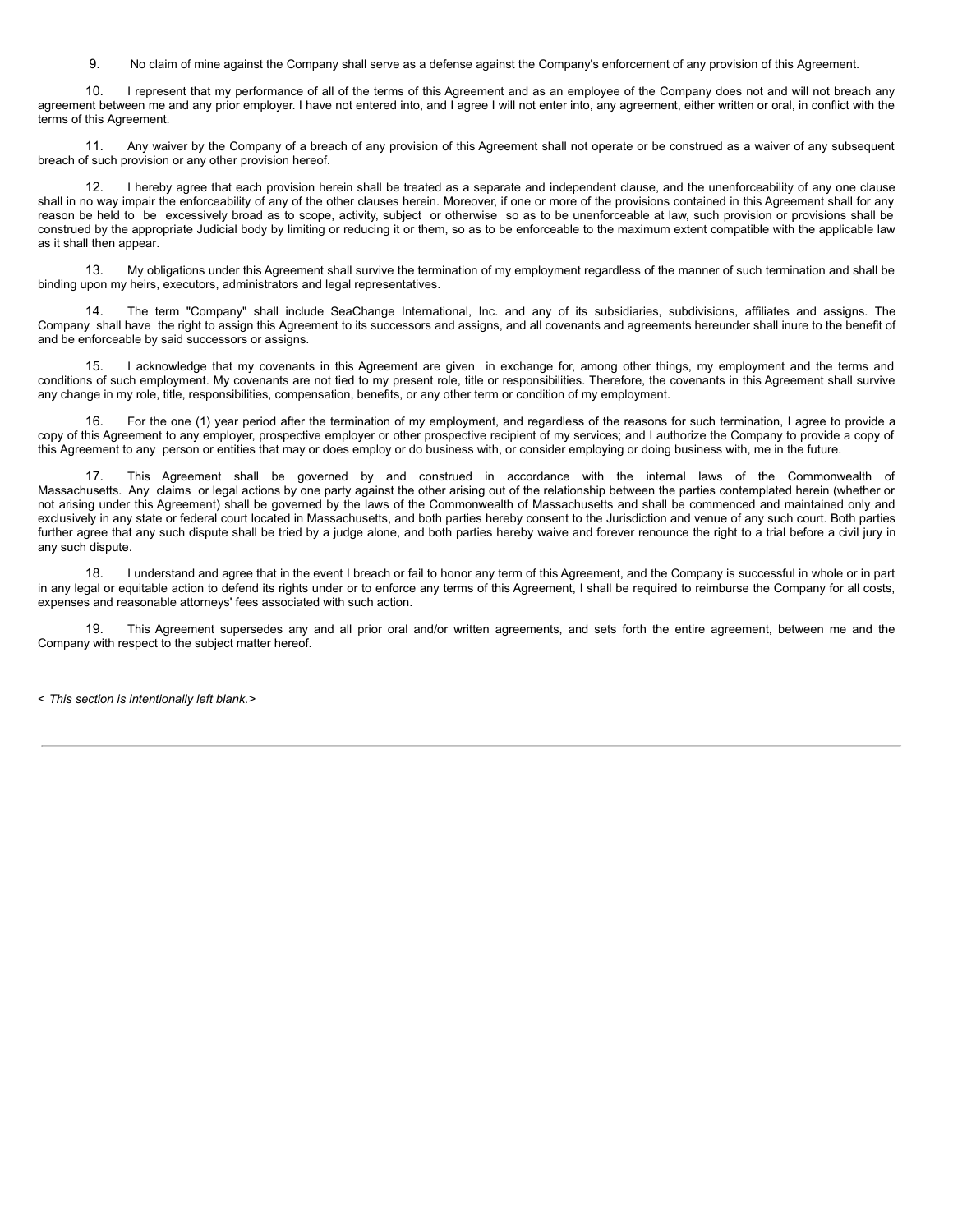9. No claim of mine against the Company shall serve as a defense against the Company's enforcement of any provision of this Agreement.

10. I represent that my performance of all of the terms of this Agreement and as an employee of the Company does not and will not breach any agreement between me and any prior employer. I have not entered into, and I agree I will not enter into, any agreement, either written or oral, in conflict with the terms of this Agreement.

11. Any waiver by the Company of a breach of any provision of this Agreement shall not operate or be construed as a waiver of any subsequent breach of such provision or any other provision hereof.

12. I hereby agree that each provision herein shall be treated as a separate and independent clause, and the unenforceability of any one clause shall in no way impair the enforceability of any of the other clauses herein. Moreover, if one or more of the provisions contained in this Agreement shall for any reason be held to be excessively broad as to scope, activity, subject or otherwise so as to be unenforceable at law, such provision or provisions shall be construed by the appropriate Judicial body by limiting or reducing it or them, so as to be enforceable to the maximum extent compatible with the applicable law as it shall then appear.

13. My obligations under this Agreement shall survive the termination of my employment regardless of the manner of such termination and shall be binding upon my heirs, executors, administrators and legal representatives.

14. The term "Company" shall include SeaChange International, Inc. and any of its subsidiaries, subdivisions, affiliates and assigns. The Company shall have the right to assign this Agreement to its successors and assigns, and all covenants and agreements hereunder shall inure to the benefit of and be enforceable by said successors or assigns.

15. I acknowledge that my covenants in this Agreement are given in exchange for, among other things, my employment and the terms and conditions of such employment. My covenants are not tied to my present role, title or responsibilities. Therefore, the covenants in this Agreement shall survive any change in my role, title, responsibilities, compensation, benefits, or any other term or condition of my employment.

16. For the one (1) year period after the termination of my employment, and regardless of the reasons for such termination, I agree to provide a copy of this Agreement to any employer, prospective employer or other prospective recipient of my services; and I authorize the Company to provide a copy of this Agreement to any person or entities that may or does employ or do business with, or consider employing or doing business with, me in the future.

17. This Agreement shall be governed by and construed in accordance with the internal laws of the Commonwealth of Massachusetts. Any claims or legal actions by one party against the other arising out of the relationship between the parties contemplated herein (whether or not arising under this Agreement) shall be governed by the laws of the Commonwealth of Massachusetts and shall be commenced and maintained only and exclusively in any state or federal court located in Massachusetts, and both parties hereby consent to the Jurisdiction and venue of any such court. Both parties further agree that any such dispute shall be tried by a judge alone, and both parties hereby waive and forever renounce the right to a trial before a civil jury in any such dispute.

18. I understand and agree that in the event I breach or fail to honor any term of this Agreement, and the Company is successful in whole or in part in any legal or equitable action to defend its rights under or to enforce any terms of this Agreement, I shall be required to reimburse the Company for all costs, expenses and reasonable attorneys' fees associated with such action.

19. This Agreement supersedes any and all prior oral and/or written agreements, and sets forth the entire agreement, between me and the Company with respect to the subject matter hereof.

< *This section is intentionally left blank.*>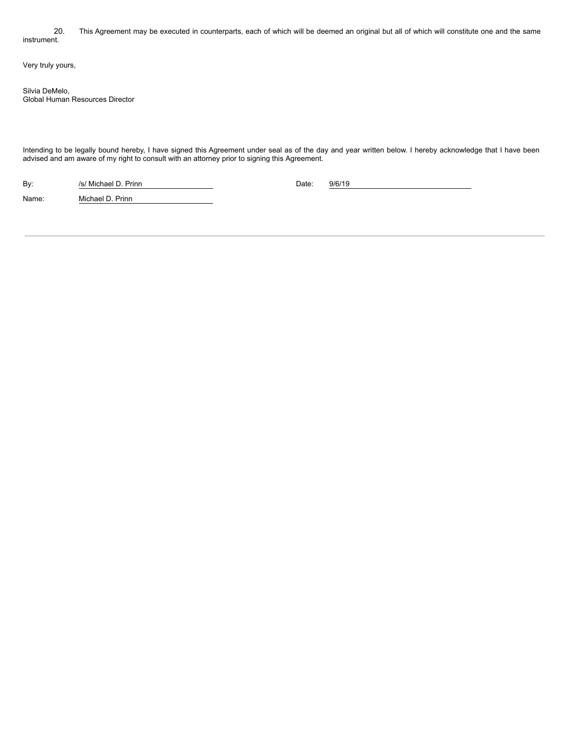20. This Agreement may be executed in counterparts, each of which will be deemed an original but all of which will constitute one and the same instrument.

Very truly yours,

Silvia DeMelo,
Global Human Resources Director

Intending to be legally bound hereby, I have signed this Agreement under seal as of the day and year written below. I hereby acknowledge that I have been advised and am aware of my right to consult with an attorney prior to signing this Agreement.

By: /s/ Michael D. Prinn    Date: 9/6/19

Name: Michael D. Prinn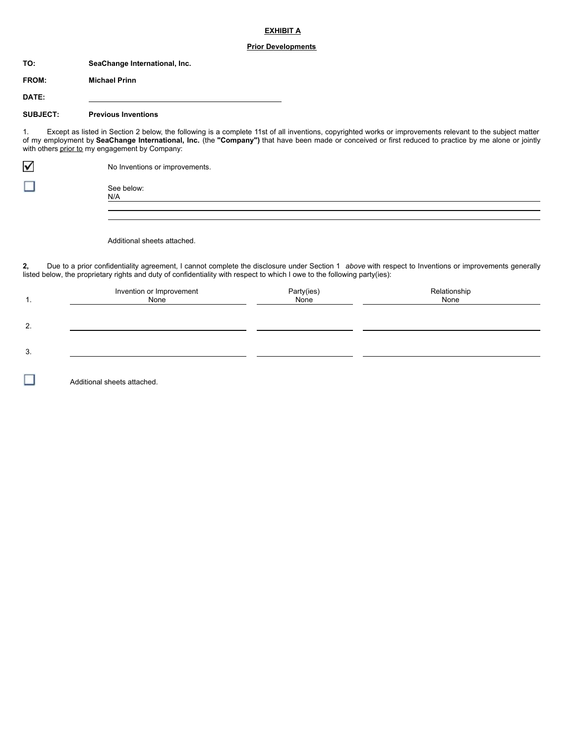**EXHIBIT A**

**Prior Developments**

**TO:** **SeaChange International, Inc.**

**FROM:** **Michael Prinn**

**DATE:** ____________________

**SUBJECT:** **Previous Inventions**

1. Except as listed in Section 2 below, the following is a complete 11st of all inventions, copyrighted works or improvements relevant to the subject matter of my employment by **SeaChange International, Inc.** (the **"Company")** that have been made or conceived or first reduced to practice by me alone or jointly with others prior to my engagement by Company:

☑ No Inventions or improvements.

☐ See below:
N/A

Additional sheets attached.

**2,** Due to a prior confidentiality agreement, I cannot complete the disclosure under Section 1 *above* with respect to Inventions or improvements generally listed below, the proprietary rights and duty of confidentiality with respect to which I owe to the following party(ies):

| | Invention or Improvement | Party(ies) | Relationship |
|---|---|---|---|
| 1. | None | None | None |
| 2. | | | |
| 3. | | | |

☐ Additional sheets attached.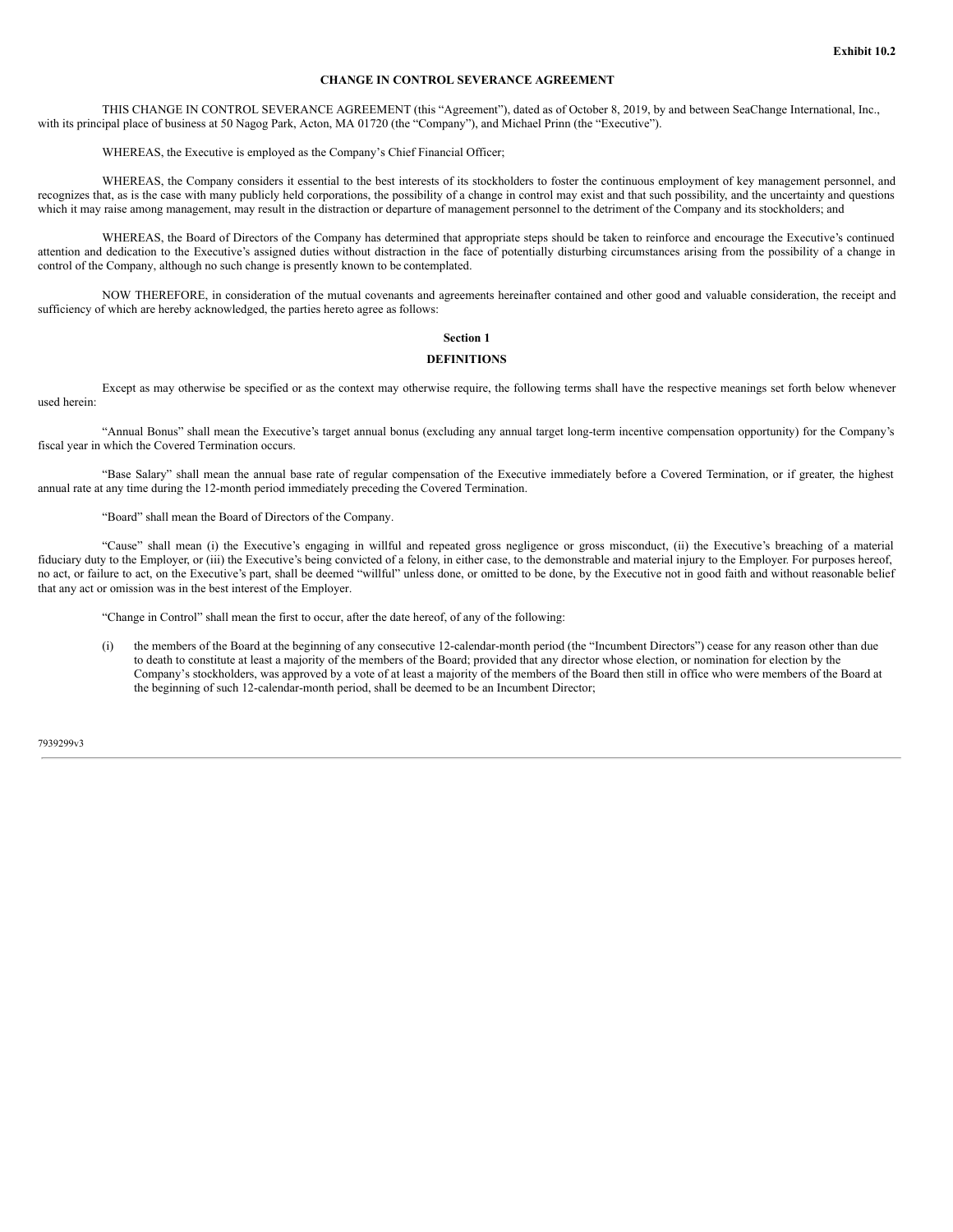**Exhibit 10.2**

# CHANGE IN CONTROL SEVERANCE AGREEMENT

THIS CHANGE IN CONTROL SEVERANCE AGREEMENT (this "Agreement"), dated as of October 8, 2019, by and between SeaChange International, Inc., with its principal place of business at 50 Nagog Park, Acton, MA 01720 (the "Company"), and Michael Prinn (the "Executive").

WHEREAS, the Executive is employed as the Company's Chief Financial Officer;

WHEREAS, the Company considers it essential to the best interests of its stockholders to foster the continuous employment of key management personnel, and recognizes that, as is the case with many publicly held corporations, the possibility of a change in control may exist and that such possibility, and the uncertainty and questions which it may raise among management, may result in the distraction or departure of management personnel to the detriment of the Company and its stockholders; and

WHEREAS, the Board of Directors of the Company has determined that appropriate steps should be taken to reinforce and encourage the Executive's continued attention and dedication to the Executive's assigned duties without distraction in the face of potentially disturbing circumstances arising from the possibility of a change in control of the Company, although no such change is presently known to be contemplated.

NOW THEREFORE, in consideration of the mutual covenants and agreements hereinafter contained and other good and valuable consideration, the receipt and sufficiency of which are hereby acknowledged, the parties hereto agree as follows:

## Section 1
## DEFINITIONS

Except as may otherwise be specified or as the context may otherwise require, the following terms shall have the respective meanings set forth below whenever used herein:

"Annual Bonus" shall mean the Executive's target annual bonus (excluding any annual target long-term incentive compensation opportunity) for the Company's fiscal year in which the Covered Termination occurs.

"Base Salary" shall mean the annual base rate of regular compensation of the Executive immediately before a Covered Termination, or if greater, the highest annual rate at any time during the 12-month period immediately preceding the Covered Termination.

"Board" shall mean the Board of Directors of the Company.

"Cause" shall mean (i) the Executive's engaging in willful and repeated gross negligence or gross misconduct, (ii) the Executive's breaching of a material fiduciary duty to the Employer, or (iii) the Executive's being convicted of a felony, in either case, to the demonstrable and material injury to the Employer. For purposes hereof, no act, or failure to act, on the Executive's part, shall be deemed "willful" unless done, or omitted to be done, by the Executive not in good faith and without reasonable belief that any act or omission was in the best interest of the Employer.

"Change in Control" shall mean the first to occur, after the date hereof, of any of the following:

(i) the members of the Board at the beginning of any consecutive 12-calendar-month period (the "Incumbent Directors") cease for any reason other than due to death to constitute at least a majority of the members of the Board; provided that any director whose election, or nomination for election by the Company's stockholders, was approved by a vote of at least a majority of the members of the Board then still in office who were members of the Board at the beginning of such 12-calendar-month period, shall be deemed to be an Incumbent Director;

7939299v3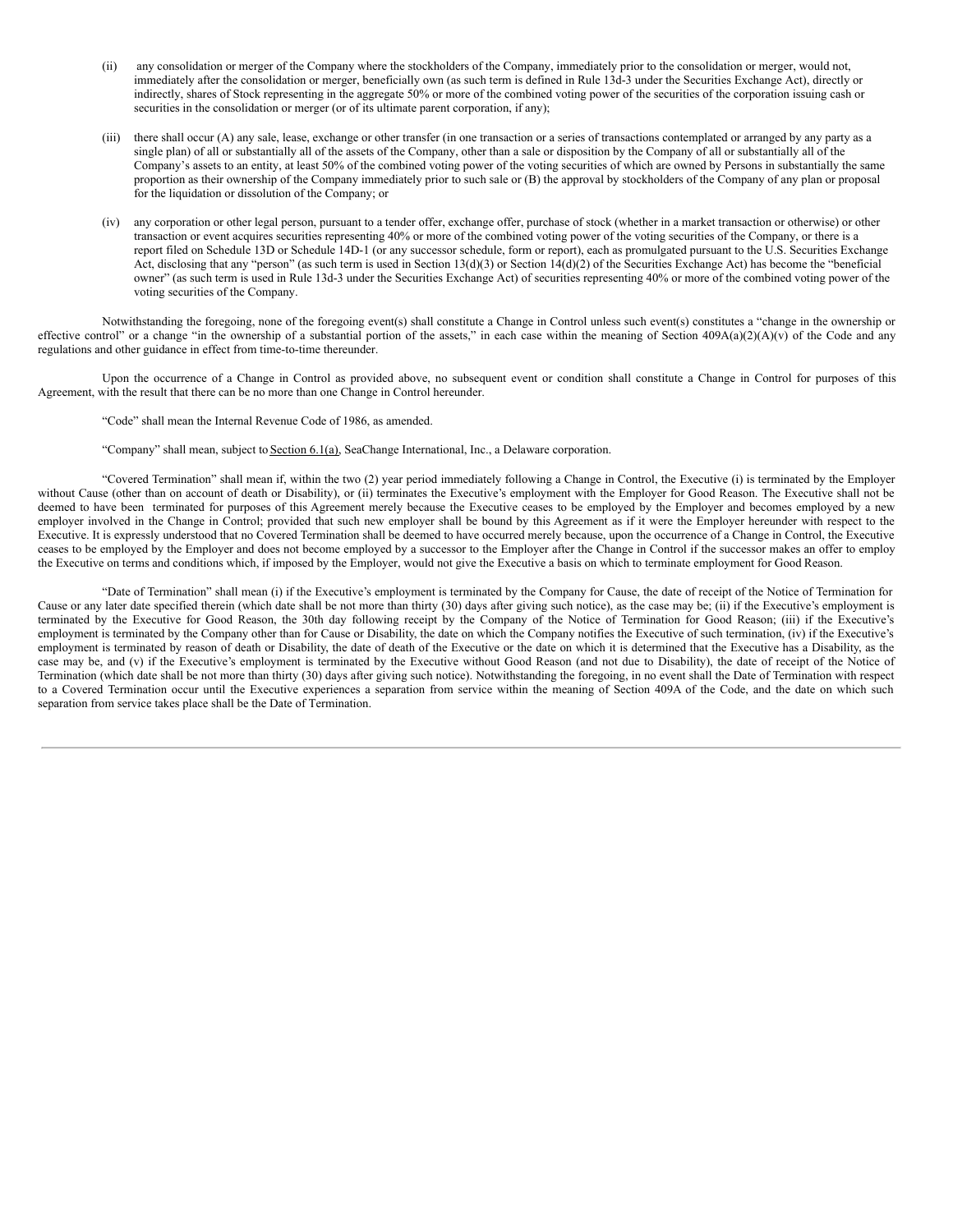(ii) any consolidation or merger of the Company where the stockholders of the Company, immediately prior to the consolidation or merger, would not, immediately after the consolidation or merger, beneficially own (as such term is defined in Rule 13d-3 under the Securities Exchange Act), directly or indirectly, shares of Stock representing in the aggregate 50% or more of the combined voting power of the securities of the corporation issuing cash or securities in the consolidation or merger (or of its ultimate parent corporation, if any);

(iii) there shall occur (A) any sale, lease, exchange or other transfer (in one transaction or a series of transactions contemplated or arranged by any party as a single plan) of all or substantially all of the assets of the Company, other than a sale or disposition by the Company of all or substantially all of the Company's assets to an entity, at least 50% of the combined voting power of the voting securities of which are owned by Persons in substantially the same proportion as their ownership of the Company immediately prior to such sale or (B) the approval by stockholders of the Company of any plan or proposal for the liquidation or dissolution of the Company; or

(iv) any corporation or other legal person, pursuant to a tender offer, exchange offer, purchase of stock (whether in a market transaction or otherwise) or other transaction or event acquires securities representing 40% or more of the combined voting power of the voting securities of the Company, or there is a report filed on Schedule 13D or Schedule 14D-1 (or any successor schedule, form or report), each as promulgated pursuant to the U.S. Securities Exchange Act, disclosing that any "person" (as such term is used in Section 13(d)(3) or Section 14(d)(2) of the Securities Exchange Act) has become the "beneficial owner" (as such term is used in Rule 13d-3 under the Securities Exchange Act) of securities representing 40% or more of the combined voting power of the voting securities of the Company.

Notwithstanding the foregoing, none of the foregoing event(s) shall constitute a Change in Control unless such event(s) constitutes a "change in the ownership or effective control" or a change "in the ownership of a substantial portion of the assets," in each case within the meaning of Section 409A(a)(2)(A)(v) of the Code and any regulations and other guidance in effect from time-to-time thereunder.

Upon the occurrence of a Change in Control as provided above, no subsequent event or condition shall constitute a Change in Control for purposes of this Agreement, with the result that there can be no more than one Change in Control hereunder.

"Code" shall mean the Internal Revenue Code of 1986, as amended.

"Company" shall mean, subject to Section 6.1(a), SeaChange International, Inc., a Delaware corporation.

"Covered Termination" shall mean if, within the two (2) year period immediately following a Change in Control, the Executive (i) is terminated by the Employer without Cause (other than on account of death or Disability), or (ii) terminates the Executive's employment with the Employer for Good Reason. The Executive shall not be deemed to have been terminated for purposes of this Agreement merely because the Executive ceases to be employed by the Employer and becomes employed by a new employer involved in the Change in Control; provided that such new employer shall be bound by this Agreement as if it were the Employer hereunder with respect to the Executive. It is expressly understood that no Covered Termination shall be deemed to have occurred merely because, upon the occurrence of a Change in Control, the Executive ceases to be employed by the Employer and does not become employed by a successor to the Employer after the Change in Control if the successor makes an offer to employ the Executive on terms and conditions which, if imposed by the Employer, would not give the Executive a basis on which to terminate employment for Good Reason.

"Date of Termination" shall mean (i) if the Executive's employment is terminated by the Company for Cause, the date of receipt of the Notice of Termination for Cause or any later date specified therein (which date shall be not more than thirty (30) days after giving such notice), as the case may be; (ii) if the Executive's employment is terminated by the Executive for Good Reason, the 30th day following receipt by the Company of the Notice of Termination for Good Reason; (iii) if the Executive's employment is terminated by the Company other than for Cause or Disability, the date on which the Company notifies the Executive of such termination, (iv) if the Executive's employment is terminated by reason of death or Disability, the date of death of the Executive or the date on which it is determined that the Executive has a Disability, as the case may be, and (v) if the Executive's employment is terminated by the Executive without Good Reason (and not due to Disability), the date of receipt of the Notice of Termination (which date shall be not more than thirty (30) days after giving such notice). Notwithstanding the foregoing, in no event shall the Date of Termination with respect to a Covered Termination occur until the Executive experiences a separation from service within the meaning of Section 409A of the Code, and the date on which such separation from service takes place shall be the Date of Termination.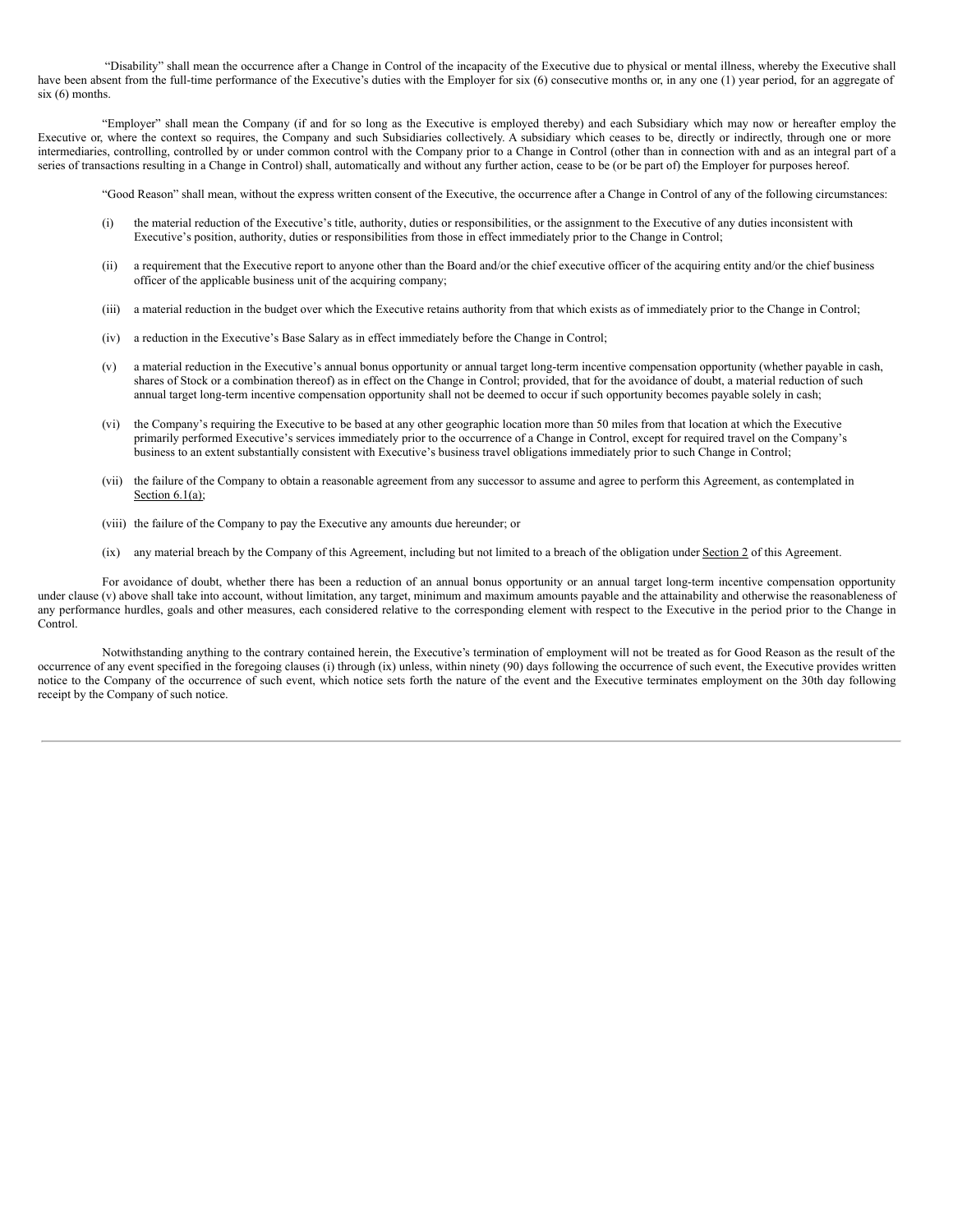"Disability" shall mean the occurrence after a Change in Control of the incapacity of the Executive due to physical or mental illness, whereby the Executive shall have been absent from the full-time performance of the Executive's duties with the Employer for six (6) consecutive months or, in any one (1) year period, for an aggregate of six (6) months.

"Employer" shall mean the Company (if and for so long as the Executive is employed thereby) and each Subsidiary which may now or hereafter employ the Executive or, where the context so requires, the Company and such Subsidiaries collectively. A subsidiary which ceases to be, directly or indirectly, through one or more intermediaries, controlling, controlled by or under common control with the Company prior to a Change in Control (other than in connection with and as an integral part of a series of transactions resulting in a Change in Control) shall, automatically and without any further action, cease to be (or be part of) the Employer for purposes hereof.

"Good Reason" shall mean, without the express written consent of the Executive, the occurrence after a Change in Control of any of the following circumstances:

(i) the material reduction of the Executive's title, authority, duties or responsibilities, or the assignment to the Executive of any duties inconsistent with Executive's position, authority, duties or responsibilities from those in effect immediately prior to the Change in Control;

(ii) a requirement that the Executive report to anyone other than the Board and/or the chief executive officer of the acquiring entity and/or the chief business officer of the applicable business unit of the acquiring company;

(iii) a material reduction in the budget over which the Executive retains authority from that which exists as of immediately prior to the Change in Control;

(iv) a reduction in the Executive's Base Salary as in effect immediately before the Change in Control;

(v) a material reduction in the Executive's annual bonus opportunity or annual target long-term incentive compensation opportunity (whether payable in cash, shares of Stock or a combination thereof) as in effect on the Change in Control; provided, that for the avoidance of doubt, a material reduction of such annual target long-term incentive compensation opportunity shall not be deemed to occur if such opportunity becomes payable solely in cash;

(vi) the Company's requiring the Executive to be based at any other geographic location more than 50 miles from that location at which the Executive primarily performed Executive's services immediately prior to the occurrence of a Change in Control, except for required travel on the Company's business to an extent substantially consistent with Executive's business travel obligations immediately prior to such Change in Control;

(vii) the failure of the Company to obtain a reasonable agreement from any successor to assume and agree to perform this Agreement, as contemplated in Section 6.1(a);

(viii) the failure of the Company to pay the Executive any amounts due hereunder; or

(ix) any material breach by the Company of this Agreement, including but not limited to a breach of the obligation under Section 2 of this Agreement.

For avoidance of doubt, whether there has been a reduction of an annual bonus opportunity or an annual target long-term incentive compensation opportunity under clause (v) above shall take into account, without limitation, any target, minimum and maximum amounts payable and the attainability and otherwise the reasonableness of any performance hurdles, goals and other measures, each considered relative to the corresponding element with respect to the Executive in the period prior to the Change in Control.

Notwithstanding anything to the contrary contained herein, the Executive's termination of employment will not be treated as for Good Reason as the result of the occurrence of any event specified in the foregoing clauses (i) through (ix) unless, within ninety (90) days following the occurrence of such event, the Executive provides written notice to the Company of the occurrence of such event, which notice sets forth the nature of the event and the Executive terminates employment on the 30th day following receipt by the Company of such notice.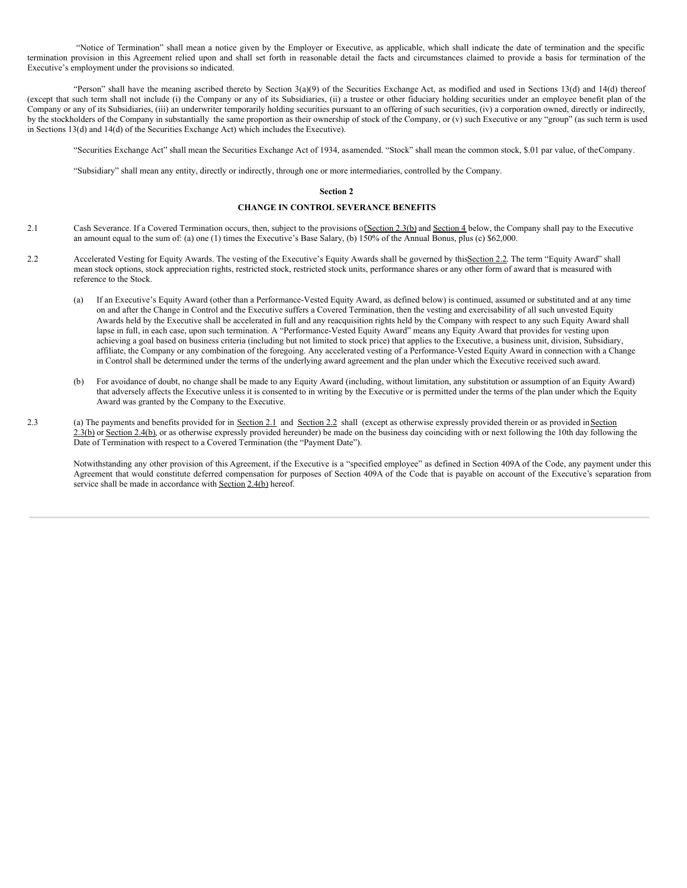"Notice of Termination" shall mean a notice given by the Employer or Executive, as applicable, which shall indicate the date of termination and the specific termination provision in this Agreement relied upon and shall set forth in reasonable detail the facts and circumstances claimed to provide a basis for termination of the Executive's employment under the provisions so indicated.

"Person" shall have the meaning ascribed thereto by Section 3(a)(9) of the Securities Exchange Act, as modified and used in Sections 13(d) and 14(d) thereof (except that such term shall not include (i) the Company or any of its Subsidiaries, (ii) a trustee or other fiduciary holding securities under an employee benefit plan of the Company or any of its Subsidiaries, (iii) an underwriter temporarily holding securities pursuant to an offering of such securities, (iv) a corporation owned, directly or indirectly, by the stockholders of the Company in substantially the same proportion as their ownership of stock of the Company, or (v) such Executive or any "group" (as such term is used in Sections 13(d) and 14(d) of the Securities Exchange Act) which includes the Executive).

"Securities Exchange Act" shall mean the Securities Exchange Act of 1934, asamended. "Stock" shall mean the common stock, $.01 par value, of theCompany.

"Subsidiary" shall mean any entity, directly or indirectly, through one or more intermediaries, controlled by the Company.

**Section 2**

**CHANGE IN CONTROL SEVERANCE BENEFITS**

2.1 Cash Severance. If a Covered Termination occurs, then, subject to the provisions ofSection 2.3(b) and Section 4 below, the Company shall pay to the Executive an amount equal to the sum of: (a) one (1) times the Executive's Base Salary, (b) 150% of the Annual Bonus, plus (c) $62,000.

2.2 Accelerated Vesting for Equity Awards. The vesting of the Executive's Equity Awards shall be governed by thisSection 2.2. The term "Equity Award" shall mean stock options, stock appreciation rights, restricted stock, restricted stock units, performance shares or any other form of award that is measured with reference to the Stock.

(a) If an Executive's Equity Award (other than a Performance-Vested Equity Award, as defined below) is continued, assumed or substituted and at any time on and after the Change in Control and the Executive suffers a Covered Termination, then the vesting and exercisability of all such unvested Equity Awards held by the Executive shall be accelerated in full and any reacquisition rights held by the Company with respect to any such Equity Award shall lapse in full, in each case, upon such termination. A "Performance-Vested Equity Award" means any Equity Award that provides for vesting upon achieving a goal based on business criteria (including but not limited to stock price) that applies to the Executive, a business unit, division, Subsidiary, affiliate, the Company or any combination of the foregoing. Any accelerated vesting of a Performance-Vested Equity Award in connection with a Change in Control shall be determined under the terms of the underlying award agreement and the plan under which the Executive received such award.

(b) For avoidance of doubt, no change shall be made to any Equity Award (including, without limitation, any substitution or assumption of an Equity Award) that adversely affects the Executive unless it is consented to in writing by the Executive or is permitted under the terms of the plan under which the Equity Award was granted by the Company to the Executive.

2.3 (a) The payments and benefits provided for in Section 2.1 and Section 2.2 shall (except as otherwise expressly provided therein or as provided in Section 2.3(b) or Section 2.4(b), or as otherwise expressly provided hereunder) be made on the business day coinciding with or next following the 10th day following the Date of Termination with respect to a Covered Termination (the "Payment Date").

Notwithstanding any other provision of this Agreement, if the Executive is a "specified employee" as defined in Section 409A of the Code, any payment under this Agreement that would constitute deferred compensation for purposes of Section 409A of the Code that is payable on account of the Executive's separation from service shall be made in accordance with Section 2.4(b) hereof.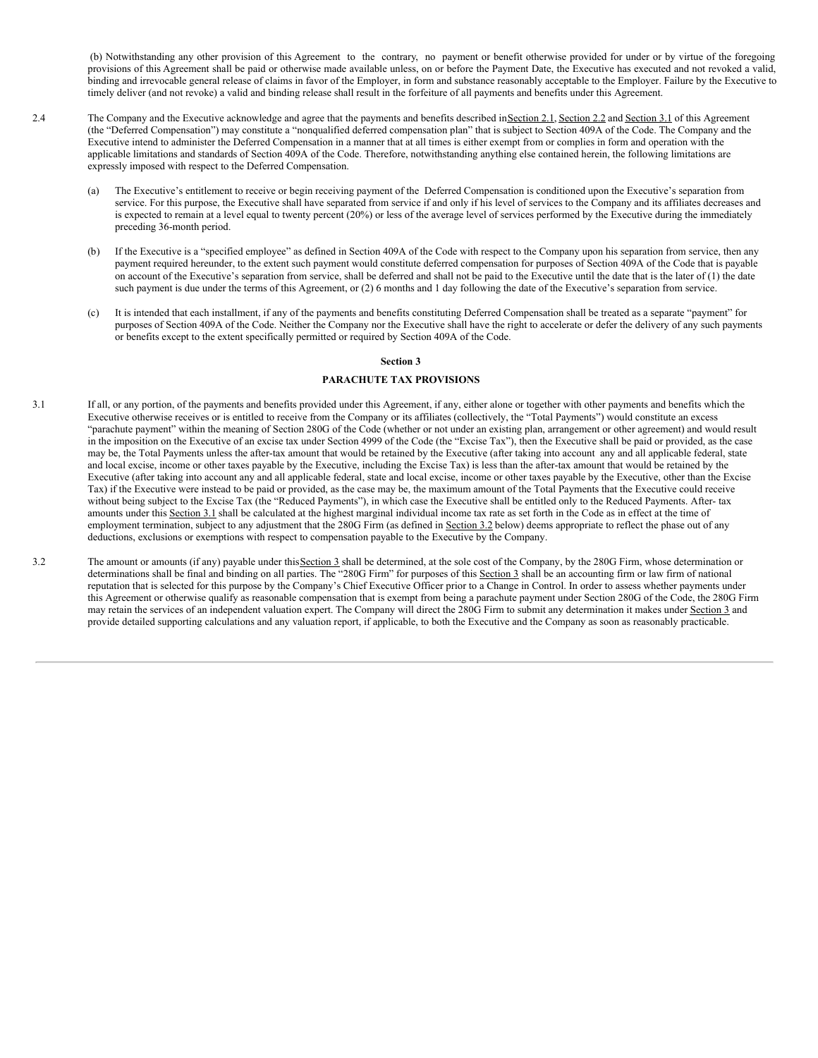(b) Notwithstanding any other provision of this Agreement to the contrary, no payment or benefit otherwise provided for under or by virtue of the foregoing provisions of this Agreement shall be paid or otherwise made available unless, on or before the Payment Date, the Executive has executed and not revoked a valid, binding and irrevocable general release of claims in favor of the Employer, in form and substance reasonably acceptable to the Employer. Failure by the Executive to timely deliver (and not revoke) a valid and binding release shall result in the forfeiture of all payments and benefits under this Agreement.

2.4 The Company and the Executive acknowledge and agree that the payments and benefits described in Section 2.1, Section 2.2 and Section 3.1 of this Agreement (the "Deferred Compensation") may constitute a "nonqualified deferred compensation plan" that is subject to Section 409A of the Code. The Company and the Executive intend to administer the Deferred Compensation in a manner that at all times is either exempt from or complies in form and operation with the applicable limitations and standards of Section 409A of the Code. Therefore, notwithstanding anything else contained herein, the following limitations are expressly imposed with respect to the Deferred Compensation.

(a) The Executive's entitlement to receive or begin receiving payment of the Deferred Compensation is conditioned upon the Executive's separation from service. For this purpose, the Executive shall have separated from service if and only if his level of services to the Company and its affiliates decreases and is expected to remain at a level equal to twenty percent (20%) or less of the average level of services performed by the Executive during the immediately preceding 36-month period.

(b) If the Executive is a "specified employee" as defined in Section 409A of the Code with respect to the Company upon his separation from service, then any payment required hereunder, to the extent such payment would constitute deferred compensation for purposes of Section 409A of the Code that is payable on account of the Executive's separation from service, shall be deferred and shall not be paid to the Executive until the date that is the later of (1) the date such payment is due under the terms of this Agreement, or (2) 6 months and 1 day following the date of the Executive's separation from service.

(c) It is intended that each installment, if any of the payments and benefits constituting Deferred Compensation shall be treated as a separate "payment" for purposes of Section 409A of the Code. Neither the Company nor the Executive shall have the right to accelerate or defer the delivery of any such payments or benefits except to the extent specifically permitted or required by Section 409A of the Code.

**Section 3**

**PARACHUTE TAX PROVISIONS**

3.1 If all, or any portion, of the payments and benefits provided under this Agreement, if any, either alone or together with other payments and benefits which the Executive otherwise receives or is entitled to receive from the Company or its affiliates (collectively, the "Total Payments") would constitute an excess "parachute payment" within the meaning of Section 280G of the Code (whether or not under an existing plan, arrangement or other agreement) and would result in the imposition on the Executive of an excise tax under Section 4999 of the Code (the "Excise Tax"), then the Executive shall be paid or provided, as the case may be, the Total Payments unless the after-tax amount that would be retained by the Executive (after taking into account any and all applicable federal, state and local excise, income or other taxes payable by the Executive, including the Excise Tax) is less than the after-tax amount that would be retained by the Executive (after taking into account any and all applicable federal, state and local excise, income or other taxes payable by the Executive, other than the Excise Tax) if the Executive were instead to be paid or provided, as the case may be, the maximum amount of the Total Payments that the Executive could receive without being subject to the Excise Tax (the "Reduced Payments"), in which case the Executive shall be entitled only to the Reduced Payments. After- tax amounts under this Section 3.1 shall be calculated at the highest marginal individual income tax rate as set forth in the Code as in effect at the time of employment termination, subject to any adjustment that the 280G Firm (as defined in Section 3.2 below) deems appropriate to reflect the phase out of any deductions, exclusions or exemptions with respect to compensation payable to the Executive by the Company.

3.2 The amount or amounts (if any) payable under this Section 3 shall be determined, at the sole cost of the Company, by the 280G Firm, whose determination or determinations shall be final and binding on all parties. The "280G Firm" for purposes of this Section 3 shall be an accounting firm or law firm of national reputation that is selected for this purpose by the Company's Chief Executive Officer prior to a Change in Control. In order to assess whether payments under this Agreement or otherwise qualify as reasonable compensation that is exempt from being a parachute payment under Section 280G of the Code, the 280G Firm may retain the services of an independent valuation expert. The Company will direct the 280G Firm to submit any determination it makes under Section 3 and provide detailed supporting calculations and any valuation report, if applicable, to both the Executive and the Company as soon as reasonably practicable.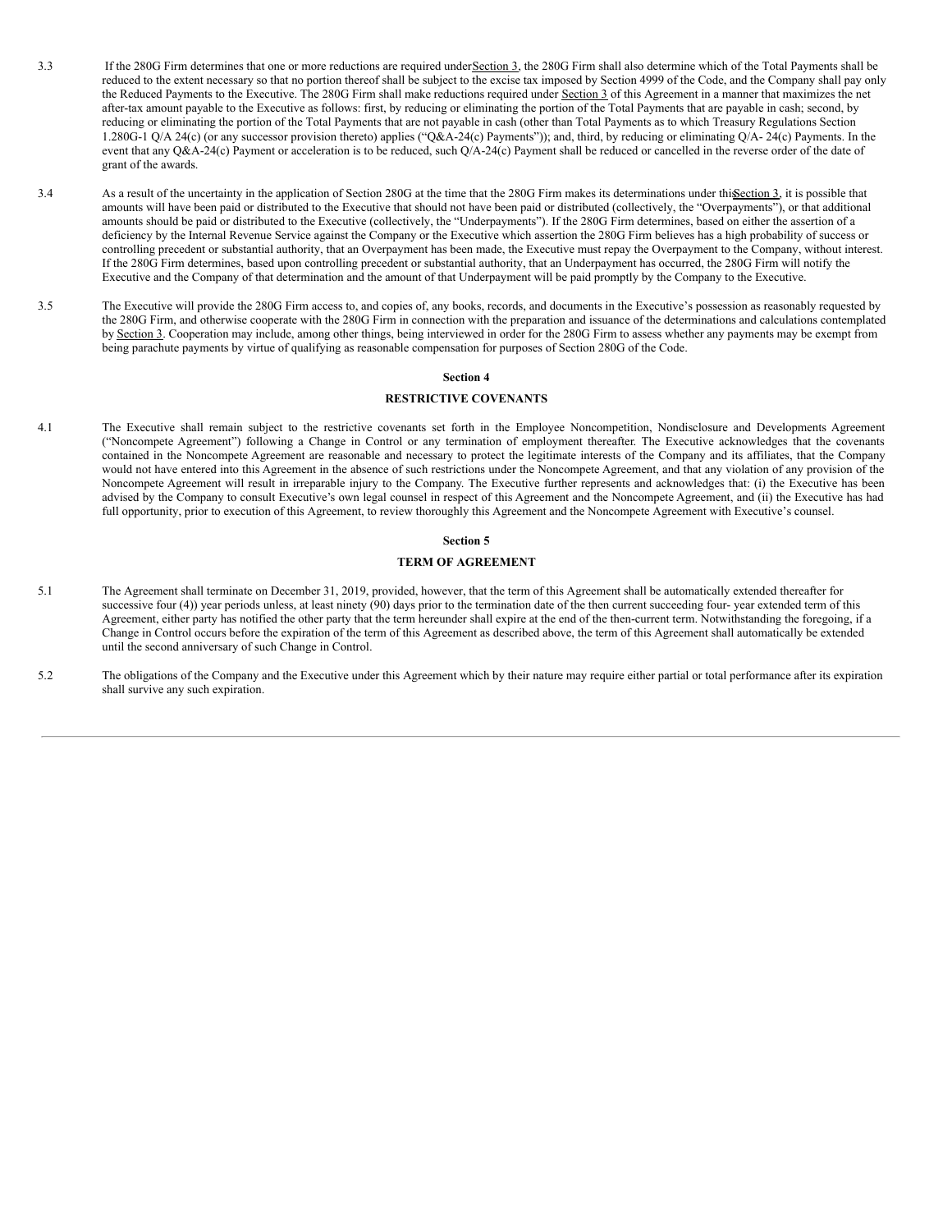3.3 If the 280G Firm determines that one or more reductions are required under Section 3, the 280G Firm shall also determine which of the Total Payments shall be reduced to the extent necessary so that no portion thereof shall be subject to the excise tax imposed by Section 4999 of the Code, and the Company shall pay only the Reduced Payments to the Executive. The 280G Firm shall make reductions required under Section 3 of this Agreement in a manner that maximizes the net after-tax amount payable to the Executive as follows: first, by reducing or eliminating the portion of the Total Payments that are payable in cash; second, by reducing or eliminating the portion of the Total Payments that are not payable in cash (other than Total Payments as to which Treasury Regulations Section 1.280G-1 Q/A 24(c) (or any successor provision thereto) applies ("Q&A-24(c) Payments")); and, third, by reducing or eliminating Q/A- 24(c) Payments. In the event that any Q&A-24(c) Payment or acceleration is to be reduced, such Q/A-24(c) Payment shall be reduced or cancelled in the reverse order of the date of grant of the awards.

3.4 As a result of the uncertainty in the application of Section 280G at the time that the 280G Firm makes its determinations under this Section 3, it is possible that amounts will have been paid or distributed to the Executive that should not have been paid or distributed (collectively, the "Overpayments"), or that additional amounts should be paid or distributed to the Executive (collectively, the "Underpayments"). If the 280G Firm determines, based on either the assertion of a deficiency by the Internal Revenue Service against the Company or the Executive which assertion the 280G Firm believes has a high probability of success or controlling precedent or substantial authority, that an Overpayment has been made, the Executive must repay the Overpayment to the Company, without interest. If the 280G Firm determines, based upon controlling precedent or substantial authority, that an Underpayment has occurred, the 280G Firm will notify the Executive and the Company of that determination and the amount of that Underpayment will be paid promptly by the Company to the Executive.

3.5 The Executive will provide the 280G Firm access to, and copies of, any books, records, and documents in the Executive's possession as reasonably requested by the 280G Firm, and otherwise cooperate with the 280G Firm in connection with the preparation and issuance of the determinations and calculations contemplated by Section 3. Cooperation may include, among other things, being interviewed in order for the 280G Firm to assess whether any payments may be exempt from being parachute payments by virtue of qualifying as reasonable compensation for purposes of Section 280G of the Code.

## Section 4

## RESTRICTIVE COVENANTS

4.1 The Executive shall remain subject to the restrictive covenants set forth in the Employee Noncompetition, Nondisclosure and Developments Agreement ("Noncompete Agreement") following a Change in Control or any termination of employment thereafter. The Executive acknowledges that the covenants contained in the Noncompete Agreement are reasonable and necessary to protect the legitimate interests of the Company and its affiliates, that the Company would not have entered into this Agreement in the absence of such restrictions under the Noncompete Agreement, and that any violation of any provision of the Noncompete Agreement will result in irreparable injury to the Company. The Executive further represents and acknowledges that: (i) the Executive has been advised by the Company to consult Executive's own legal counsel in respect of this Agreement and the Noncompete Agreement, and (ii) the Executive has had full opportunity, prior to execution of this Agreement, to review thoroughly this Agreement and the Noncompete Agreement with Executive's counsel.

## Section 5

## TERM OF AGREEMENT

5.1 The Agreement shall terminate on December 31, 2019, provided, however, that the term of this Agreement shall be automatically extended thereafter for successive four (4)) year periods unless, at least ninety (90) days prior to the termination date of the then current succeeding four- year extended term of this Agreement, either party has notified the other party that the term hereunder shall expire at the end of the then-current term. Notwithstanding the foregoing, if a Change in Control occurs before the expiration of the term of this Agreement as described above, the term of this Agreement shall automatically be extended until the second anniversary of such Change in Control.

5.2 The obligations of the Company and the Executive under this Agreement which by their nature may require either partial or total performance after its expiration shall survive any such expiration.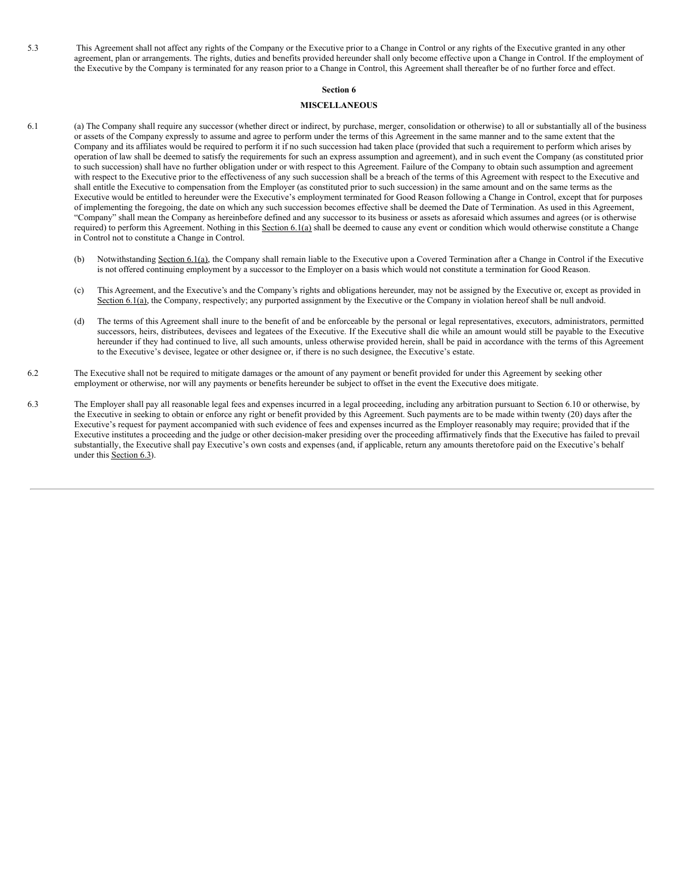5.3 This Agreement shall not affect any rights of the Company or the Executive prior to a Change in Control or any rights of the Executive granted in any other agreement, plan or arrangements. The rights, duties and benefits provided hereunder shall only become effective upon a Change in Control. If the employment of the Executive by the Company is terminated for any reason prior to a Change in Control, this Agreement shall thereafter be of no further force and effect.

## Section 6

## MISCELLANEOUS

6.1 (a) The Company shall require any successor (whether direct or indirect, by purchase, merger, consolidation or otherwise) to all or substantially all of the business or assets of the Company expressly to assume and agree to perform under the terms of this Agreement in the same manner and to the same extent that the Company and its affiliates would be required to perform it if no such succession had taken place (provided that such a requirement to perform which arises by operation of law shall be deemed to satisfy the requirements for such an express assumption and agreement), and in such event the Company (as constituted prior to such succession) shall have no further obligation under or with respect to this Agreement. Failure of the Company to obtain such assumption and agreement with respect to the Executive prior to the effectiveness of any such succession shall be a breach of the terms of this Agreement with respect to the Executive and shall entitle the Executive to compensation from the Employer (as constituted prior to such succession) in the same amount and on the same terms as the Executive would be entitled to hereunder were the Executive's employment terminated for Good Reason following a Change in Control, except that for purposes of implementing the foregoing, the date on which any such succession becomes effective shall be deemed the Date of Termination. As used in this Agreement, "Company" shall mean the Company as hereinbefore defined and any successor to its business or assets as aforesaid which assumes and agrees (or is otherwise required) to perform this Agreement. Nothing in this Section 6.1(a) shall be deemed to cause any event or condition which would otherwise constitute a Change in Control not to constitute a Change in Control.

(b) Notwithstanding Section 6.1(a), the Company shall remain liable to the Executive upon a Covered Termination after a Change in Control if the Executive is not offered continuing employment by a successor to the Employer on a basis which would not constitute a termination for Good Reason.

(c) This Agreement, and the Executive's and the Company's rights and obligations hereunder, may not be assigned by the Executive or, except as provided in Section 6.1(a), the Company, respectively; any purported assignment by the Executive or the Company in violation hereof shall be null andvoid.

(d) The terms of this Agreement shall inure to the benefit of and be enforceable by the personal or legal representatives, executors, administrators, permitted successors, heirs, distributees, devisees and legatees of the Executive. If the Executive shall die while an amount would still be payable to the Executive hereunder if they had continued to live, all such amounts, unless otherwise provided herein, shall be paid in accordance with the terms of this Agreement to the Executive's devisee, legatee or other designee or, if there is no such designee, the Executive's estate.

6.2 The Executive shall not be required to mitigate damages or the amount of any payment or benefit provided for under this Agreement by seeking other employment or otherwise, nor will any payments or benefits hereunder be subject to offset in the event the Executive does mitigate.

6.3 The Employer shall pay all reasonable legal fees and expenses incurred in a legal proceeding, including any arbitration pursuant to Section 6.10 or otherwise, by the Executive in seeking to obtain or enforce any right or benefit provided by this Agreement. Such payments are to be made within twenty (20) days after the Executive's request for payment accompanied with such evidence of fees and expenses incurred as the Employer reasonably may require; provided that if the Executive institutes a proceeding and the judge or other decision-maker presiding over the proceeding affirmatively finds that the Executive has failed to prevail substantially, the Executive shall pay Executive's own costs and expenses (and, if applicable, return any amounts theretofore paid on the Executive's behalf under this Section 6.3).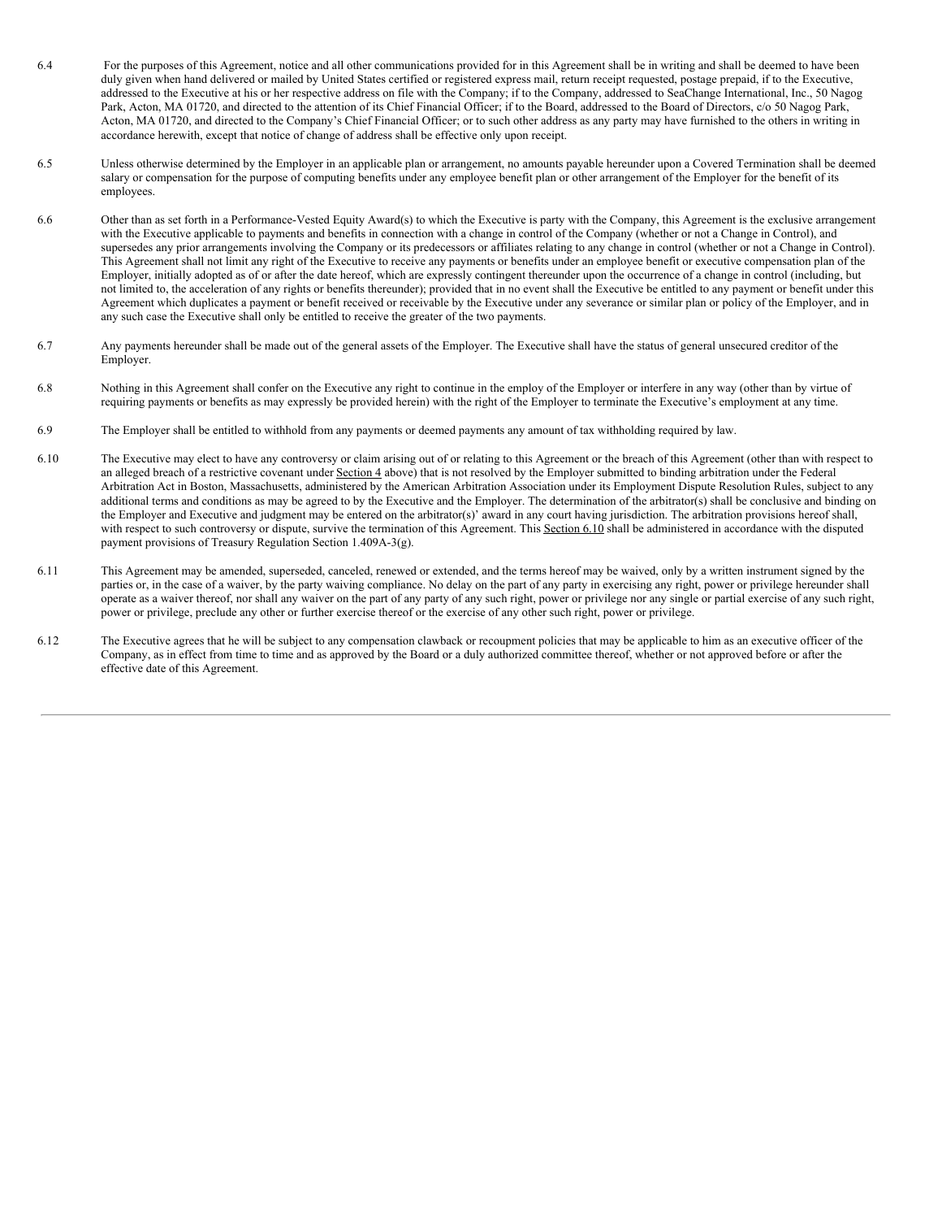6.4 For the purposes of this Agreement, notice and all other communications provided for in this Agreement shall be in writing and shall be deemed to have been duly given when hand delivered or mailed by United States certified or registered express mail, return receipt requested, postage prepaid, if to the Executive, addressed to the Executive at his or her respective address on file with the Company; if to the Company, addressed to SeaChange International, Inc., 50 Nagog Park, Acton, MA 01720, and directed to the attention of its Chief Financial Officer; if to the Board, addressed to the Board of Directors, c/o 50 Nagog Park, Acton, MA 01720, and directed to the Company's Chief Financial Officer; or to such other address as any party may have furnished to the others in writing in accordance herewith, except that notice of change of address shall be effective only upon receipt.

6.5 Unless otherwise determined by the Employer in an applicable plan or arrangement, no amounts payable hereunder upon a Covered Termination shall be deemed salary or compensation for the purpose of computing benefits under any employee benefit plan or other arrangement of the Employer for the benefit of its employees.

6.6 Other than as set forth in a Performance-Vested Equity Award(s) to which the Executive is party with the Company, this Agreement is the exclusive arrangement with the Executive applicable to payments and benefits in connection with a change in control of the Company (whether or not a Change in Control), and supersedes any prior arrangements involving the Company or its predecessors or affiliates relating to any change in control (whether or not a Change in Control). This Agreement shall not limit any right of the Executive to receive any payments or benefits under an employee benefit or executive compensation plan of the Employer, initially adopted as of or after the date hereof, which are expressly contingent thereunder upon the occurrence of a change in control (including, but not limited to, the acceleration of any rights or benefits thereunder); provided that in no event shall the Executive be entitled to any payment or benefit under this Agreement which duplicates a payment or benefit received or receivable by the Executive under any severance or similar plan or policy of the Employer, and in any such case the Executive shall only be entitled to receive the greater of the two payments.

6.7 Any payments hereunder shall be made out of the general assets of the Employer. The Executive shall have the status of general unsecured creditor of the Employer.

6.8 Nothing in this Agreement shall confer on the Executive any right to continue in the employ of the Employer or interfere in any way (other than by virtue of requiring payments or benefits as may expressly be provided herein) with the right of the Employer to terminate the Executive's employment at any time.

6.9 The Employer shall be entitled to withhold from any payments or deemed payments any amount of tax withholding required by law.

6.10 The Executive may elect to have any controversy or claim arising out of or relating to this Agreement or the breach of this Agreement (other than with respect to an alleged breach of a restrictive covenant under Section 4 above) that is not resolved by the Employer submitted to binding arbitration under the Federal Arbitration Act in Boston, Massachusetts, administered by the American Arbitration Association under its Employment Dispute Resolution Rules, subject to any additional terms and conditions as may be agreed to by the Executive and the Employer. The determination of the arbitrator(s) shall be conclusive and binding on the Employer and Executive and judgment may be entered on the arbitrator(s)' award in any court having jurisdiction. The arbitration provisions hereof shall, with respect to such controversy or dispute, survive the termination of this Agreement. This Section 6.10 shall be administered in accordance with the disputed payment provisions of Treasury Regulation Section 1.409A-3(g).

6.11 This Agreement may be amended, superseded, canceled, renewed or extended, and the terms hereof may be waived, only by a written instrument signed by the parties or, in the case of a waiver, by the party waiving compliance. No delay on the part of any party in exercising any right, power or privilege hereunder shall operate as a waiver thereof, nor shall any waiver on the part of any party of any such right, power or privilege nor any single or partial exercise of any such right, power or privilege, preclude any other or further exercise thereof or the exercise of any other such right, power or privilege.

6.12 The Executive agrees that he will be subject to any compensation clawback or recoupment policies that may be applicable to him as an executive officer of the Company, as in effect from time to time and as approved by the Board or a duly authorized committee thereof, whether or not approved before or after the effective date of this Agreement.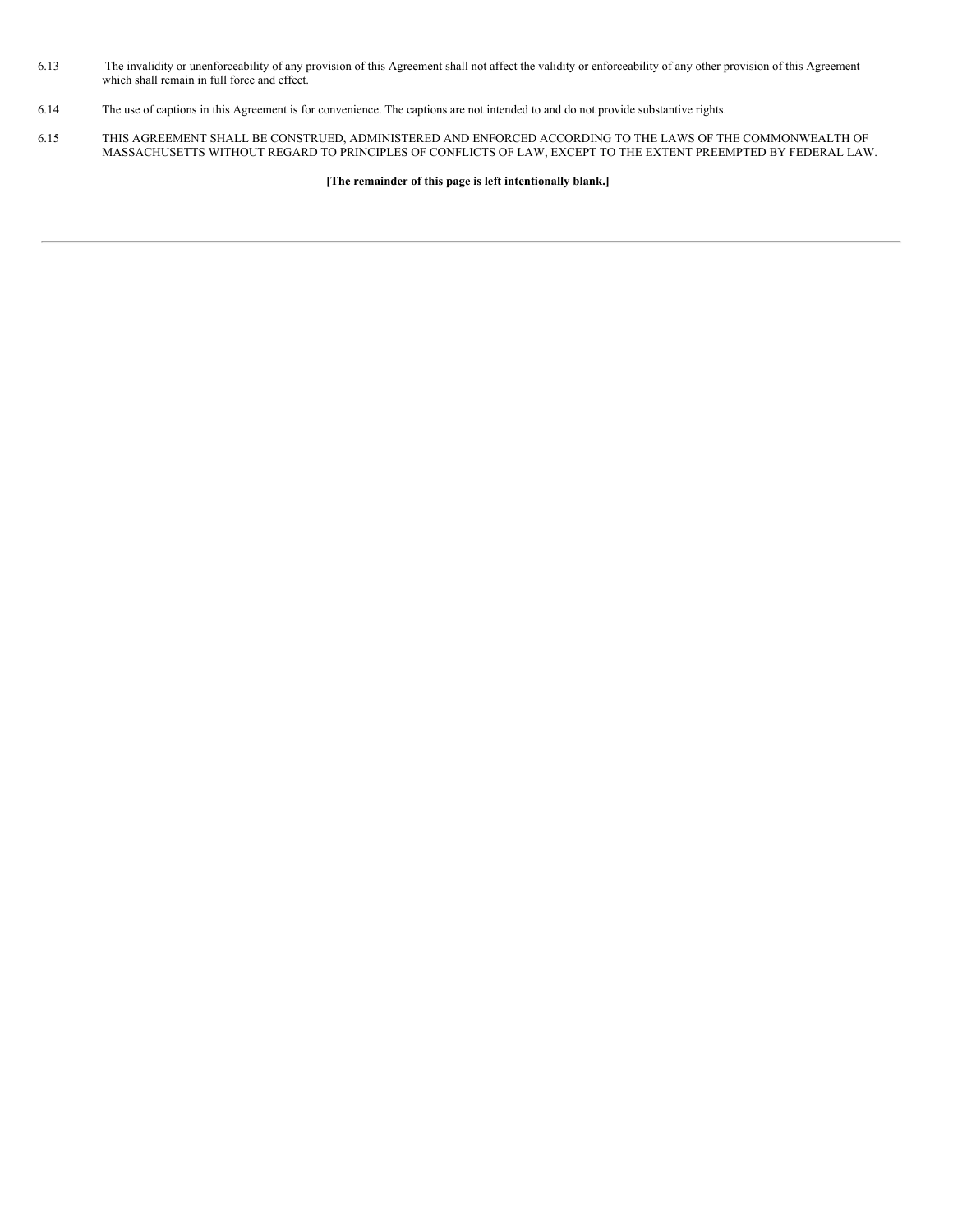6.13 The invalidity or unenforceability of any provision of this Agreement shall not affect the validity or enforceability of any other provision of this Agreement which shall remain in full force and effect.

6.14 The use of captions in this Agreement is for convenience. The captions are not intended to and do not provide substantive rights.

6.15 THIS AGREEMENT SHALL BE CONSTRUED, ADMINISTERED AND ENFORCED ACCORDING TO THE LAWS OF THE COMMONWEALTH OF MASSACHUSETTS WITHOUT REGARD TO PRINCIPLES OF CONFLICTS OF LAW, EXCEPT TO THE EXTENT PREEMPTED BY FEDERAL LAW.

**[The remainder of this page is left intentionally blank.]**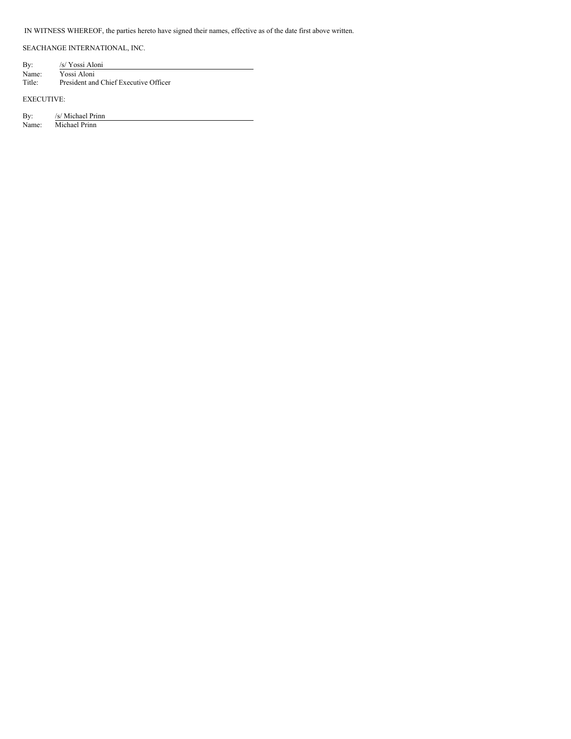IN WITNESS WHEREOF, the parties hereto have signed their names, effective as of the date first above written.

SEACHANGE INTERNATIONAL, INC.

By: /s/ Yossi Aloni
Name: Yossi Aloni
Title: President and Chief Executive Officer

EXECUTIVE:

By: /s/ Michael Prinn
Name: Michael Prinn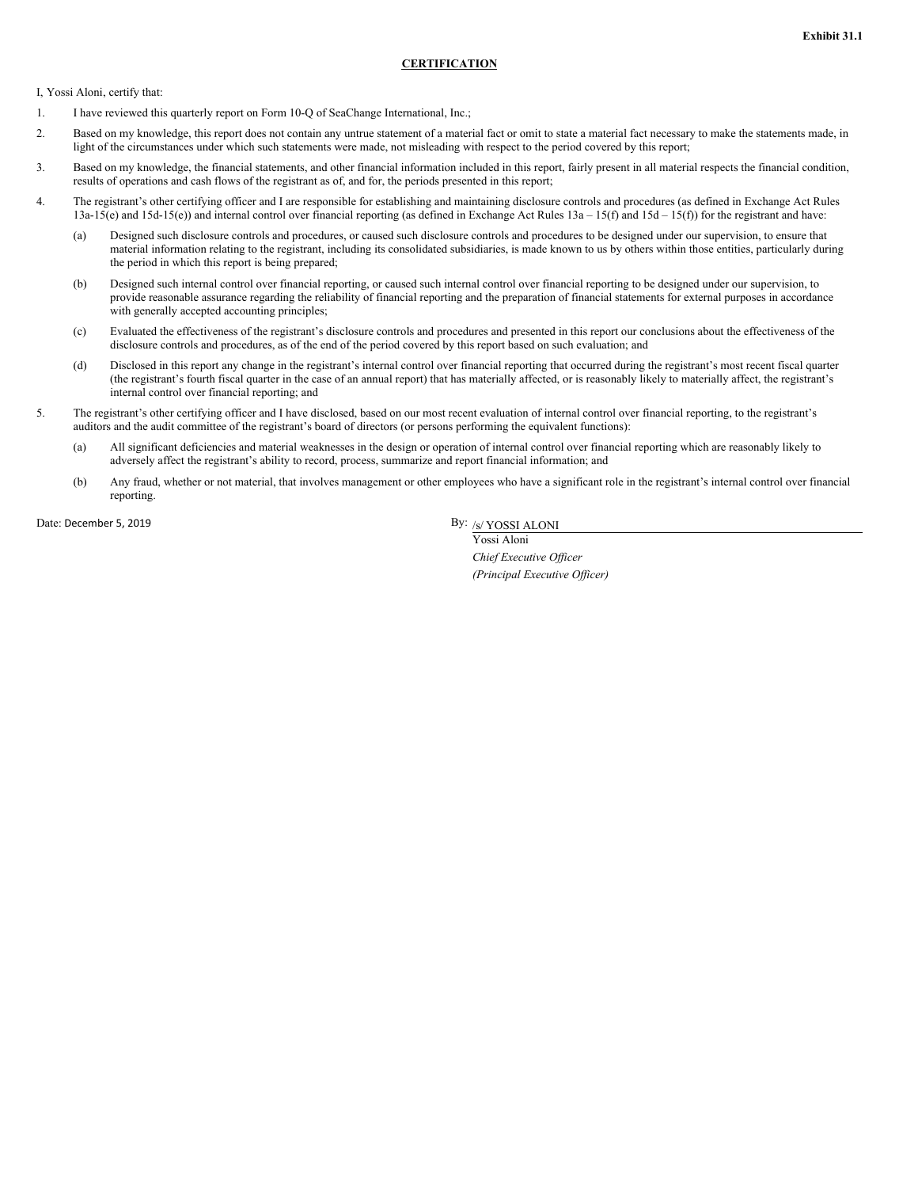**Exhibit 31.1**

**CERTIFICATION**

I, Yossi Aloni, certify that:

1. I have reviewed this quarterly report on Form 10-Q of SeaChange International, Inc.;
2. Based on my knowledge, this report does not contain any untrue statement of a material fact or omit to state a material fact necessary to make the statements made, in light of the circumstances under which such statements were made, not misleading with respect to the period covered by this report;
3. Based on my knowledge, the financial statements, and other financial information included in this report, fairly present in all material respects the financial condition, results of operations and cash flows of the registrant as of, and for, the periods presented in this report;
4. The registrant's other certifying officer and I are responsible for establishing and maintaining disclosure controls and procedures (as defined in Exchange Act Rules 13a-15(e) and 15d-15(e)) and internal control over financial reporting (as defined in Exchange Act Rules 13a – 15(f) and 15d – 15(f)) for the registrant and have:
   (a) Designed such disclosure controls and procedures, or caused such disclosure controls and procedures to be designed under our supervision, to ensure that material information relating to the registrant, including its consolidated subsidiaries, is made known to us by others within those entities, particularly during the period in which this report is being prepared;
   (b) Designed such internal control over financial reporting, or caused such internal control over financial reporting to be designed under our supervision, to provide reasonable assurance regarding the reliability of financial reporting and the preparation of financial statements for external purposes in accordance with generally accepted accounting principles;
   (c) Evaluated the effectiveness of the registrant's disclosure controls and procedures and presented in this report our conclusions about the effectiveness of the disclosure controls and procedures, as of the end of the period covered by this report based on such evaluation; and
   (d) Disclosed in this report any change in the registrant's internal control over financial reporting that occurred during the registrant's most recent fiscal quarter (the registrant's fourth fiscal quarter in the case of an annual report) that has materially affected, or is reasonably likely to materially affect, the registrant's internal control over financial reporting; and
5. The registrant's other certifying officer and I have disclosed, based on our most recent evaluation of internal control over financial reporting, to the registrant's auditors and the audit committee of the registrant's board of directors (or persons performing the equivalent functions):
   (a) All significant deficiencies and material weaknesses in the design or operation of internal control over financial reporting which are reasonably likely to adversely affect the registrant's ability to record, process, summarize and report financial information; and
   (b) Any fraud, whether or not material, that involves management or other employees who have a significant role in the registrant's internal control over financial reporting.

Date: December 5, 2019

By: /s/ YOSSI ALONI
Yossi Aloni
*Chief Executive Officer*
*(Principal Executive Officer)*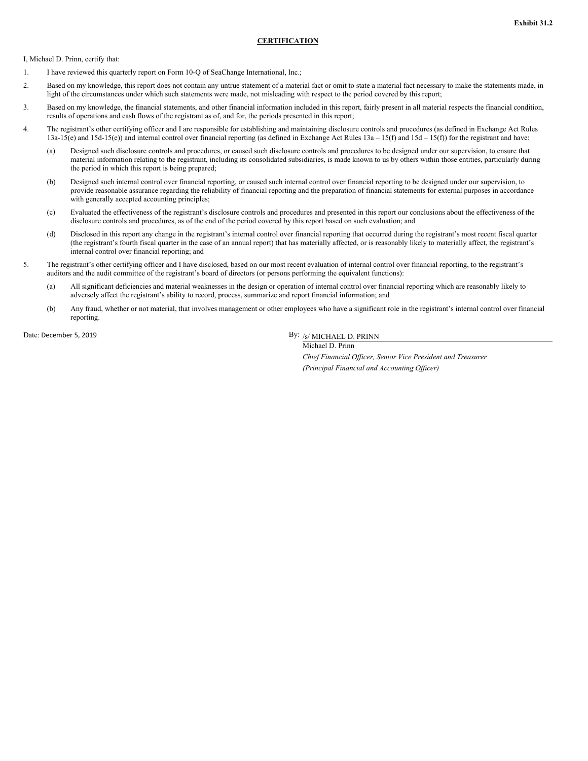**Exhibit 31.2**

**CERTIFICATION**

I, Michael D. Prinn, certify that:

1. I have reviewed this quarterly report on Form 10-Q of SeaChange International, Inc.;
2. Based on my knowledge, this report does not contain any untrue statement of a material fact or omit to state a material fact necessary to make the statements made, in light of the circumstances under which such statements were made, not misleading with respect to the period covered by this report;
3. Based on my knowledge, the financial statements, and other financial information included in this report, fairly present in all material respects the financial condition, results of operations and cash flows of the registrant as of, and for, the periods presented in this report;
4. The registrant's other certifying officer and I are responsible for establishing and maintaining disclosure controls and procedures (as defined in Exchange Act Rules 13a-15(e) and 15d-15(e)) and internal control over financial reporting (as defined in Exchange Act Rules 13a – 15(f) and 15d – 15(f)) for the registrant and have:
   - (a) Designed such disclosure controls and procedures, or caused such disclosure controls and procedures to be designed under our supervision, to ensure that material information relating to the registrant, including its consolidated subsidiaries, is made known to us by others within those entities, particularly during the period in which this report is being prepared;
   - (b) Designed such internal control over financial reporting, or caused such internal control over financial reporting to be designed under our supervision, to provide reasonable assurance regarding the reliability of financial reporting and the preparation of financial statements for external purposes in accordance with generally accepted accounting principles;
   - (c) Evaluated the effectiveness of the registrant's disclosure controls and procedures and presented in this report our conclusions about the effectiveness of the disclosure controls and procedures, as of the end of the period covered by this report based on such evaluation; and
   - (d) Disclosed in this report any change in the registrant's internal control over financial reporting that occurred during the registrant's most recent fiscal quarter (the registrant's fourth fiscal quarter in the case of an annual report) that has materially affected, or is reasonably likely to materially affect, the registrant's internal control over financial reporting; and
5. The registrant's other certifying officer and I have disclosed, based on our most recent evaluation of internal control over financial reporting, to the registrant's auditors and the audit committee of the registrant's board of directors (or persons performing the equivalent functions):
   - (a) All significant deficiencies and material weaknesses in the design or operation of internal control over financial reporting which are reasonably likely to adversely affect the registrant's ability to record, process, summarize and report financial information; and
   - (b) Any fraud, whether or not material, that involves management or other employees who have a significant role in the registrant's internal control over financial reporting.

Date: December 5, 2019

By: /s/ MICHAEL D. PRINN

Michael D. Prinn

*Chief Financial Officer, Senior Vice President and Treasurer*

*(Principal Financial and Accounting Officer)*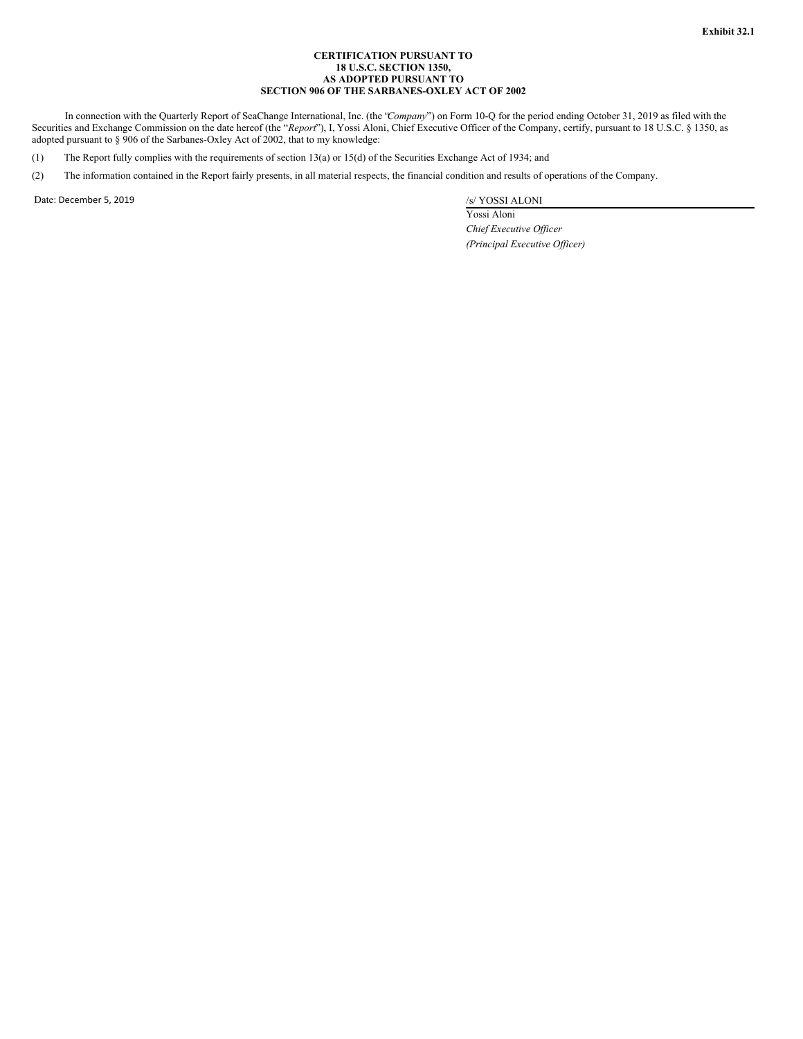**Exhibit 32.1**

**CERTIFICATION PURSUANT TO 18 U.S.C. SECTION 1350, AS ADOPTED PURSUANT TO SECTION 906 OF THE SARBANES-OXLEY ACT OF 2002**

In connection with the Quarterly Report of SeaChange International, Inc. (the "*Company*") on Form 10-Q for the period ending October 31, 2019 as filed with the Securities and Exchange Commission on the date hereof (the "*Report*"), I, Yossi Aloni, Chief Executive Officer of the Company, certify, pursuant to 18 U.S.C. § 1350, as adopted pursuant to § 906 of the Sarbanes-Oxley Act of 2002, that to my knowledge:

(1) The Report fully complies with the requirements of section 13(a) or 15(d) of the Securities Exchange Act of 1934; and

(2) The information contained in the Report fairly presents, in all material respects, the financial condition and results of operations of the Company.

Date: December 5, 2019

/s/ YOSSI ALONI

Yossi Aloni

*Chief Executive Officer*

*(Principal Executive Officer)*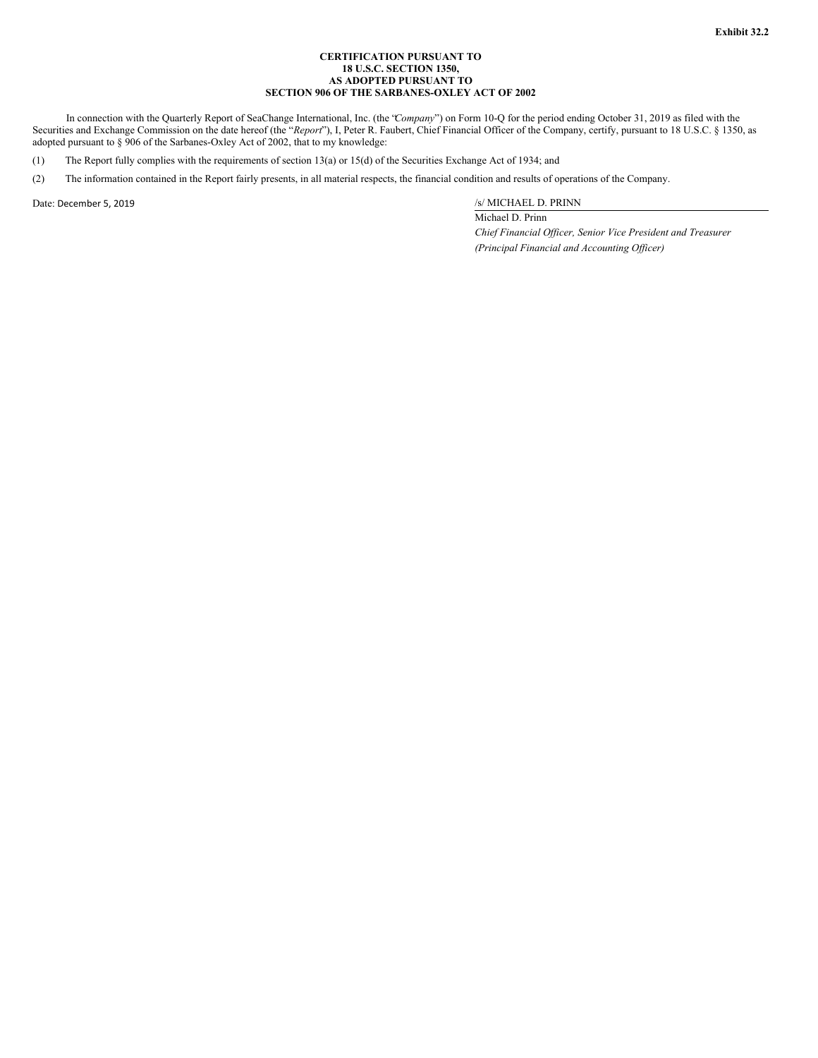**Exhibit 32.2**

**CERTIFICATION PURSUANT TO**
**18 U.S.C. SECTION 1350,**
**AS ADOPTED PURSUANT TO**
**SECTION 906 OF THE SARBANES-OXLEY ACT OF 2002**

In connection with the Quarterly Report of SeaChange International, Inc. (the "*Company*") on Form 10-Q for the period ending October 31, 2019 as filed with the Securities and Exchange Commission on the date hereof (the "*Report*"), I, Peter R. Faubert, Chief Financial Officer of the Company, certify, pursuant to 18 U.S.C. § 1350, as adopted pursuant to § 906 of the Sarbanes-Oxley Act of 2002, that to my knowledge:

(1) The Report fully complies with the requirements of section 13(a) or 15(d) of the Securities Exchange Act of 1934; and

(2) The information contained in the Report fairly presents, in all material respects, the financial condition and results of operations of the Company.

Date: December 5, 2019

/s/ MICHAEL D. PRINN

Michael D. Prinn

*Chief Financial Officer, Senior Vice President and Treasurer*

*(Principal Financial and Accounting Officer)*